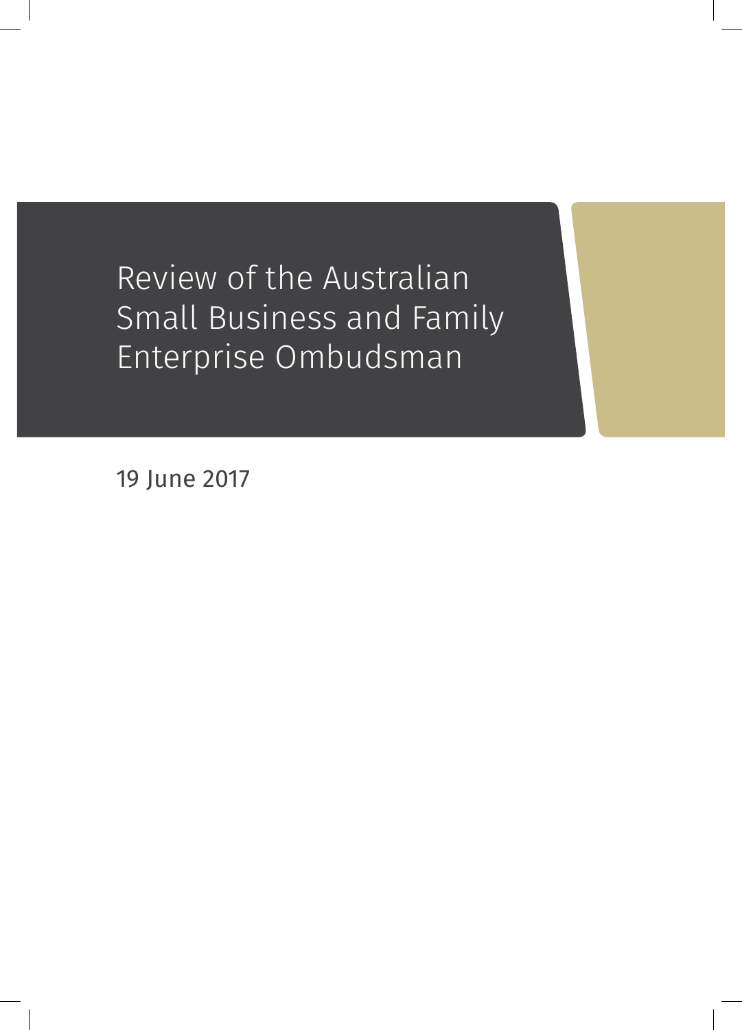# Review of the Australian Small Business and Family Enterprise Ombudsman

19 June 2017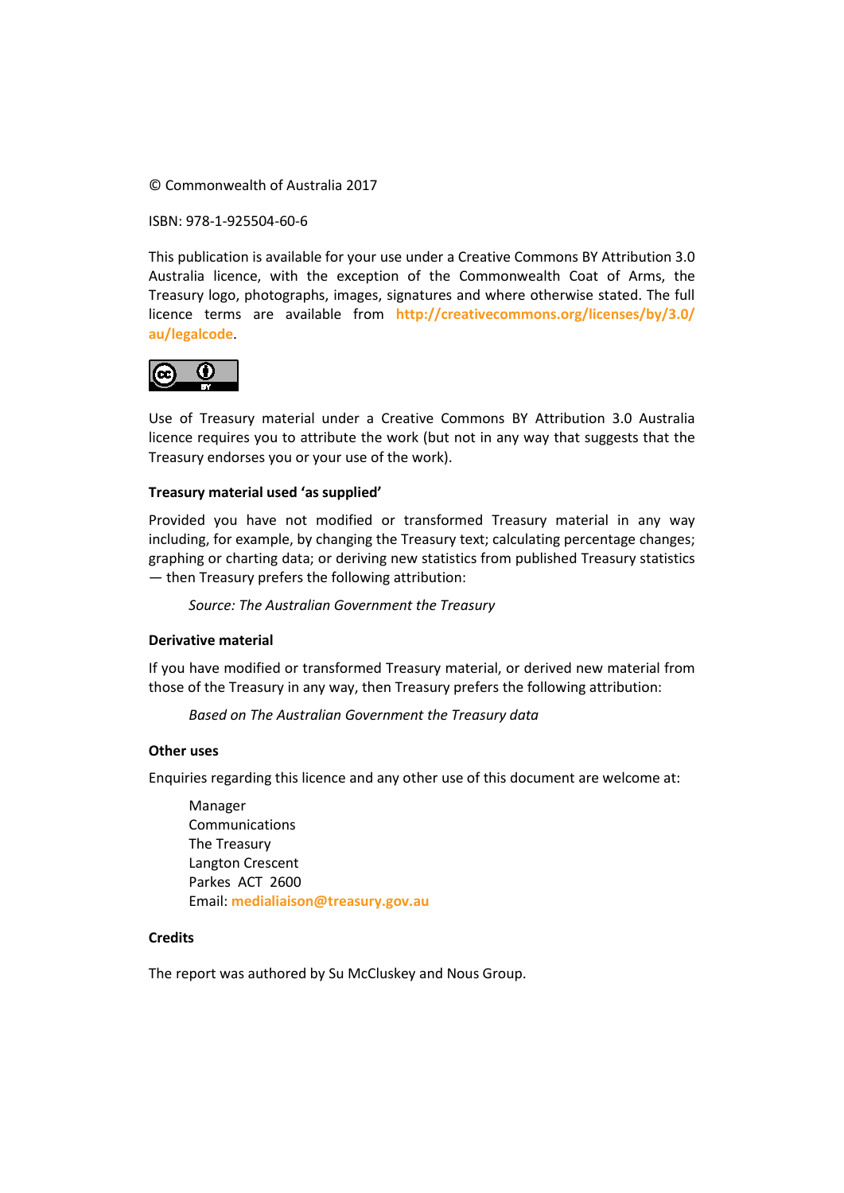© Commonwealth of Australia 2017

ISBN: 978-1-925504-60-6

This publication is available for your use under a Creative Commons BY Attribution 3.0 Australia licence, with the exception of the Commonwealth Coat of Arms, the Treasury logo, photographs, images, signatures and where otherwise stated. The full licence terms are available from **http://creativecommons.org/licenses/by/3.0/au/legalcode**.

Use of Treasury material under a Creative Commons BY Attribution 3.0 Australia licence requires you to attribute the work (but not in any way that suggests that the Treasury endorses you or your use of the work).

**Treasury material used 'as supplied'**

Provided you have not modified or transformed Treasury material in any way including, for example, by changing the Treasury text; calculating percentage changes; graphing or charting data; or deriving new statistics from published Treasury statistics — then Treasury prefers the following attribution:

*Source: The Australian Government the Treasury*

**Derivative material**

If you have modified or transformed Treasury material, or derived new material from those of the Treasury in any way, then Treasury prefers the following attribution:

*Based on The Australian Government the Treasury data*

**Other uses**

Enquiries regarding this licence and any other use of this document are welcome at:

Manager
Communications
The Treasury
Langton Crescent
Parkes ACT 2600
Email: **medialiaison@treasury.gov.au**

**Credits**

The report was authored by Su McCluskey and Nous Group.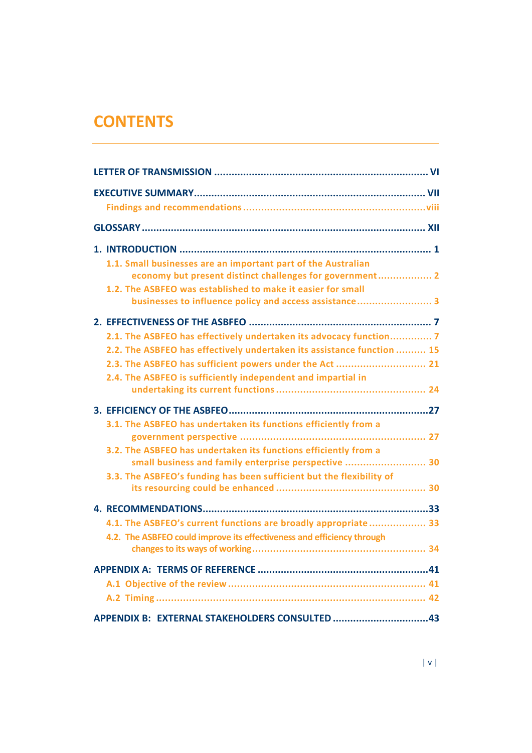# CONTENTS

LETTER OF TRANSMISSION ........................................................................ VI

EXECUTIVE SUMMARY.............................................................................. VII
- Findings and recommendations ............................................................viii

GLOSSARY ................................................................................................ XII

1. INTRODUCTION ...................................................................................... 1
   - 1.1. Small businesses are an important part of the Australian economy but present distinct challenges for government .................. 2
   - 1.2. The ASBFEO was established to make it easier for small businesses to influence policy and access assistance ......................... 3

2. EFFECTIVENESS OF THE ASBFEO ............................................................... 7
   - 2.1. The ASBFEO has effectively undertaken its advocacy function............. 7
   - 2.2. The ASBFEO has effectively undertaken its assistance function .......... 15
   - 2.3. The ASBFEO has sufficient powers under the Act ............................. 21
   - 2.4. The ASBFEO is sufficiently independent and impartial in undertaking its current functions ................................................. 24

3. EFFICIENCY OF THE ASBFEO.....................................................................27
   - 3.1. The ASBFEO has undertaken its functions efficiently from a government perspective ............................................................. 27
   - 3.2. The ASBFEO has undertaken its functions efficiently from a small business and family enterprise perspective ........................... 30
   - 3.3. The ASBFEO's funding has been sufficient but the flexibility of its resourcing could be enhanced .................................................. 30

4. RECOMMENDATIONS.............................................................................33
   - 4.1. The ASBFEO's current functions are broadly appropriate ................... 33
   - 4.2. The ASBFEO could improve its effectiveness and efficiency through changes to its ways of working......................................................... 34

APPENDIX A: TERMS OF REFERENCE ..........................................................41
- A.1 Objective of the review ................................................................... 41
- A.2 Timing ......................................................................................... 42

APPENDIX B: EXTERNAL STAKEHOLDERS CONSULTED .................................43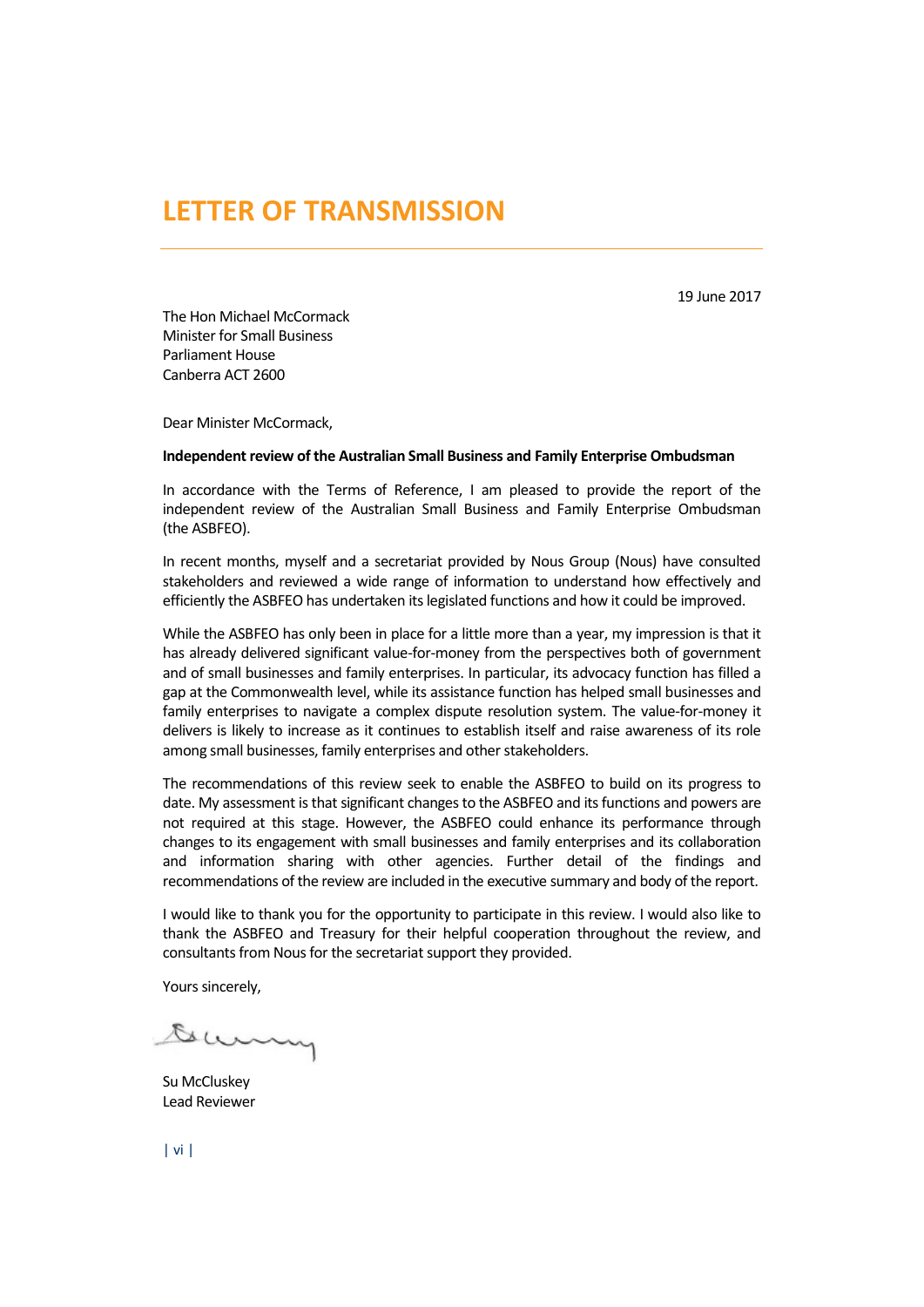# LETTER OF TRANSMISSION

19 June 2017

The Hon Michael McCormack
Minister for Small Business
Parliament House
Canberra ACT 2600

Dear Minister McCormack,

**Independent review of the Australian Small Business and Family Enterprise Ombudsman**

In accordance with the Terms of Reference, I am pleased to provide the report of the independent review of the Australian Small Business and Family Enterprise Ombudsman (the ASBFEO).

In recent months, myself and a secretariat provided by Nous Group (Nous) have consulted stakeholders and reviewed a wide range of information to understand how effectively and efficiently the ASBFEO has undertaken its legislated functions and how it could be improved.

While the ASBFEO has only been in place for a little more than a year, my impression is that it has already delivered significant value-for-money from the perspectives both of government and of small businesses and family enterprises. In particular, its advocacy function has filled a gap at the Commonwealth level, while its assistance function has helped small businesses and family enterprises to navigate a complex dispute resolution system. The value-for-money it delivers is likely to increase as it continues to establish itself and raise awareness of its role among small businesses, family enterprises and other stakeholders.

The recommendations of this review seek to enable the ASBFEO to build on its progress to date. My assessment is that significant changes to the ASBFEO and its functions and powers are not required at this stage. However, the ASBFEO could enhance its performance through changes to its engagement with small businesses and family enterprises and its collaboration and information sharing with other agencies. Further detail of the findings and recommendations of the review are included in the executive summary and body of the report.

I would like to thank you for the opportunity to participate in this review. I would also like to thank the ASBFEO and Treasury for their helpful cooperation throughout the review, and consultants from Nous for the secretariat support they provided.

Yours sincerely,

Su McCluskey
Lead Reviewer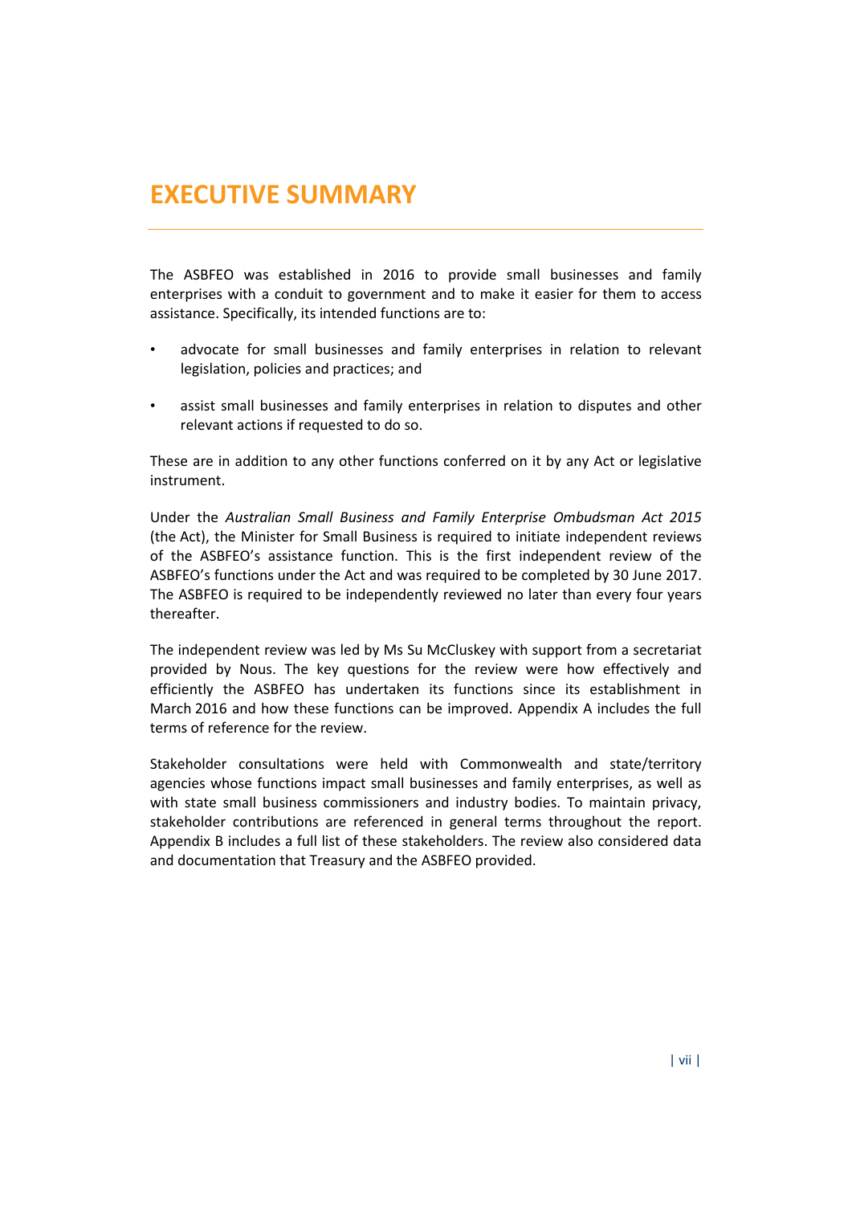# EXECUTIVE SUMMARY

The ASBFEO was established in 2016 to provide small businesses and family enterprises with a conduit to government and to make it easier for them to access assistance. Specifically, its intended functions are to:

- advocate for small businesses and family enterprises in relation to relevant legislation, policies and practices; and
- assist small businesses and family enterprises in relation to disputes and other relevant actions if requested to do so.

These are in addition to any other functions conferred on it by any Act or legislative instrument.

Under the *Australian Small Business and Family Enterprise Ombudsman Act 2015* (the Act), the Minister for Small Business is required to initiate independent reviews of the ASBFEO's assistance function. This is the first independent review of the ASBFEO's functions under the Act and was required to be completed by 30 June 2017. The ASBFEO is required to be independently reviewed no later than every four years thereafter.

The independent review was led by Ms Su McCluskey with support from a secretariat provided by Nous. The key questions for the review were how effectively and efficiently the ASBFEO has undertaken its functions since its establishment in March 2016 and how these functions can be improved. Appendix A includes the full terms of reference for the review.

Stakeholder consultations were held with Commonwealth and state/territory agencies whose functions impact small businesses and family enterprises, as well as with state small business commissioners and industry bodies. To maintain privacy, stakeholder contributions are referenced in general terms throughout the report. Appendix B includes a full list of these stakeholders. The review also considered data and documentation that Treasury and the ASBFEO provided.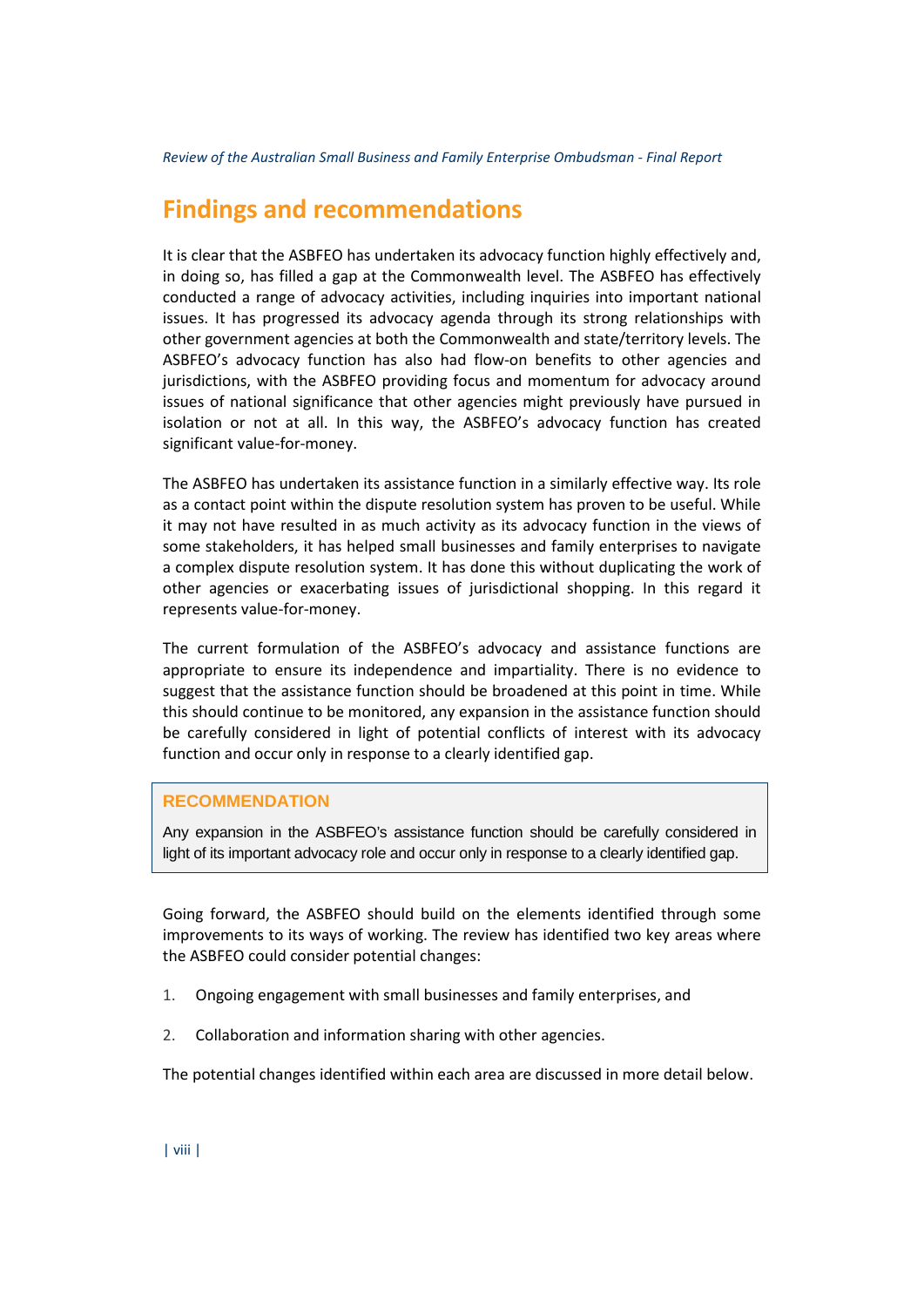# Findings and recommendations

It is clear that the ASBFEO has undertaken its advocacy function highly effectively and, in doing so, has filled a gap at the Commonwealth level. The ASBFEO has effectively conducted a range of advocacy activities, including inquiries into important national issues. It has progressed its advocacy agenda through its strong relationships with other government agencies at both the Commonwealth and state/territory levels. The ASBFEO's advocacy function has also had flow-on benefits to other agencies and jurisdictions, with the ASBFEO providing focus and momentum for advocacy around issues of national significance that other agencies might previously have pursued in isolation or not at all. In this way, the ASBFEO's advocacy function has created significant value-for-money.

The ASBFEO has undertaken its assistance function in a similarly effective way. Its role as a contact point within the dispute resolution system has proven to be useful. While it may not have resulted in as much activity as its advocacy function in the views of some stakeholders, it has helped small businesses and family enterprises to navigate a complex dispute resolution system. It has done this without duplicating the work of other agencies or exacerbating issues of jurisdictional shopping. In this regard it represents value-for-money.

The current formulation of the ASBFEO's advocacy and assistance functions are appropriate to ensure its independence and impartiality. There is no evidence to suggest that the assistance function should be broadened at this point in time. While this should continue to be monitored, any expansion in the assistance function should be carefully considered in light of potential conflicts of interest with its advocacy function and occur only in response to a clearly identified gap.

> **RECOMMENDATION**
>
> Any expansion in the ASBFEO's assistance function should be carefully considered in light of its important advocacy role and occur only in response to a clearly identified gap.

Going forward, the ASBFEO should build on the elements identified through some improvements to its ways of working. The review has identified two key areas where the ASBFEO could consider potential changes:

1. Ongoing engagement with small businesses and family enterprises, and
2. Collaboration and information sharing with other agencies.

The potential changes identified within each area are discussed in more detail below.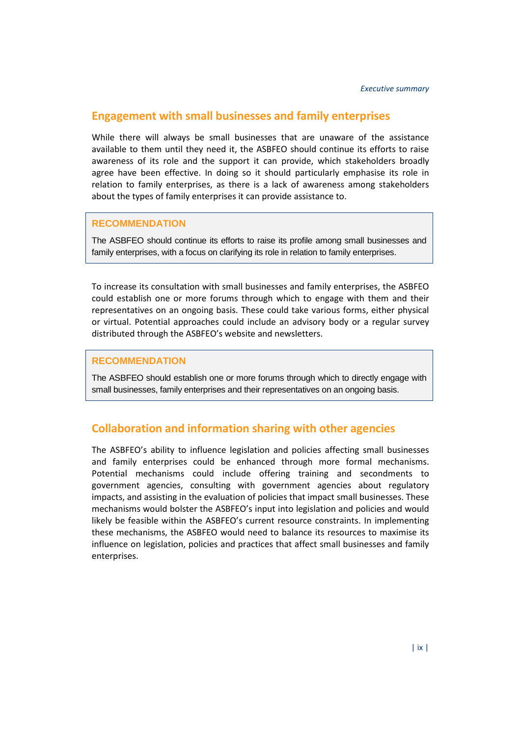## Engagement with small businesses and family enterprises

While there will always be small businesses that are unaware of the assistance available to them until they need it, the ASBFEO should continue its efforts to raise awareness of its role and the support it can provide, which stakeholders broadly agree have been effective. In doing so it should particularly emphasise its role in relation to family enterprises, as there is a lack of awareness among stakeholders about the types of family enterprises it can provide assistance to.

> **RECOMMENDATION**
>
> The ASBFEO should continue its efforts to raise its profile among small businesses and family enterprises, with a focus on clarifying its role in relation to family enterprises.

To increase its consultation with small businesses and family enterprises, the ASBFEO could establish one or more forums through which to engage with them and their representatives on an ongoing basis. These could take various forms, either physical or virtual. Potential approaches could include an advisory body or a regular survey distributed through the ASBFEO's website and newsletters.

> **RECOMMENDATION**
>
> The ASBFEO should establish one or more forums through which to directly engage with small businesses, family enterprises and their representatives on an ongoing basis.

## Collaboration and information sharing with other agencies

The ASBFEO's ability to influence legislation and policies affecting small businesses and family enterprises could be enhanced through more formal mechanisms. Potential mechanisms could include offering training and secondments to government agencies, consulting with government agencies about regulatory impacts, and assisting in the evaluation of policies that impact small businesses. These mechanisms would bolster the ASBFEO's input into legislation and policies and would likely be feasible within the ASBFEO's current resource constraints. In implementing these mechanisms, the ASBFEO would need to balance its resources to maximise its influence on legislation, policies and practices that affect small businesses and family enterprises.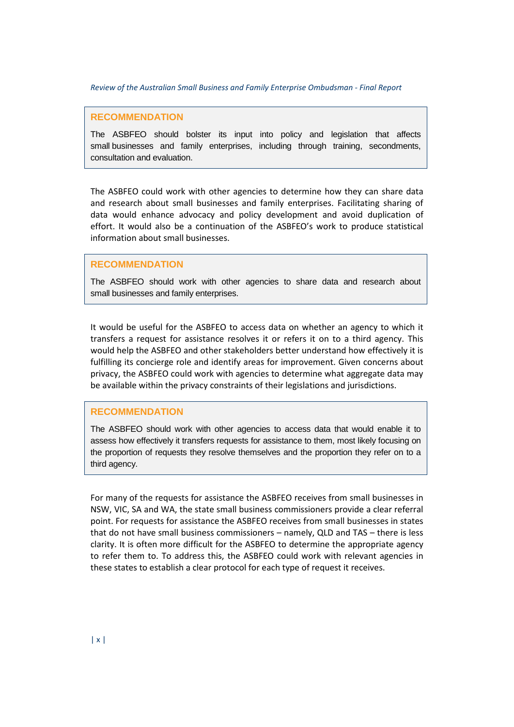> **RECOMMENDATION**
>
> The ASBFEO should bolster its input into policy and legislation that affects small businesses and family enterprises, including through training, secondments, consultation and evaluation.

The ASBFEO could work with other agencies to determine how they can share data and research about small businesses and family enterprises. Facilitating sharing of data would enhance advocacy and policy development and avoid duplication of effort. It would also be a continuation of the ASBFEO's work to produce statistical information about small businesses.

> **RECOMMENDATION**
>
> The ASBFEO should work with other agencies to share data and research about small businesses and family enterprises.

It would be useful for the ASBFEO to access data on whether an agency to which it transfers a request for assistance resolves it or refers it on to a third agency. This would help the ASBFEO and other stakeholders better understand how effectively it is fulfilling its concierge role and identify areas for improvement. Given concerns about privacy, the ASBFEO could work with agencies to determine what aggregate data may be available within the privacy constraints of their legislations and jurisdictions.

> **RECOMMENDATION**
>
> The ASBFEO should work with other agencies to access data that would enable it to assess how effectively it transfers requests for assistance to them, most likely focusing on the proportion of requests they resolve themselves and the proportion they refer on to a third agency.

For many of the requests for assistance the ASBFEO receives from small businesses in NSW, VIC, SA and WA, the state small business commissioners provide a clear referral point. For requests for assistance the ASBFEO receives from small businesses in states that do not have small business commissioners – namely, QLD and TAS – there is less clarity. It is often more difficult for the ASBFEO to determine the appropriate agency to refer them to. To address this, the ASBFEO could work with relevant agencies in these states to establish a clear protocol for each type of request it receives.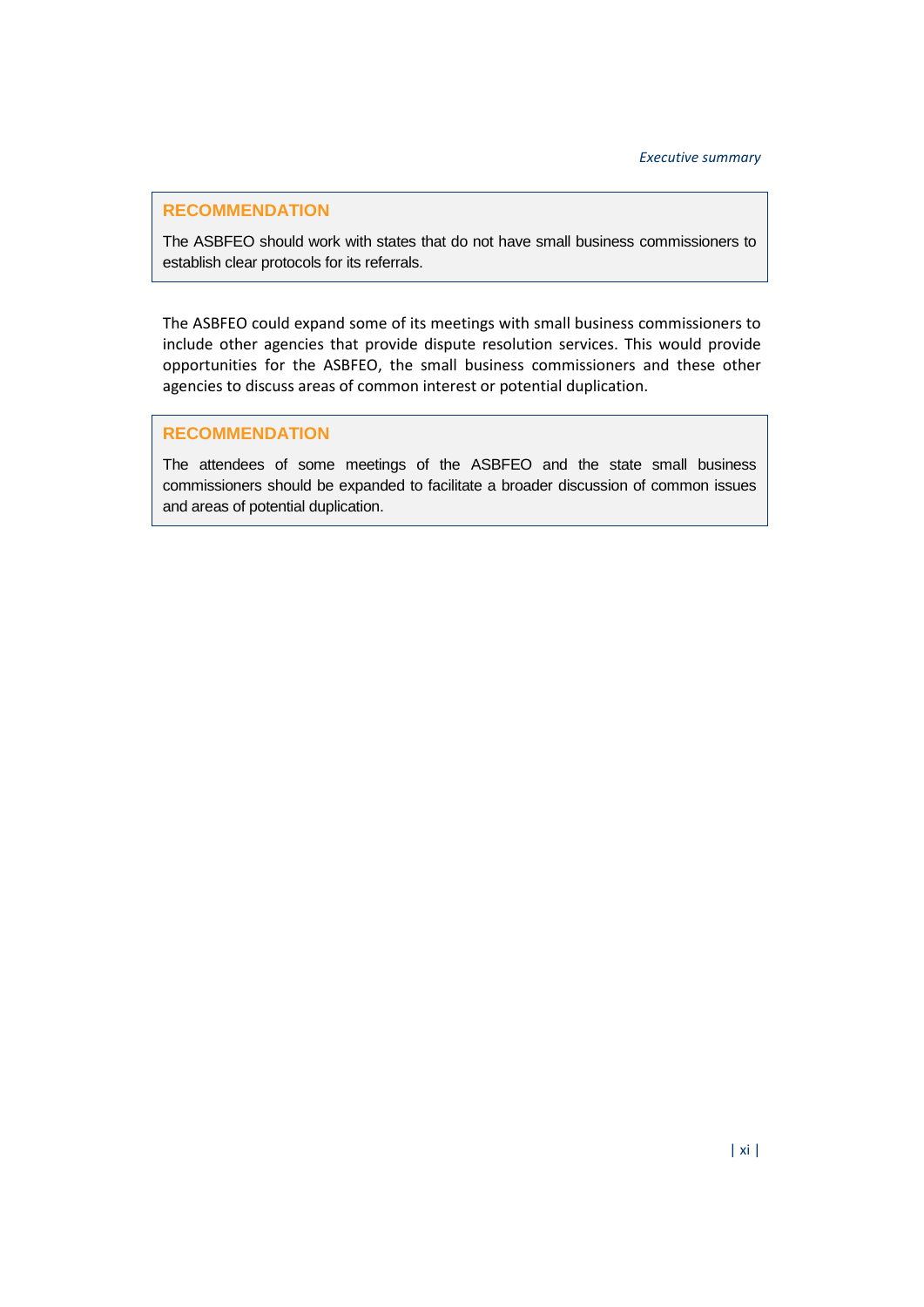> **RECOMMENDATION**
>
> The ASBFEO should work with states that do not have small business commissioners to establish clear protocols for its referrals.

The ASBFEO could expand some of its meetings with small business commissioners to include other agencies that provide dispute resolution services. This would provide opportunities for the ASBFEO, the small business commissioners and these other agencies to discuss areas of common interest or potential duplication.

> **RECOMMENDATION**
>
> The attendees of some meetings of the ASBFEO and the state small business commissioners should be expanded to facilitate a broader discussion of common issues and areas of potential duplication.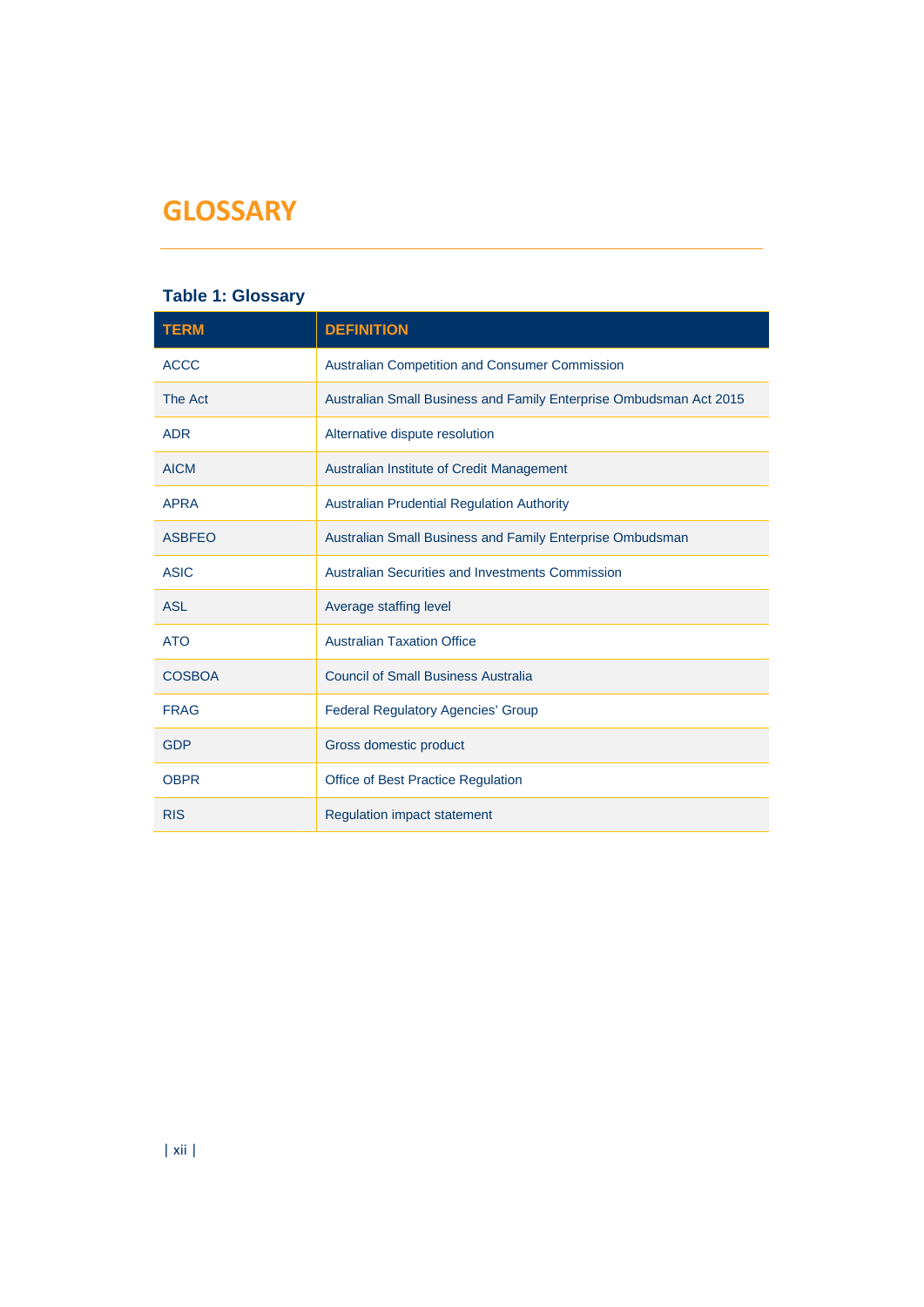# GLOSSARY

**Table 1: Glossary**

| TERM | DEFINITION |
|---|---|
| ACCC | Australian Competition and Consumer Commission |
| The Act | Australian Small Business and Family Enterprise Ombudsman Act 2015 |
| ADR | Alternative dispute resolution |
| AICM | Australian Institute of Credit Management |
| APRA | Australian Prudential Regulation Authority |
| ASBFEO | Australian Small Business and Family Enterprise Ombudsman |
| ASIC | Australian Securities and Investments Commission |
| ASL | Average staffing level |
| ATO | Australian Taxation Office |
| COSBOA | Council of Small Business Australia |
| FRAG | Federal Regulatory Agencies' Group |
| GDP | Gross domestic product |
| OBPR | Office of Best Practice Regulation |
| RIS | Regulation impact statement |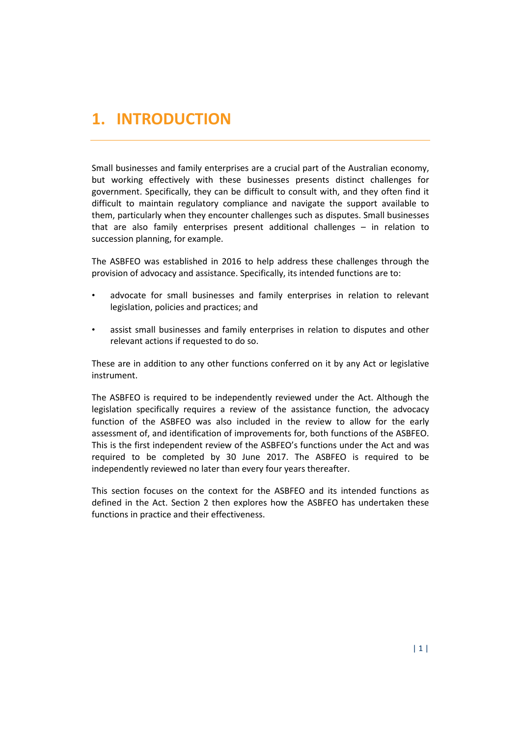# 1. INTRODUCTION

Small businesses and family enterprises are a crucial part of the Australian economy, but working effectively with these businesses presents distinct challenges for government. Specifically, they can be difficult to consult with, and they often find it difficult to maintain regulatory compliance and navigate the support available to them, particularly when they encounter challenges such as disputes. Small businesses that are also family enterprises present additional challenges – in relation to succession planning, for example.

The ASBFEO was established in 2016 to help address these challenges through the provision of advocacy and assistance. Specifically, its intended functions are to:

- advocate for small businesses and family enterprises in relation to relevant legislation, policies and practices; and
- assist small businesses and family enterprises in relation to disputes and other relevant actions if requested to do so.

These are in addition to any other functions conferred on it by any Act or legislative instrument.

The ASBFEO is required to be independently reviewed under the Act. Although the legislation specifically requires a review of the assistance function, the advocacy function of the ASBFEO was also included in the review to allow for the early assessment of, and identification of improvements for, both functions of the ASBFEO. This is the first independent review of the ASBFEO's functions under the Act and was required to be completed by 30 June 2017. The ASBFEO is required to be independently reviewed no later than every four years thereafter.

This section focuses on the context for the ASBFEO and its intended functions as defined in the Act. Section 2 then explores how the ASBFEO has undertaken these functions in practice and their effectiveness.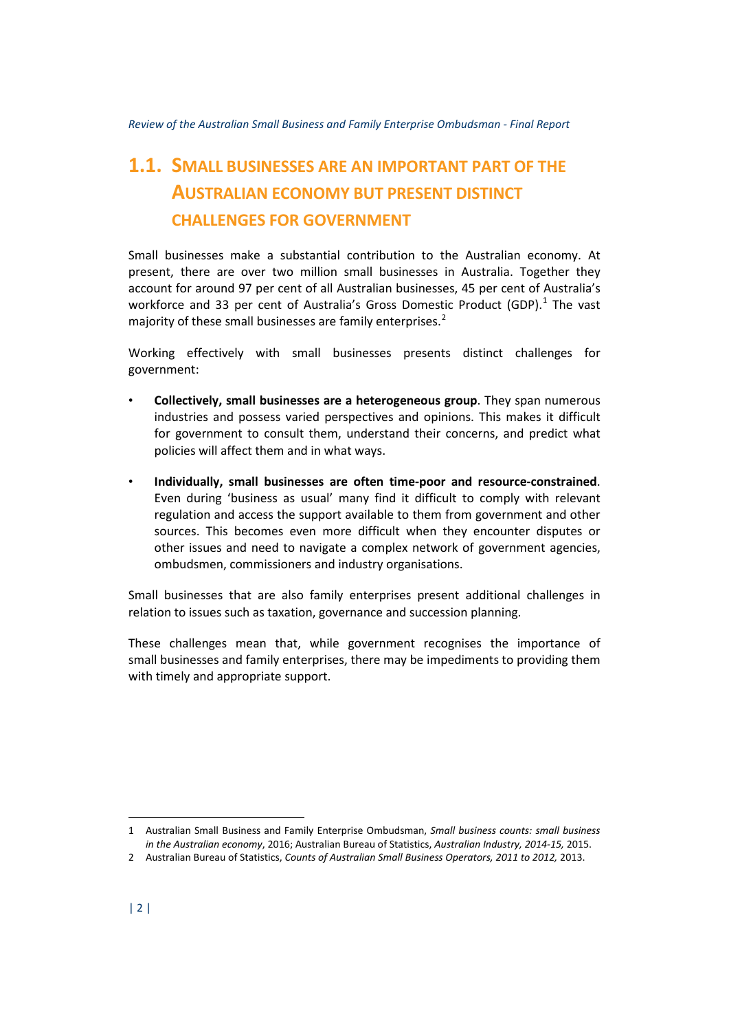## 1.1. Small businesses are an important part of the Australian economy but present distinct challenges for government

Small businesses make a substantial contribution to the Australian economy. At present, there are over two million small businesses in Australia. Together they account for around 97 per cent of all Australian businesses, 45 per cent of Australia's workforce and 33 per cent of Australia's Gross Domestic Product (GDP).[1] The vast majority of these small businesses are family enterprises.[2]

Working effectively with small businesses presents distinct challenges for government:

- **Collectively, small businesses are a heterogeneous group**. They span numerous industries and possess varied perspectives and opinions. This makes it difficult for government to consult them, understand their concerns, and predict what policies will affect them and in what ways.
- **Individually, small businesses are often time-poor and resource-constrained**. Even during 'business as usual' many find it difficult to comply with relevant regulation and access the support available to them from government and other sources. This becomes even more difficult when they encounter disputes or other issues and need to navigate a complex network of government agencies, ombudsmen, commissioners and industry organisations.

Small businesses that are also family enterprises present additional challenges in relation to issues such as taxation, governance and succession planning.

These challenges mean that, while government recognises the importance of small businesses and family enterprises, there may be impediments to providing them with timely and appropriate support.

---

1 Australian Small Business and Family Enterprise Ombudsman, *Small business counts: small business in the Australian economy*, 2016; Australian Bureau of Statistics, *Australian Industry, 2014-15,* 2015.

2 Australian Bureau of Statistics, *Counts of Australian Small Business Operators, 2011 to 2012,* 2013.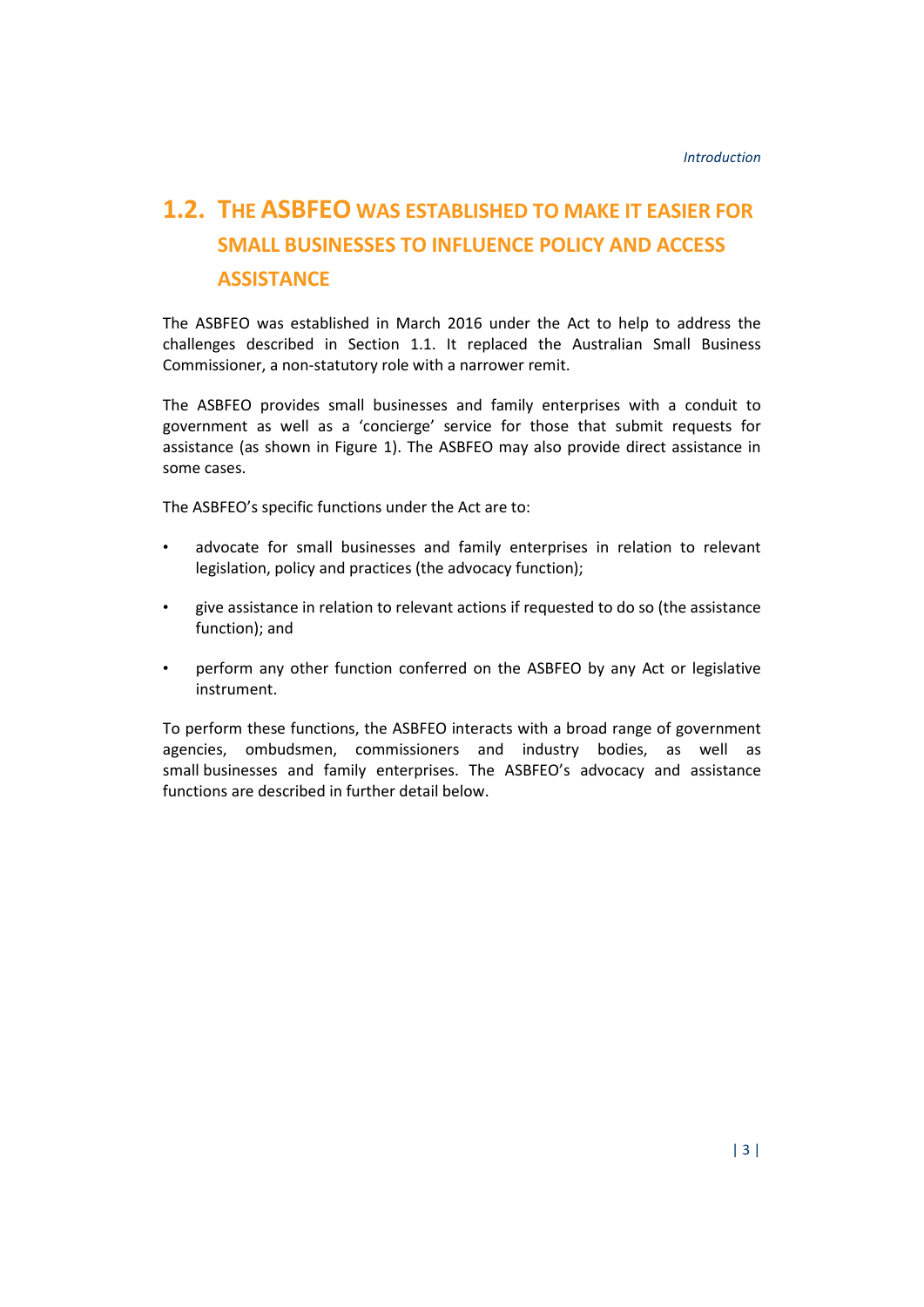## 1.2. The ASBFEO was established to make it easier for small businesses to influence policy and access assistance

The ASBFEO was established in March 2016 under the Act to help to address the challenges described in Section 1.1. It replaced the Australian Small Business Commissioner, a non-statutory role with a narrower remit.

The ASBFEO provides small businesses and family enterprises with a conduit to government as well as a 'concierge' service for those that submit requests for assistance (as shown in Figure 1). The ASBFEO may also provide direct assistance in some cases.

The ASBFEO's specific functions under the Act are to:

- advocate for small businesses and family enterprises in relation to relevant legislation, policy and practices (the advocacy function);
- give assistance in relation to relevant actions if requested to do so (the assistance function); and
- perform any other function conferred on the ASBFEO by any Act or legislative instrument.

To perform these functions, the ASBFEO interacts with a broad range of government agencies, ombudsmen, commissioners and industry bodies, as well as small businesses and family enterprises. The ASBFEO's advocacy and assistance functions are described in further detail below.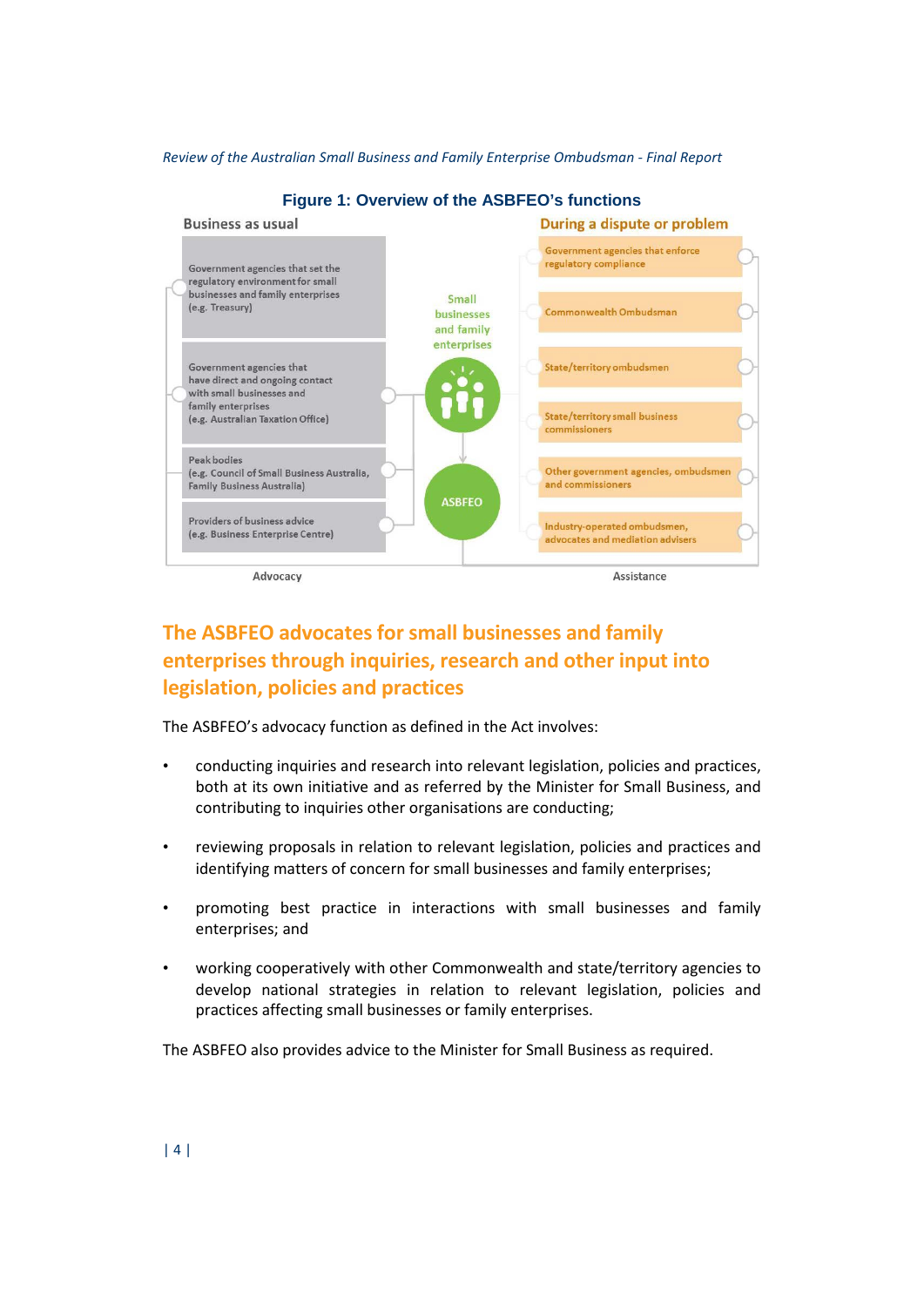**Figure 1: Overview of the ASBFEO's functions**

Business as usual

- Government agencies that set the regulatory environment for small businesses and family enterprises (e.g. Treasury)
- Government agencies that have direct and ongoing contact with small businesses and family enterprises (e.g. Australian Taxation Office)
- Peak bodies (e.g. Council of Small Business Australia, Family Business Australia)
- Providers of business advice (e.g. Business Enterprise Centre)

Small businesses and family enterprises

ASBFEO

During a dispute or problem

- Government agencies that enforce regulatory compliance
- Commonwealth Ombudsman
- State/territory ombudsmen
- State/territory small business commissioners
- Other government agencies, ombudsmen and commissioners
- Industry-operated ombudsmen, advocates and mediation advisers

Advocacy

Assistance

## The ASBFEO advocates for small businesses and family enterprises through inquiries, research and other input into legislation, policies and practices

The ASBFEO's advocacy function as defined in the Act involves:

- conducting inquiries and research into relevant legislation, policies and practices, both at its own initiative and as referred by the Minister for Small Business, and contributing to inquiries other organisations are conducting;
- reviewing proposals in relation to relevant legislation, policies and practices and identifying matters of concern for small businesses and family enterprises;
- promoting best practice in interactions with small businesses and family enterprises; and
- working cooperatively with other Commonwealth and state/territory agencies to develop national strategies in relation to relevant legislation, policies and practices affecting small businesses or family enterprises.

The ASBFEO also provides advice to the Minister for Small Business as required.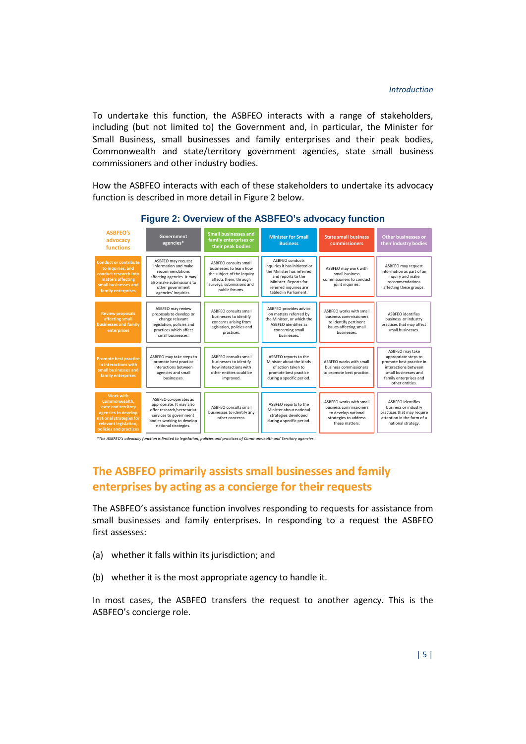To undertake this function, the ASBFEO interacts with a range of stakeholders, including (but not limited to) the Government and, in particular, the Minister for Small Business, small businesses and family enterprises and their peak bodies, Commonwealth and state/territory government agencies, state small business commissioners and other industry bodies.

How the ASBFEO interacts with each of these stakeholders to undertake its advocacy function is described in more detail in Figure 2 below.

**Figure 2: Overview of the ASBFEO's advocacy function**

| ASBFEO's advocacy functions | Government agencies* | Small businesses and family enterprises or their peak bodies | Minister for Small Business | State small business commissioners | Other businesses or their industry bodies |
|---|---|---|---|---|---|
| Conduct or contribute to inquiries, and conduct research into matters affecting small businesses and family enterprises | ASBFEO may request information and make recommendations affecting agencies. It may also make submissions to other government agencies' inquiries. | ASBFEO consults small businesses to learn how the subject of the inquiry affects them, through surveys, submissions and public forums. | ASBFEO conducts inquiries it has initiated or the Minister has referred and reports to the Minister. Reports for referred inquiries are tabled in Parliament. | ASBFEO may work with small business commissioners to conduct joint inquiries. | ASBFEO may request information as part of an inquiry and make recommendations affecting these groups. |
| Review proposals affecting small businesses and family enterprises | ASBFEO may review proposals to develop or change relevant legislation, policies and practices which affect small businesses. | ASBFEO consults small businesses to identify concerns arising from legislation, policies and practices. | ASBFEO provides advice on matters referred by the Minister, or which the ASBFEO identifies as concerning small businesses. | ASBFEO works with small business commissioners to identify pertinent issues affecting small businesses. | ASBFEO identifies business or industry practices that may affect small businesses. |
| Promote best practice in interactions with small businesses and family enterprises | ASBFEO may take steps to promote best practice interactions between agencies and small businesses. | ASBFEO consults small businesses to identify how interactions with other entities could be improved. | ASBFEO reports to the Minister about the kinds of action taken to promote best practice during a specific period. | ASBFEO works with small business commissioners to promote best practice. | ASBFEO may take appropriate steps to promote best practice in interactions between small businesses and family enterprises and other entities. |
| Work with Commonwealth, state and territory agencies to develop national strategies for relevant legislation, policies and practices | ASBFEO co-operates as appropriate. It may also offer research/secretariat services to government bodies working to develop national strategies. | ASBFEO consults small businesses to identify any other concerns. | ASBFEO reports to the Minister about national strategies developed during a specific period. | ASBFEO works with small business commissioners to develop national strategies to address these matters. | ASBFEO identifies business or industry practices that may require attention in the form of a national strategy. |

*The ASBFEO's advocacy function is limited to legislation, policies and practices of Commonwealth and Territory agencies.*

## The ASBFEO primarily assists small businesses and family enterprises by acting as a concierge for their requests

The ASBFEO's assistance function involves responding to requests for assistance from small businesses and family enterprises. In responding to a request the ASBFEO first assesses:

(a) whether it falls within its jurisdiction; and

(b) whether it is the most appropriate agency to handle it.

In most cases, the ASBFEO transfers the request to another agency. This is the ASBFEO's concierge role.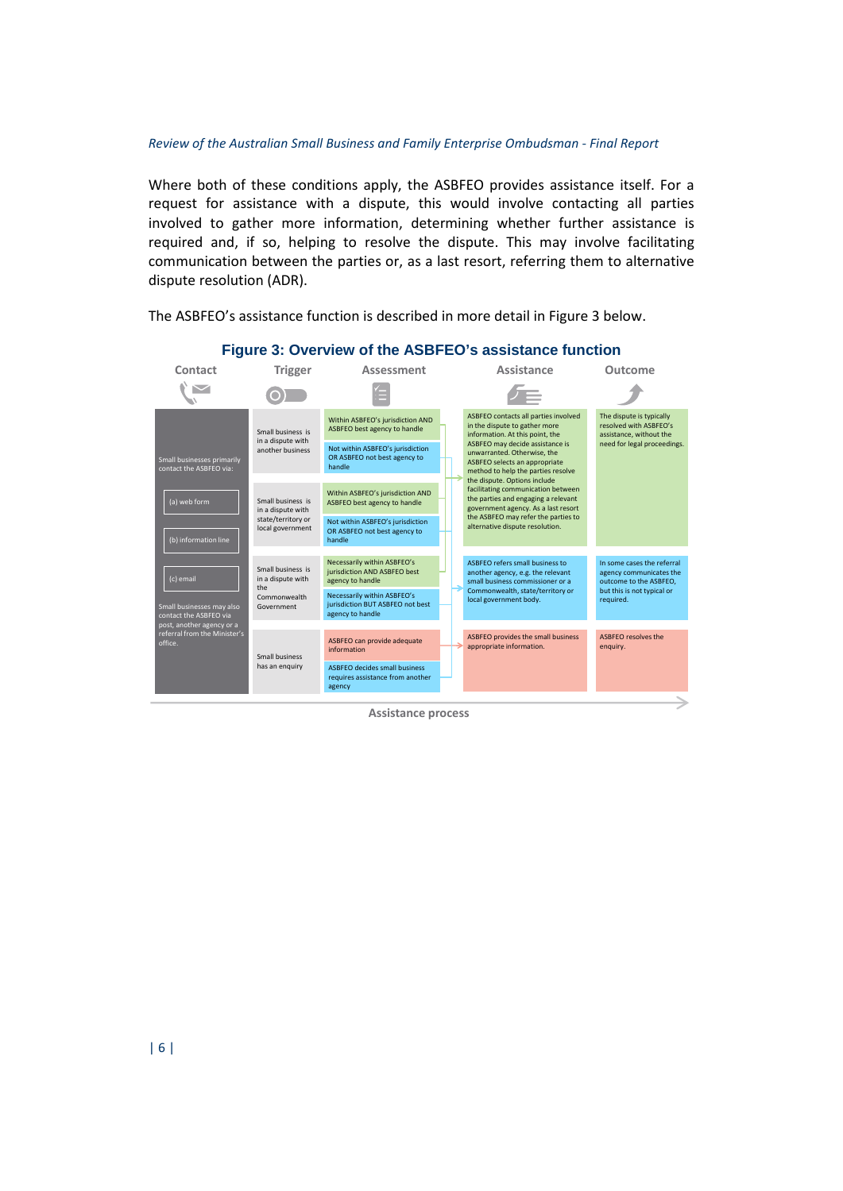Where both of these conditions apply, the ASBFEO provides assistance itself. For a request for assistance with a dispute, this would involve contacting all parties involved to gather more information, determining whether further assistance is required and, if so, helping to resolve the dispute. This may involve facilitating communication between the parties or, as a last resort, referring them to alternative dispute resolution (ADR).

The ASBFEO's assistance function is described in more detail in Figure 3 below.

**Figure 3: Overview of the ASBFEO's assistance function**

| Contact | Trigger | Assessment | Assistance | Outcome |
|---|---|---|---|---|
| Small businesses primarily contact the ASBFEO via: (a) web form (b) information line (c) email. Small businesses may also contact the ASBFEO via post, another agency or a referral from the Minister's office. | Small business is in a dispute with another business | Within ASBFEO's jurisdiction AND ASBFEO best agency to handle | ASBFEO contacts all parties involved in the dispute to gather more information. At this point, the ASBFEO may decide assistance is unwarranted. Otherwise, the ASBFEO selects an appropriate method to help the parties resolve the dispute. Options include facilitating communication between the parties and engaging a relevant government agency. As a last resort the ASBFEO may refer the parties to alternative dispute resolution. | The dispute is typically resolved with ASBFEO's assistance, without the need for legal proceedings. |
| | | Not within ASBFEO's jurisdiction OR ASBFEO not best agency to handle | ASBFEO refers small business to another agency, e.g. the relevant small business commissioner or a Commonwealth, state/territory or local government body. | In some cases the referral agency communicates the outcome to the ASBFEO, but this is not typical or required. |
| | Small business is in a dispute with state/territory or local government | Within ASBFEO's jurisdiction AND ASBFEO best agency to handle | ASBFEO contacts all parties involved in the dispute to gather more information (as above). | The dispute is typically resolved with ASBFEO's assistance, without the need for legal proceedings. |
| | | Not within ASBFEO's jurisdiction OR ASBFEO not best agency to handle | ASBFEO refers small business to another agency (as above). | In some cases the referral agency communicates the outcome to the ASBFEO, but this is not typical or required. |
| | Small business is in a dispute with the Commonwealth Government | Necessarily within ASBFEO's jurisdiction AND ASBFEO best agency to handle | ASBFEO contacts all parties involved in the dispute to gather more information (as above). | The dispute is typically resolved with ASBFEO's assistance, without the need for legal proceedings. |
| | | Necessarily within ASBFEO's jurisdiction BUT ASBFEO not best agency to handle | ASBFEO refers small business to another agency (as above). | In some cases the referral agency communicates the outcome to the ASBFEO, but this is not typical or required. |
| | Small business has an enquiry | ASBFEO can provide adequate information | ASBFEO provides the small business appropriate information. | ASBFEO resolves the enquiry. |
| | | ASBFEO decides small business requires assistance from another agency | ASBFEO refers small business to another agency (as above). | In some cases the referral agency communicates the outcome to the ASBFEO, but this is not typical or required. |

Assistance process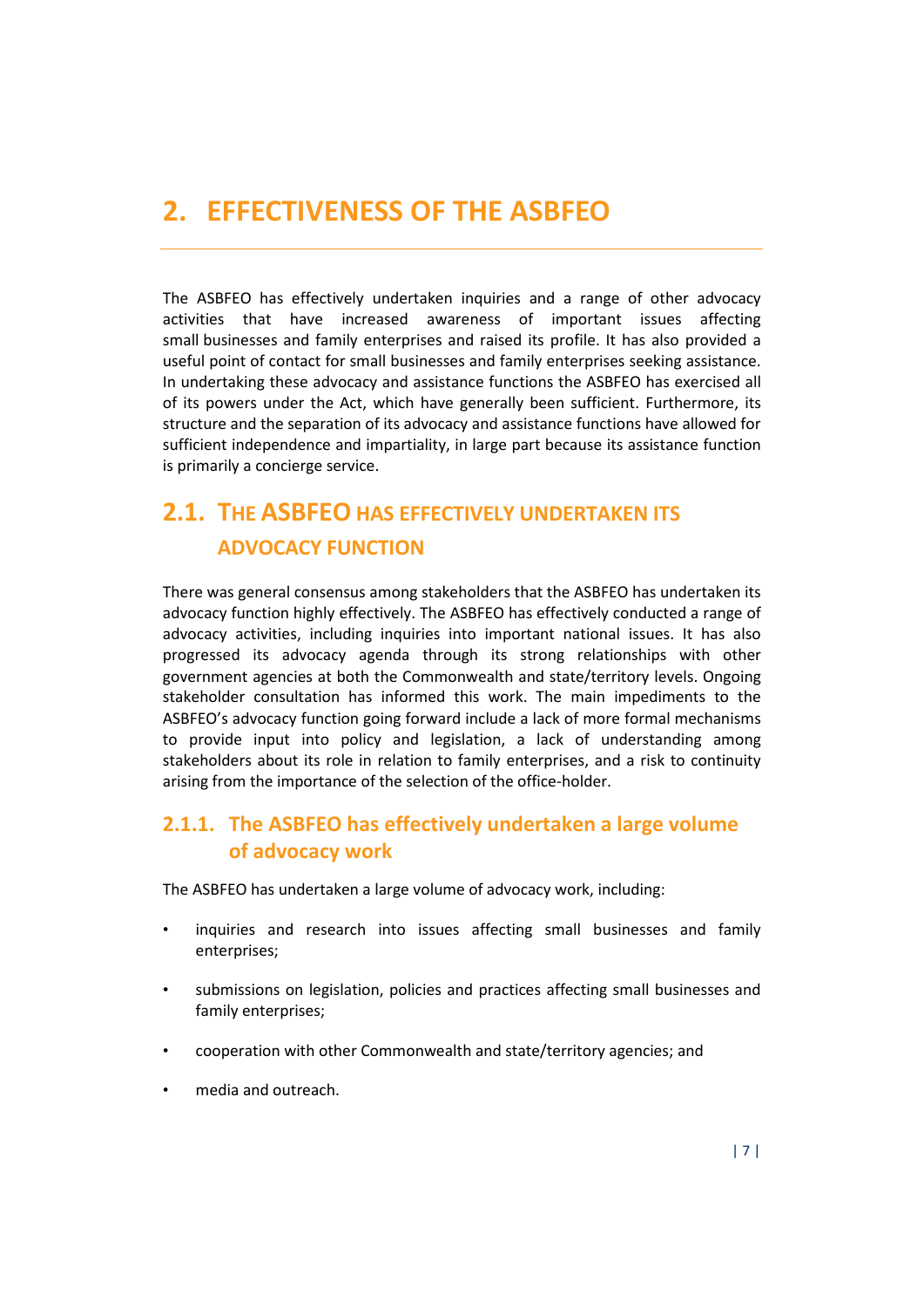# 2. EFFECTIVENESS OF THE ASBFEO

The ASBFEO has effectively undertaken inquiries and a range of other advocacy activities that have increased awareness of important issues affecting small businesses and family enterprises and raised its profile. It has also provided a useful point of contact for small businesses and family enterprises seeking assistance. In undertaking these advocacy and assistance functions the ASBFEO has exercised all of its powers under the Act, which have generally been sufficient. Furthermore, its structure and the separation of its advocacy and assistance functions have allowed for sufficient independence and impartiality, in large part because its assistance function is primarily a concierge service.

## 2.1. THE ASBFEO HAS EFFECTIVELY UNDERTAKEN ITS ADVOCACY FUNCTION

There was general consensus among stakeholders that the ASBFEO has undertaken its advocacy function highly effectively. The ASBFEO has effectively conducted a range of advocacy activities, including inquiries into important national issues. It has also progressed its advocacy agenda through its strong relationships with other government agencies at both the Commonwealth and state/territory levels. Ongoing stakeholder consultation has informed this work. The main impediments to the ASBFEO's advocacy function going forward include a lack of more formal mechanisms to provide input into policy and legislation, a lack of understanding among stakeholders about its role in relation to family enterprises, and a risk to continuity arising from the importance of the selection of the office-holder.

### 2.1.1. The ASBFEO has effectively undertaken a large volume of advocacy work

The ASBFEO has undertaken a large volume of advocacy work, including:

- inquiries and research into issues affecting small businesses and family enterprises;
- submissions on legislation, policies and practices affecting small businesses and family enterprises;
- cooperation with other Commonwealth and state/territory agencies; and
- media and outreach.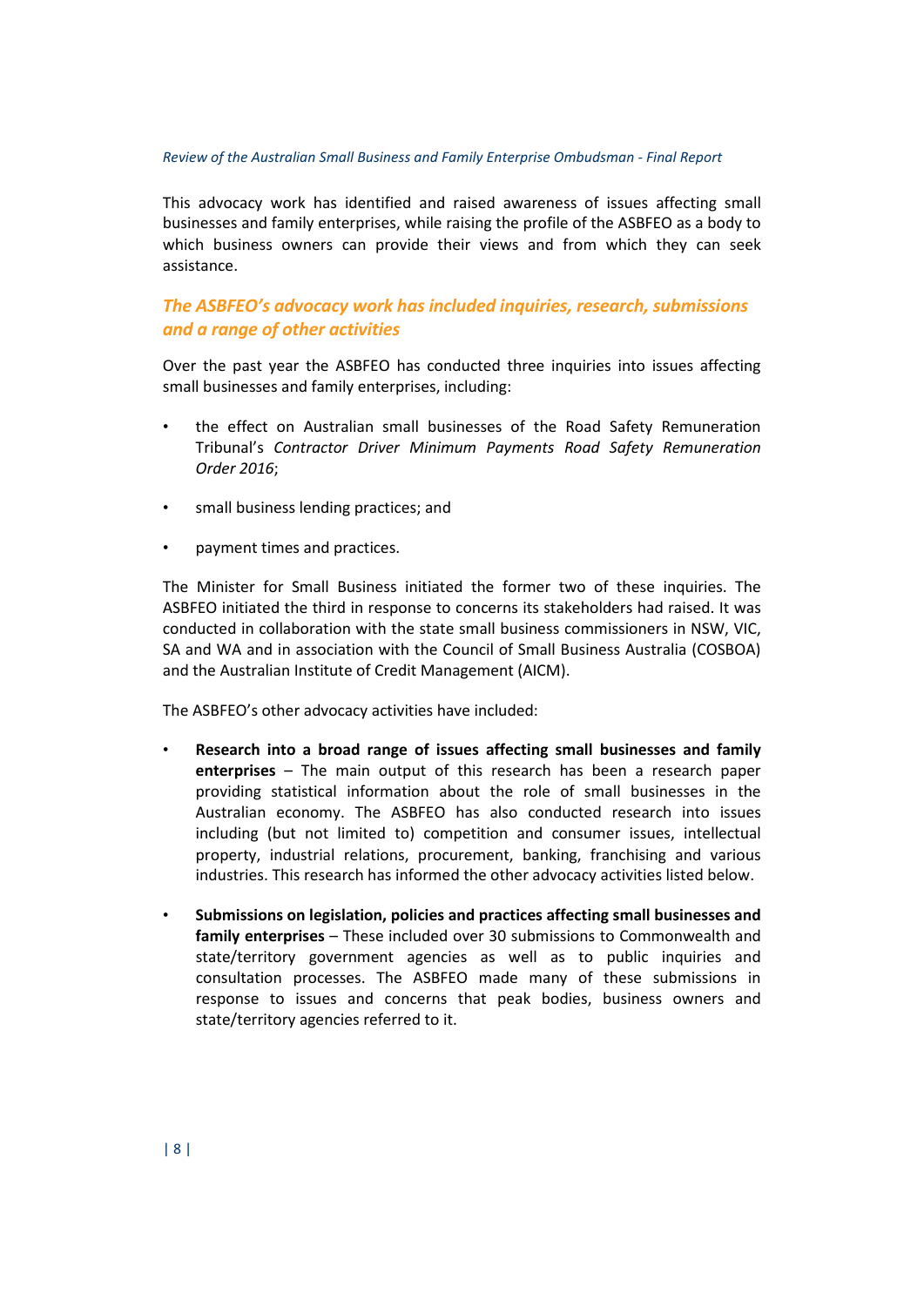This advocacy work has identified and raised awareness of issues affecting small businesses and family enterprises, while raising the profile of the ASBFEO as a body to which business owners can provide their views and from which they can seek assistance.

## *The ASBFEO's advocacy work has included inquiries, research, submissions and a range of other activities*

Over the past year the ASBFEO has conducted three inquiries into issues affecting small businesses and family enterprises, including:

- the effect on Australian small businesses of the Road Safety Remuneration Tribunal's *Contractor Driver Minimum Payments Road Safety Remuneration Order 2016*;
- small business lending practices; and
- payment times and practices.

The Minister for Small Business initiated the former two of these inquiries. The ASBFEO initiated the third in response to concerns its stakeholders had raised. It was conducted in collaboration with the state small business commissioners in NSW, VIC, SA and WA and in association with the Council of Small Business Australia (COSBOA) and the Australian Institute of Credit Management (AICM).

The ASBFEO's other advocacy activities have included:

- **Research into a broad range of issues affecting small businesses and family enterprises** – The main output of this research has been a research paper providing statistical information about the role of small businesses in the Australian economy. The ASBFEO has also conducted research into issues including (but not limited to) competition and consumer issues, intellectual property, industrial relations, procurement, banking, franchising and various industries. This research has informed the other advocacy activities listed below.
- **Submissions on legislation, policies and practices affecting small businesses and family enterprises** – These included over 30 submissions to Commonwealth and state/territory government agencies as well as to public inquiries and consultation processes. The ASBFEO made many of these submissions in response to issues and concerns that peak bodies, business owners and state/territory agencies referred to it.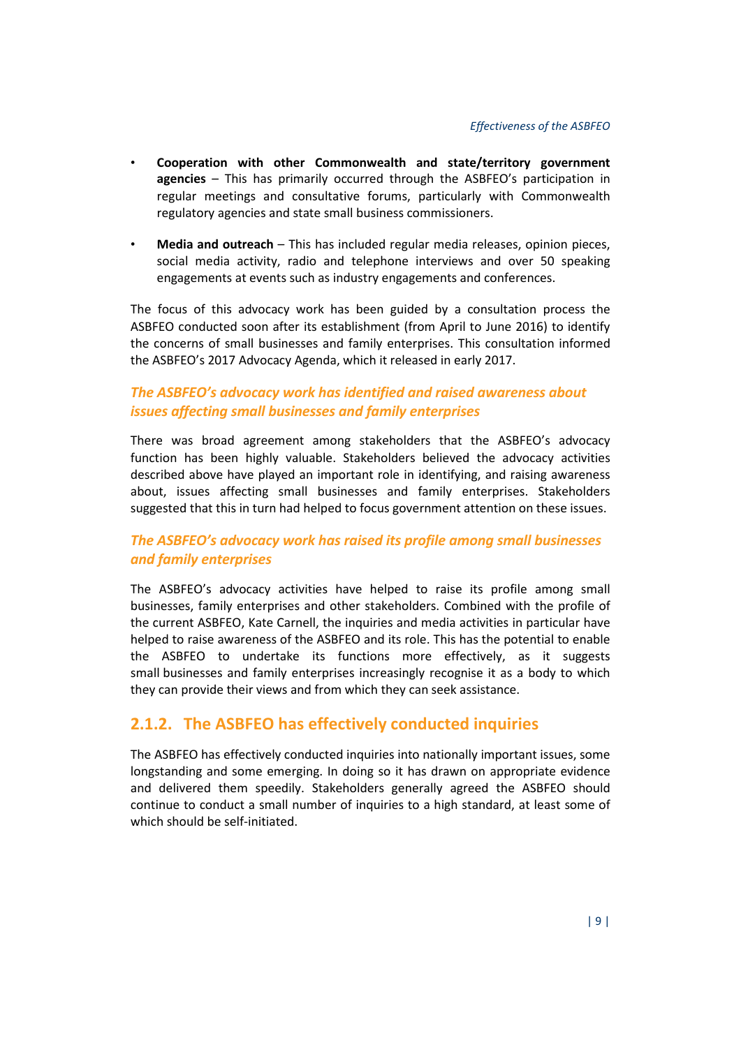- **Cooperation with other Commonwealth and state/territory government agencies** – This has primarily occurred through the ASBFEO's participation in regular meetings and consultative forums, particularly with Commonwealth regulatory agencies and state small business commissioners.

- **Media and outreach** – This has included regular media releases, opinion pieces, social media activity, radio and telephone interviews and over 50 speaking engagements at events such as industry engagements and conferences.

The focus of this advocacy work has been guided by a consultation process the ASBFEO conducted soon after its establishment (from April to June 2016) to identify the concerns of small businesses and family enterprises. This consultation informed the ASBFEO's 2017 Advocacy Agenda, which it released in early 2017.

#### *The ASBFEO's advocacy work has identified and raised awareness about issues affecting small businesses and family enterprises*

There was broad agreement among stakeholders that the ASBFEO's advocacy function has been highly valuable. Stakeholders believed the advocacy activities described above have played an important role in identifying, and raising awareness about, issues affecting small businesses and family enterprises. Stakeholders suggested that this in turn had helped to focus government attention on these issues.

#### *The ASBFEO's advocacy work has raised its profile among small businesses and family enterprises*

The ASBFEO's advocacy activities have helped to raise its profile among small businesses, family enterprises and other stakeholders. Combined with the profile of the current ASBFEO, Kate Carnell, the inquiries and media activities in particular have helped to raise awareness of the ASBFEO and its role. This has the potential to enable the ASBFEO to undertake its functions more effectively, as it suggests small businesses and family enterprises increasingly recognise it as a body to which they can provide their views and from which they can seek assistance.

### 2.1.2. The ASBFEO has effectively conducted inquiries

The ASBFEO has effectively conducted inquiries into nationally important issues, some longstanding and some emerging. In doing so it has drawn on appropriate evidence and delivered them speedily. Stakeholders generally agreed the ASBFEO should continue to conduct a small number of inquiries to a high standard, at least some of which should be self-initiated.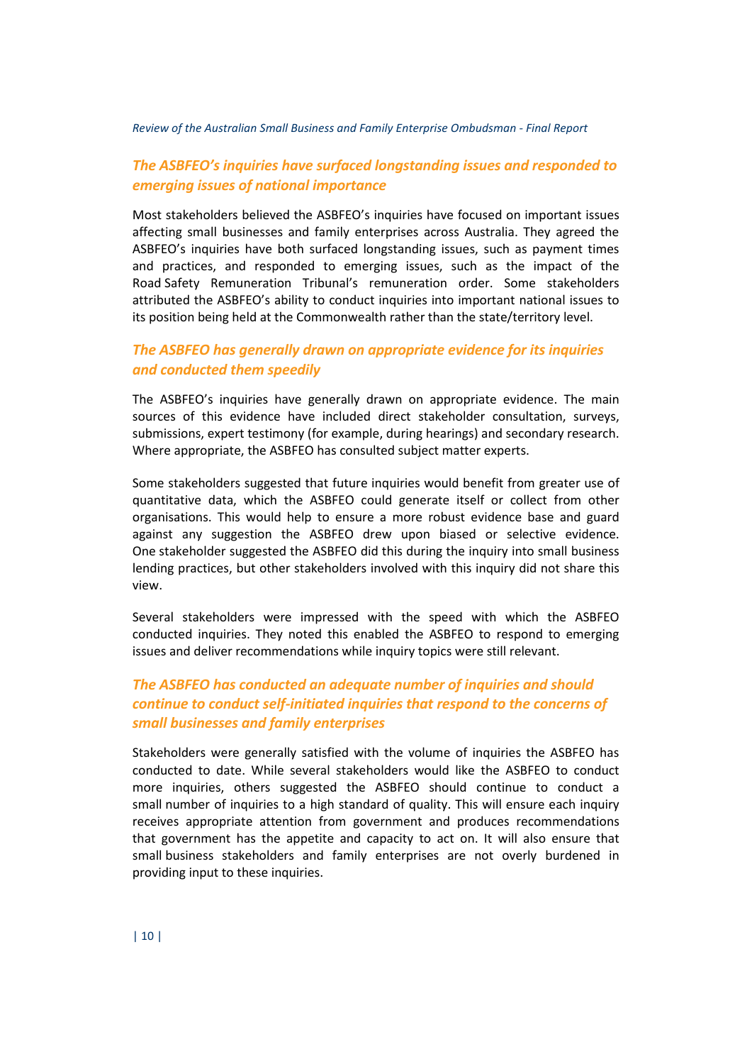### *The ASBFEO's inquiries have surfaced longstanding issues and responded to emerging issues of national importance*

Most stakeholders believed the ASBFEO's inquiries have focused on important issues affecting small businesses and family enterprises across Australia. They agreed the ASBFEO's inquiries have both surfaced longstanding issues, such as payment times and practices, and responded to emerging issues, such as the impact of the Road Safety Remuneration Tribunal's remuneration order. Some stakeholders attributed the ASBFEO's ability to conduct inquiries into important national issues to its position being held at the Commonwealth rather than the state/territory level.

### *The ASBFEO has generally drawn on appropriate evidence for its inquiries and conducted them speedily*

The ASBFEO's inquiries have generally drawn on appropriate evidence. The main sources of this evidence have included direct stakeholder consultation, surveys, submissions, expert testimony (for example, during hearings) and secondary research. Where appropriate, the ASBFEO has consulted subject matter experts.

Some stakeholders suggested that future inquiries would benefit from greater use of quantitative data, which the ASBFEO could generate itself or collect from other organisations. This would help to ensure a more robust evidence base and guard against any suggestion the ASBFEO drew upon biased or selective evidence. One stakeholder suggested the ASBFEO did this during the inquiry into small business lending practices, but other stakeholders involved with this inquiry did not share this view.

Several stakeholders were impressed with the speed with which the ASBFEO conducted inquiries. They noted this enabled the ASBFEO to respond to emerging issues and deliver recommendations while inquiry topics were still relevant.

### *The ASBFEO has conducted an adequate number of inquiries and should continue to conduct self-initiated inquiries that respond to the concerns of small businesses and family enterprises*

Stakeholders were generally satisfied with the volume of inquiries the ASBFEO has conducted to date. While several stakeholders would like the ASBFEO to conduct more inquiries, others suggested the ASBFEO should continue to conduct a small number of inquiries to a high standard of quality. This will ensure each inquiry receives appropriate attention from government and produces recommendations that government has the appetite and capacity to act on. It will also ensure that small business stakeholders and family enterprises are not overly burdened in providing input to these inquiries.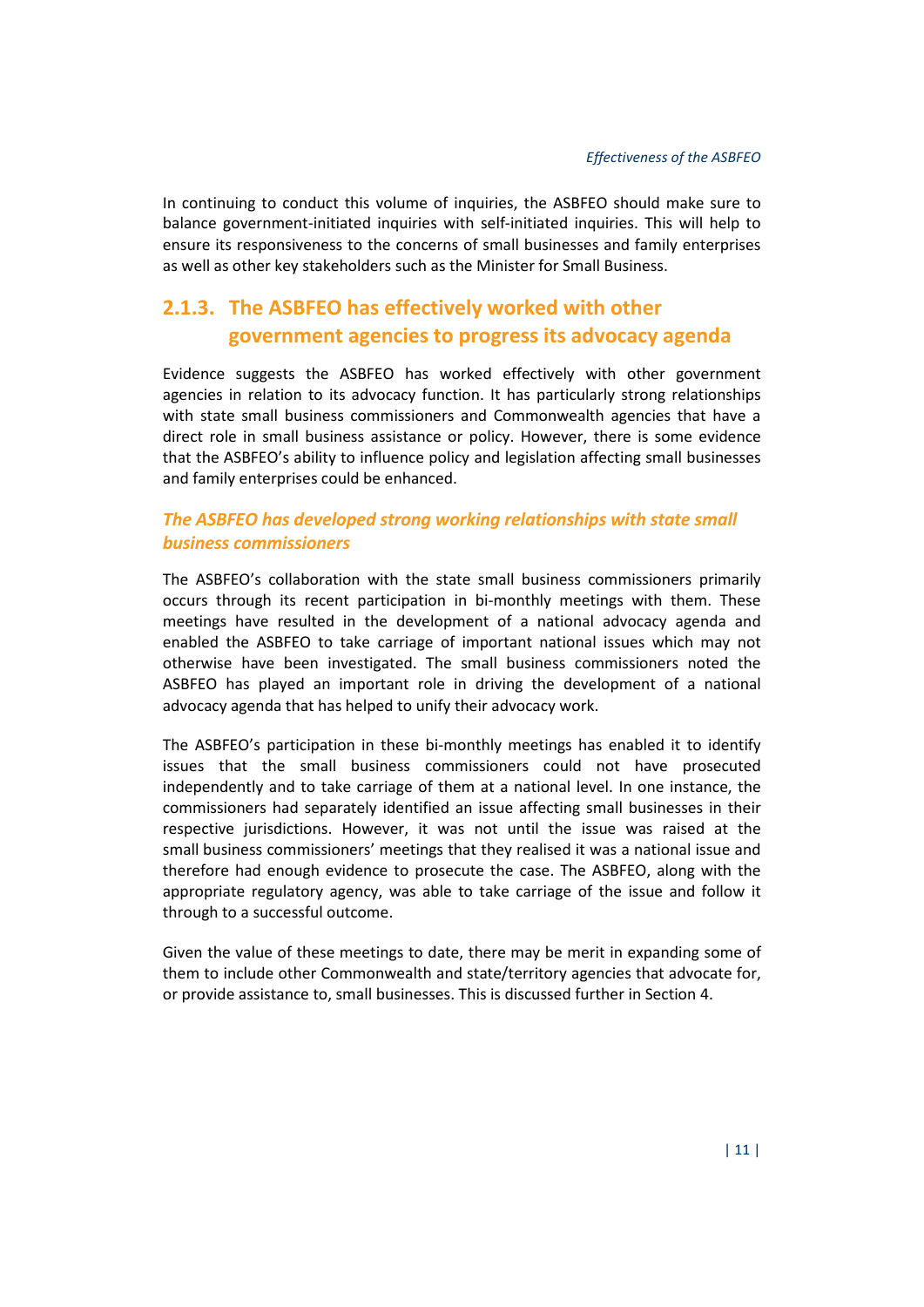In continuing to conduct this volume of inquiries, the ASBFEO should make sure to balance government-initiated inquiries with self-initiated inquiries. This will help to ensure its responsiveness to the concerns of small businesses and family enterprises as well as other key stakeholders such as the Minister for Small Business.

### 2.1.3. The ASBFEO has effectively worked with other government agencies to progress its advocacy agenda

Evidence suggests the ASBFEO has worked effectively with other government agencies in relation to its advocacy function. It has particularly strong relationships with state small business commissioners and Commonwealth agencies that have a direct role in small business assistance or policy. However, there is some evidence that the ASBFEO's ability to influence policy and legislation affecting small businesses and family enterprises could be enhanced.

#### *The ASBFEO has developed strong working relationships with state small business commissioners*

The ASBFEO's collaboration with the state small business commissioners primarily occurs through its recent participation in bi-monthly meetings with them. These meetings have resulted in the development of a national advocacy agenda and enabled the ASBFEO to take carriage of important national issues which may not otherwise have been investigated. The small business commissioners noted the ASBFEO has played an important role in driving the development of a national advocacy agenda that has helped to unify their advocacy work.

The ASBFEO's participation in these bi-monthly meetings has enabled it to identify issues that the small business commissioners could not have prosecuted independently and to take carriage of them at a national level. In one instance, the commissioners had separately identified an issue affecting small businesses in their respective jurisdictions. However, it was not until the issue was raised at the small business commissioners' meetings that they realised it was a national issue and therefore had enough evidence to prosecute the case. The ASBFEO, along with the appropriate regulatory agency, was able to take carriage of the issue and follow it through to a successful outcome.

Given the value of these meetings to date, there may be merit in expanding some of them to include other Commonwealth and state/territory agencies that advocate for, or provide assistance to, small businesses. This is discussed further in Section 4.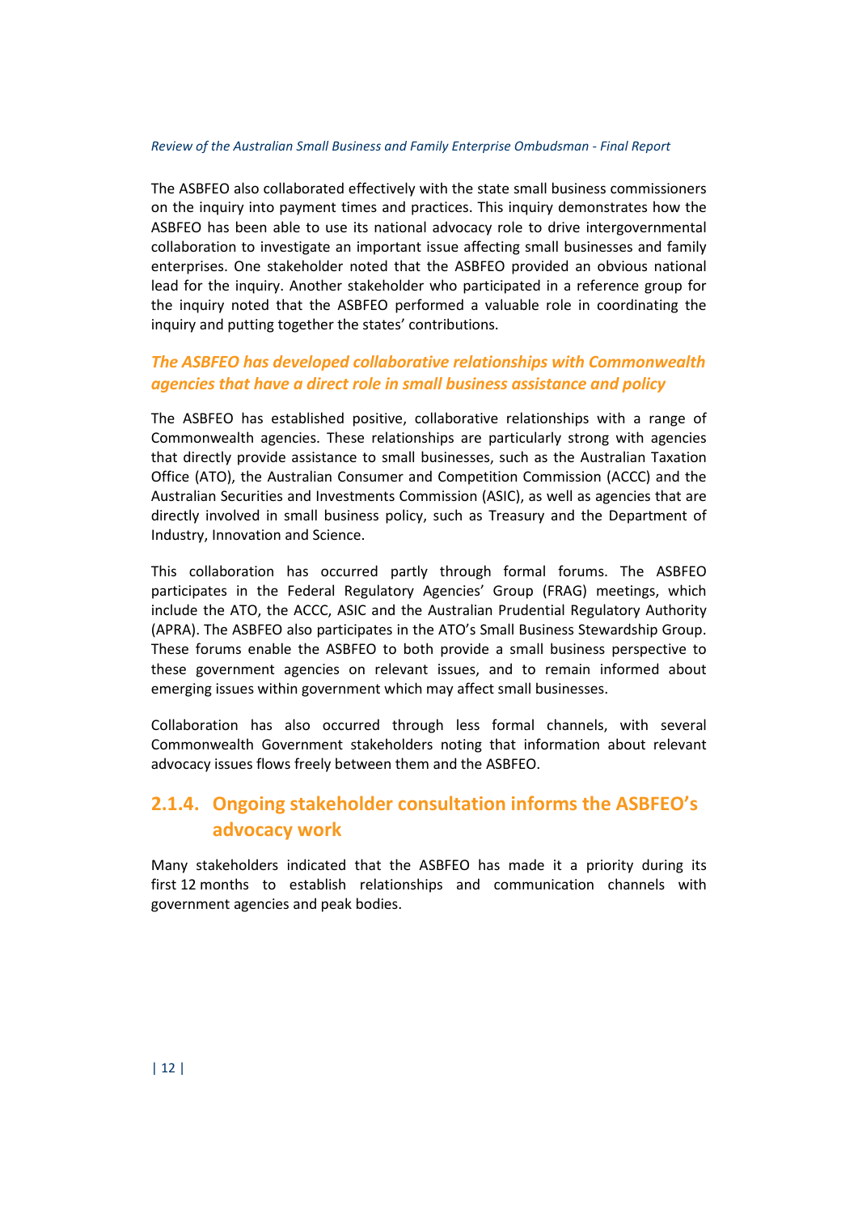The ASBFEO also collaborated effectively with the state small business commissioners on the inquiry into payment times and practices. This inquiry demonstrates how the ASBFEO has been able to use its national advocacy role to drive intergovernmental collaboration to investigate an important issue affecting small businesses and family enterprises. One stakeholder noted that the ASBFEO provided an obvious national lead for the inquiry. Another stakeholder who participated in a reference group for the inquiry noted that the ASBFEO performed a valuable role in coordinating the inquiry and putting together the states' contributions.

#### *The ASBFEO has developed collaborative relationships with Commonwealth agencies that have a direct role in small business assistance and policy*

The ASBFEO has established positive, collaborative relationships with a range of Commonwealth agencies. These relationships are particularly strong with agencies that directly provide assistance to small businesses, such as the Australian Taxation Office (ATO), the Australian Consumer and Competition Commission (ACCC) and the Australian Securities and Investments Commission (ASIC), as well as agencies that are directly involved in small business policy, such as Treasury and the Department of Industry, Innovation and Science.

This collaboration has occurred partly through formal forums. The ASBFEO participates in the Federal Regulatory Agencies' Group (FRAG) meetings, which include the ATO, the ACCC, ASIC and the Australian Prudential Regulatory Authority (APRA). The ASBFEO also participates in the ATO's Small Business Stewardship Group. These forums enable the ASBFEO to both provide a small business perspective to these government agencies on relevant issues, and to remain informed about emerging issues within government which may affect small businesses.

Collaboration has also occurred through less formal channels, with several Commonwealth Government stakeholders noting that information about relevant advocacy issues flows freely between them and the ASBFEO.

### 2.1.4. Ongoing stakeholder consultation informs the ASBFEO's advocacy work

Many stakeholders indicated that the ASBFEO has made it a priority during its first 12 months to establish relationships and communication channels with government agencies and peak bodies.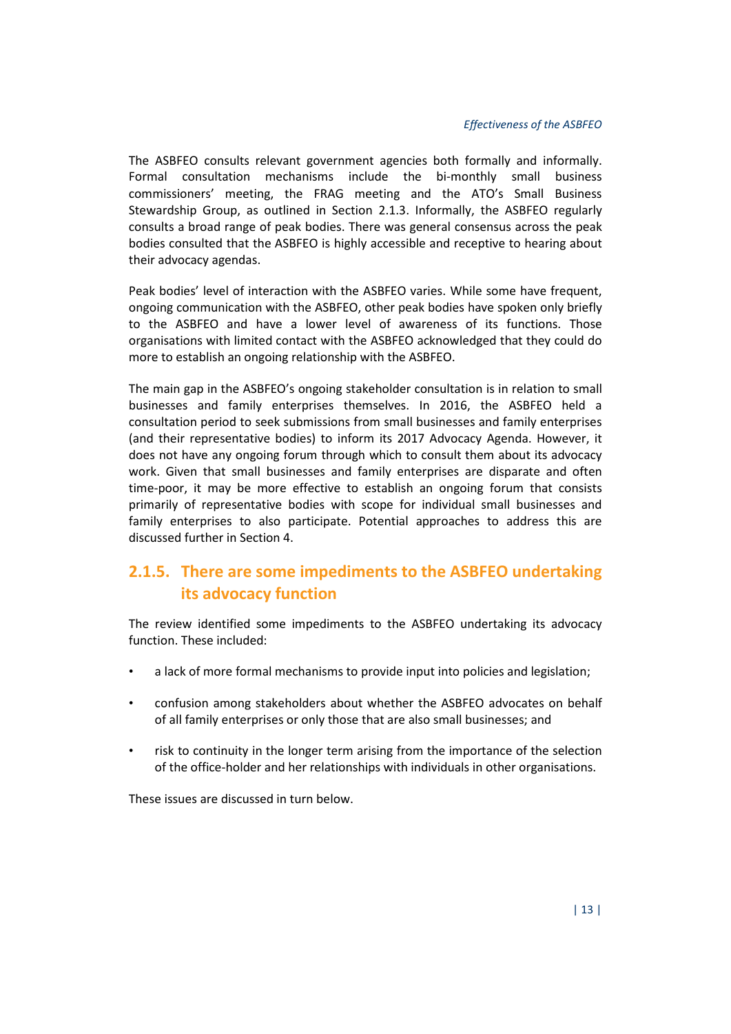The ASBFEO consults relevant government agencies both formally and informally. Formal consultation mechanisms include the bi-monthly small business commissioners' meeting, the FRAG meeting and the ATO's Small Business Stewardship Group, as outlined in Section 2.1.3. Informally, the ASBFEO regularly consults a broad range of peak bodies. There was general consensus across the peak bodies consulted that the ASBFEO is highly accessible and receptive to hearing about their advocacy agendas.

Peak bodies' level of interaction with the ASBFEO varies. While some have frequent, ongoing communication with the ASBFEO, other peak bodies have spoken only briefly to the ASBFEO and have a lower level of awareness of its functions. Those organisations with limited contact with the ASBFEO acknowledged that they could do more to establish an ongoing relationship with the ASBFEO.

The main gap in the ASBFEO's ongoing stakeholder consultation is in relation to small businesses and family enterprises themselves. In 2016, the ASBFEO held a consultation period to seek submissions from small businesses and family enterprises (and their representative bodies) to inform its 2017 Advocacy Agenda. However, it does not have any ongoing forum through which to consult them about its advocacy work. Given that small businesses and family enterprises are disparate and often time-poor, it may be more effective to establish an ongoing forum that consists primarily of representative bodies with scope for individual small businesses and family enterprises to also participate. Potential approaches to address this are discussed further in Section 4.

### 2.1.5. There are some impediments to the ASBFEO undertaking its advocacy function

The review identified some impediments to the ASBFEO undertaking its advocacy function. These included:

- a lack of more formal mechanisms to provide input into policies and legislation;
- confusion among stakeholders about whether the ASBFEO advocates on behalf of all family enterprises or only those that are also small businesses; and
- risk to continuity in the longer term arising from the importance of the selection of the office-holder and her relationships with individuals in other organisations.

These issues are discussed in turn below.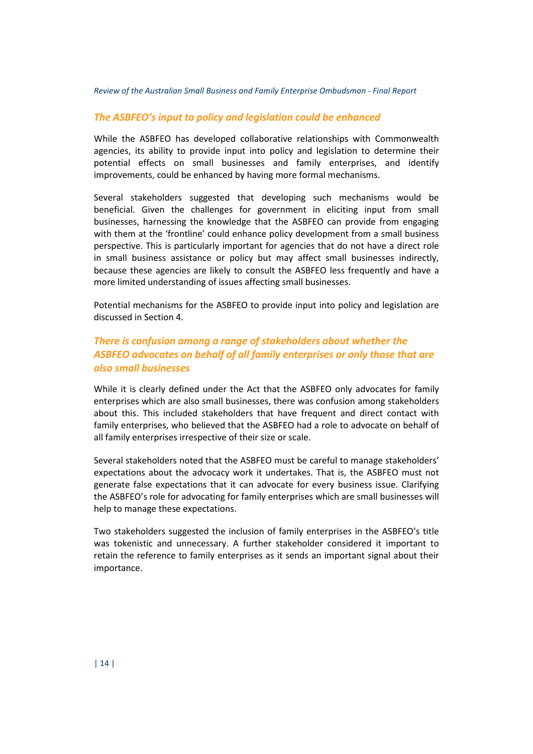### *The ASBFEO's input to policy and legislation could be enhanced*

While the ASBFEO has developed collaborative relationships with Commonwealth agencies, its ability to provide input into policy and legislation to determine their potential effects on small businesses and family enterprises, and identify improvements, could be enhanced by having more formal mechanisms.

Several stakeholders suggested that developing such mechanisms would be beneficial. Given the challenges for government in eliciting input from small businesses, harnessing the knowledge that the ASBFEO can provide from engaging with them at the 'frontline' could enhance policy development from a small business perspective. This is particularly important for agencies that do not have a direct role in small business assistance or policy but may affect small businesses indirectly, because these agencies are likely to consult the ASBFEO less frequently and have a more limited understanding of issues affecting small businesses.

Potential mechanisms for the ASBFEO to provide input into policy and legislation are discussed in Section 4.

### *There is confusion among a range of stakeholders about whether the ASBFEO advocates on behalf of all family enterprises or only those that are also small businesses*

While it is clearly defined under the Act that the ASBFEO only advocates for family enterprises which are also small businesses, there was confusion among stakeholders about this. This included stakeholders that have frequent and direct contact with family enterprises, who believed that the ASBFEO had a role to advocate on behalf of all family enterprises irrespective of their size or scale.

Several stakeholders noted that the ASBFEO must be careful to manage stakeholders' expectations about the advocacy work it undertakes. That is, the ASBFEO must not generate false expectations that it can advocate for every business issue. Clarifying the ASBFEO's role for advocating for family enterprises which are small businesses will help to manage these expectations.

Two stakeholders suggested the inclusion of family enterprises in the ASBFEO's title was tokenistic and unnecessary. A further stakeholder considered it important to retain the reference to family enterprises as it sends an important signal about their importance.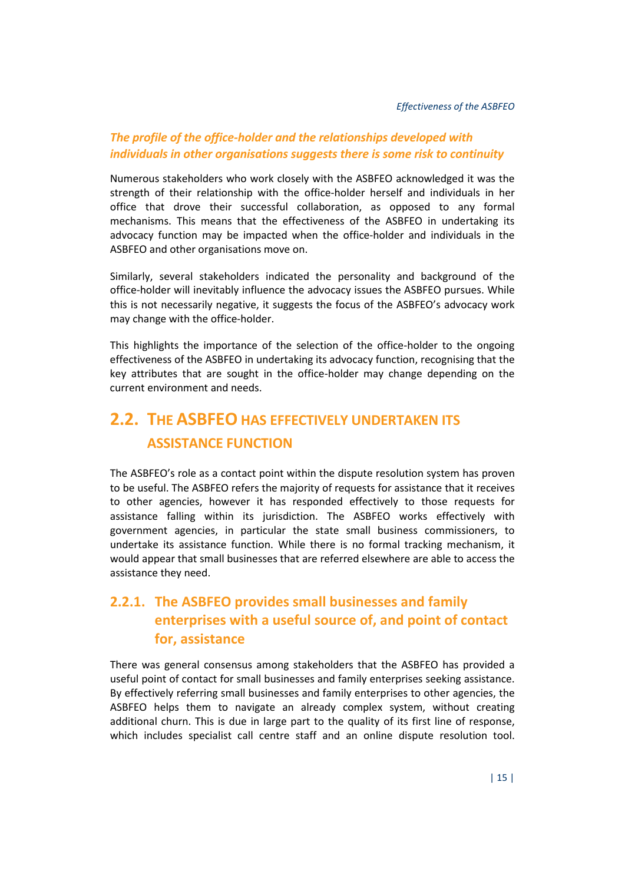*The profile of the office-holder and the relationships developed with individuals in other organisations suggests there is some risk to continuity*

Numerous stakeholders who work closely with the ASBFEO acknowledged it was the strength of their relationship with the office-holder herself and individuals in her office that drove their successful collaboration, as opposed to any formal mechanisms. This means that the effectiveness of the ASBFEO in undertaking its advocacy function may be impacted when the office-holder and individuals in the ASBFEO and other organisations move on.

Similarly, several stakeholders indicated the personality and background of the office-holder will inevitably influence the advocacy issues the ASBFEO pursues. While this is not necessarily negative, it suggests the focus of the ASBFEO's advocacy work may change with the office-holder.

This highlights the importance of the selection of the office-holder to the ongoing effectiveness of the ASBFEO in undertaking its advocacy function, recognising that the key attributes that are sought in the office-holder may change depending on the current environment and needs.

## 2.2. The ASBFEO has effectively undertaken its assistance function

The ASBFEO's role as a contact point within the dispute resolution system has proven to be useful. The ASBFEO refers the majority of requests for assistance that it receives to other agencies, however it has responded effectively to those requests for assistance falling within its jurisdiction. The ASBFEO works effectively with government agencies, in particular the state small business commissioners, to undertake its assistance function. While there is no formal tracking mechanism, it would appear that small businesses that are referred elsewhere are able to access the assistance they need.

### 2.2.1. The ASBFEO provides small businesses and family enterprises with a useful source of, and point of contact for, assistance

There was general consensus among stakeholders that the ASBFEO has provided a useful point of contact for small businesses and family enterprises seeking assistance. By effectively referring small businesses and family enterprises to other agencies, the ASBFEO helps them to navigate an already complex system, without creating additional churn. This is due in large part to the quality of its first line of response, which includes specialist call centre staff and an online dispute resolution tool.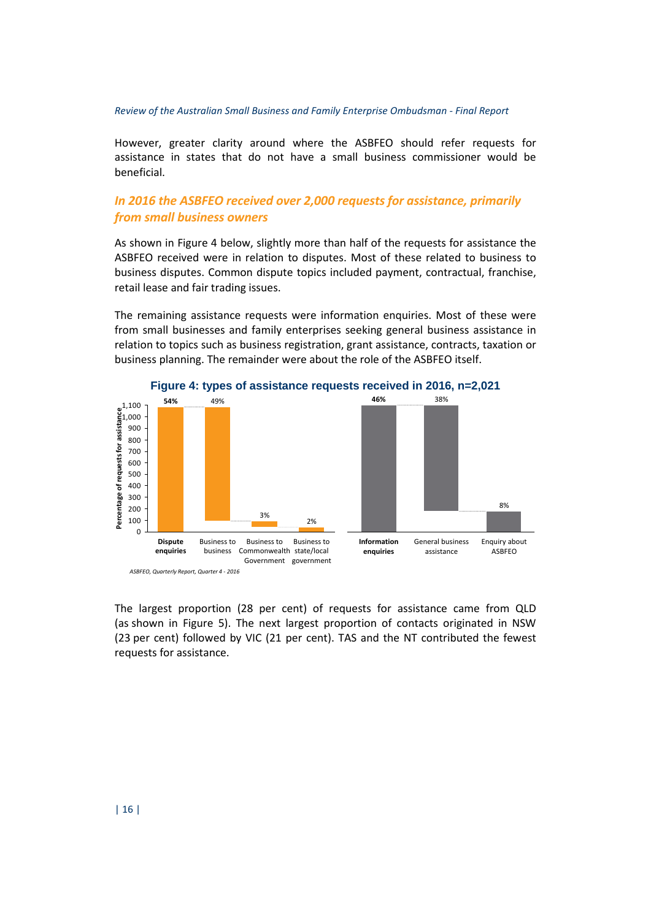However, greater clarity around where the ASBFEO should refer requests for assistance in states that do not have a small business commissioner would be beneficial.

## In 2016 the ASBFEO received over 2,000 requests for assistance, primarily from small business owners

As shown in Figure 4 below, slightly more than half of the requests for assistance the ASBFEO received were in relation to disputes. Most of these related to business to business disputes. Common dispute topics included payment, contractual, franchise, retail lease and fair trading issues.

The remaining assistance requests were information enquiries. Most of these were from small businesses and family enterprises seeking general business assistance in relation to topics such as business registration, grant assistance, contracts, taxation or business planning. The remainder were about the role of the ASBFEO itself.

**Figure 4: types of assistance requests received in 2016, n=2,021**

| Category | Percentage |
|---|---|
| **Dispute enquiries** | **54%** |
| Business to business | 49% |
| Business to Commonwealth Government | 3% |
| Business to state/local government | 2% |
| **Information enquiries** | **46%** |
| General business assistance | 38% |
| Enquiry about ASBFEO | 8% |

*ASBFEO, Quarterly Report, Quarter 4 - 2016*

The largest proportion (28 per cent) of requests for assistance came from QLD (as shown in Figure 5). The next largest proportion of contacts originated in NSW (23 per cent) followed by VIC (21 per cent). TAS and the NT contributed the fewest requests for assistance.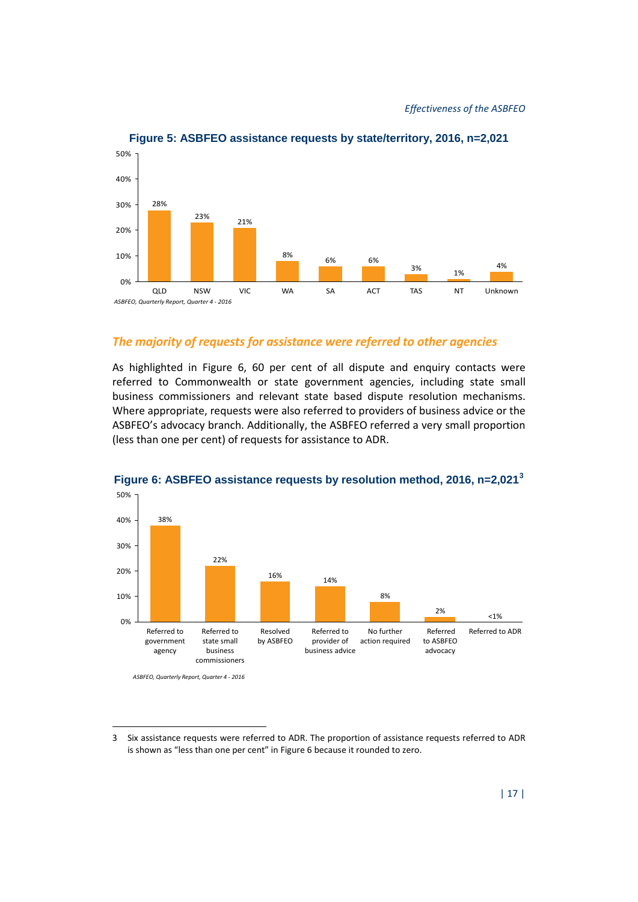**Figure 5: ASBFEO assistance requests by state/territory, 2016, n=2,021**

| State/territory | Per cent |
|---|---|
| QLD | 28% |
| NSW | 23% |
| VIC | 21% |
| WA | 8% |
| SA | 6% |
| ACT | 6% |
| TAS | 3% |
| NT | 1% |
| Unknown | 4% |

*ASBFEO, Quarterly Report, Quarter 4 - 2016*

## *The majority of requests for assistance were referred to other agencies*

As highlighted in Figure 6, 60 per cent of all dispute and enquiry contacts were referred to Commonwealth or state government agencies, including state small business commissioners and relevant state based dispute resolution mechanisms. Where appropriate, requests were also referred to providers of business advice or the ASBFEO's advocacy branch. Additionally, the ASBFEO referred a very small proportion (less than one per cent) of requests for assistance to ADR.

**Figure 6: ASBFEO assistance requests by resolution method, 2016, n=2,021[3]**

| Resolution method | Per cent |
|---|---|
| Referred to government agency | 38% |
| Referred to state small business commissioners | 22% |
| Resolved by ASBFEO | 16% |
| Referred to provider of business advice | 14% |
| No further action required | 8% |
| Referred to ASBFEO advocacy | 2% |
| Referred to ADR | <1% |

*ASBFEO, Quarterly Report, Quarter 4 - 2016*

3 Six assistance requests were referred to ADR. The proportion of assistance requests referred to ADR is shown as "less than one per cent" in Figure 6 because it rounded to zero.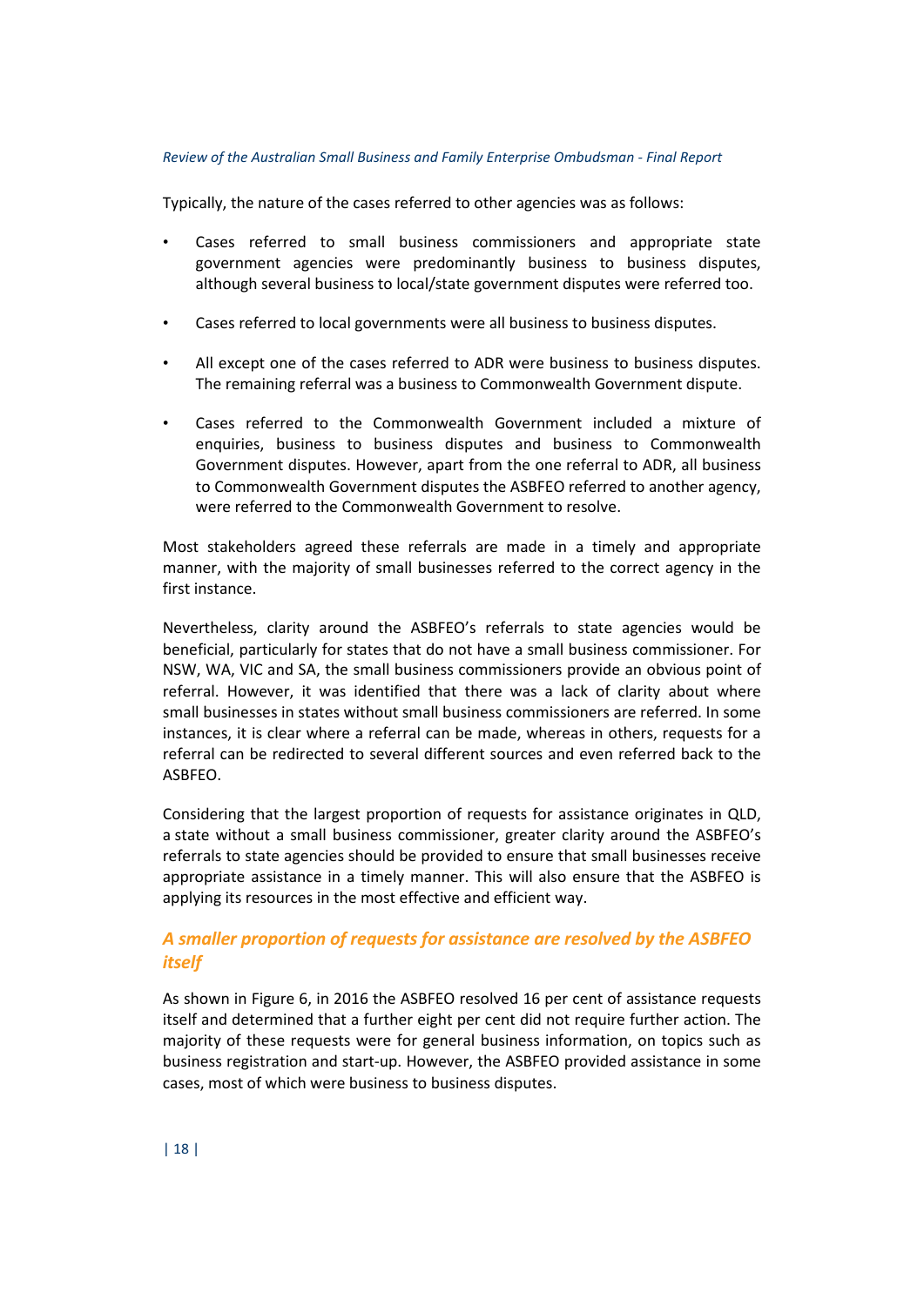Typically, the nature of the cases referred to other agencies was as follows:

- Cases referred to small business commissioners and appropriate state government agencies were predominantly business to business disputes, although several business to local/state government disputes were referred too.
- Cases referred to local governments were all business to business disputes.
- All except one of the cases referred to ADR were business to business disputes. The remaining referral was a business to Commonwealth Government dispute.
- Cases referred to the Commonwealth Government included a mixture of enquiries, business to business disputes and business to Commonwealth Government disputes. However, apart from the one referral to ADR, all business to Commonwealth Government disputes the ASBFEO referred to another agency, were referred to the Commonwealth Government to resolve.

Most stakeholders agreed these referrals are made in a timely and appropriate manner, with the majority of small businesses referred to the correct agency in the first instance.

Nevertheless, clarity around the ASBFEO's referrals to state agencies would be beneficial, particularly for states that do not have a small business commissioner. For NSW, WA, VIC and SA, the small business commissioners provide an obvious point of referral. However, it was identified that there was a lack of clarity about where small businesses in states without small business commissioners are referred. In some instances, it is clear where a referral can be made, whereas in others, requests for a referral can be redirected to several different sources and even referred back to the ASBFEO.

Considering that the largest proportion of requests for assistance originates in QLD, a state without a small business commissioner, greater clarity around the ASBFEO's referrals to state agencies should be provided to ensure that small businesses receive appropriate assistance in a timely manner. This will also ensure that the ASBFEO is applying its resources in the most effective and efficient way.

### *A smaller proportion of requests for assistance are resolved by the ASBFEO itself*

As shown in Figure 6, in 2016 the ASBFEO resolved 16 per cent of assistance requests itself and determined that a further eight per cent did not require further action. The majority of these requests were for general business information, on topics such as business registration and start-up. However, the ASBFEO provided assistance in some cases, most of which were business to business disputes.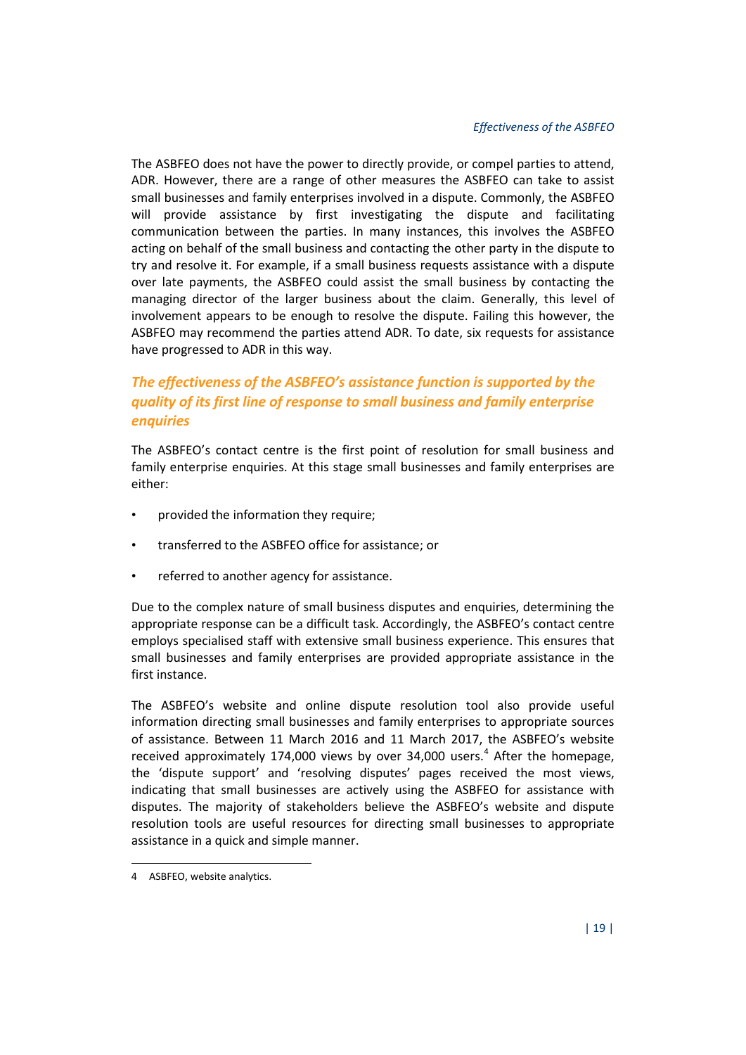The ASBFEO does not have the power to directly provide, or compel parties to attend, ADR. However, there are a range of other measures the ASBFEO can take to assist small businesses and family enterprises involved in a dispute. Commonly, the ASBFEO will provide assistance by first investigating the dispute and facilitating communication between the parties. In many instances, this involves the ASBFEO acting on behalf of the small business and contacting the other party in the dispute to try and resolve it. For example, if a small business requests assistance with a dispute over late payments, the ASBFEO could assist the small business by contacting the managing director of the larger business about the claim. Generally, this level of involvement appears to be enough to resolve the dispute. Failing this however, the ASBFEO may recommend the parties attend ADR. To date, six requests for assistance have progressed to ADR in this way.

### *The effectiveness of the ASBFEO's assistance function is supported by the quality of its first line of response to small business and family enterprise enquiries*

The ASBFEO's contact centre is the first point of resolution for small business and family enterprise enquiries. At this stage small businesses and family enterprises are either:

- provided the information they require;
- transferred to the ASBFEO office for assistance; or
- referred to another agency for assistance.

Due to the complex nature of small business disputes and enquiries, determining the appropriate response can be a difficult task. Accordingly, the ASBFEO's contact centre employs specialised staff with extensive small business experience. This ensures that small businesses and family enterprises are provided appropriate assistance in the first instance.

The ASBFEO's website and online dispute resolution tool also provide useful information directing small businesses and family enterprises to appropriate sources of assistance. Between 11 March 2016 and 11 March 2017, the ASBFEO's website received approximately 174,000 views by over 34,000 users.[4] After the homepage, the 'dispute support' and 'resolving disputes' pages received the most views, indicating that small businesses are actively using the ASBFEO for assistance with disputes. The majority of stakeholders believe the ASBFEO's website and dispute resolution tools are useful resources for directing small businesses to appropriate assistance in a quick and simple manner.

4 ASBFEO, website analytics.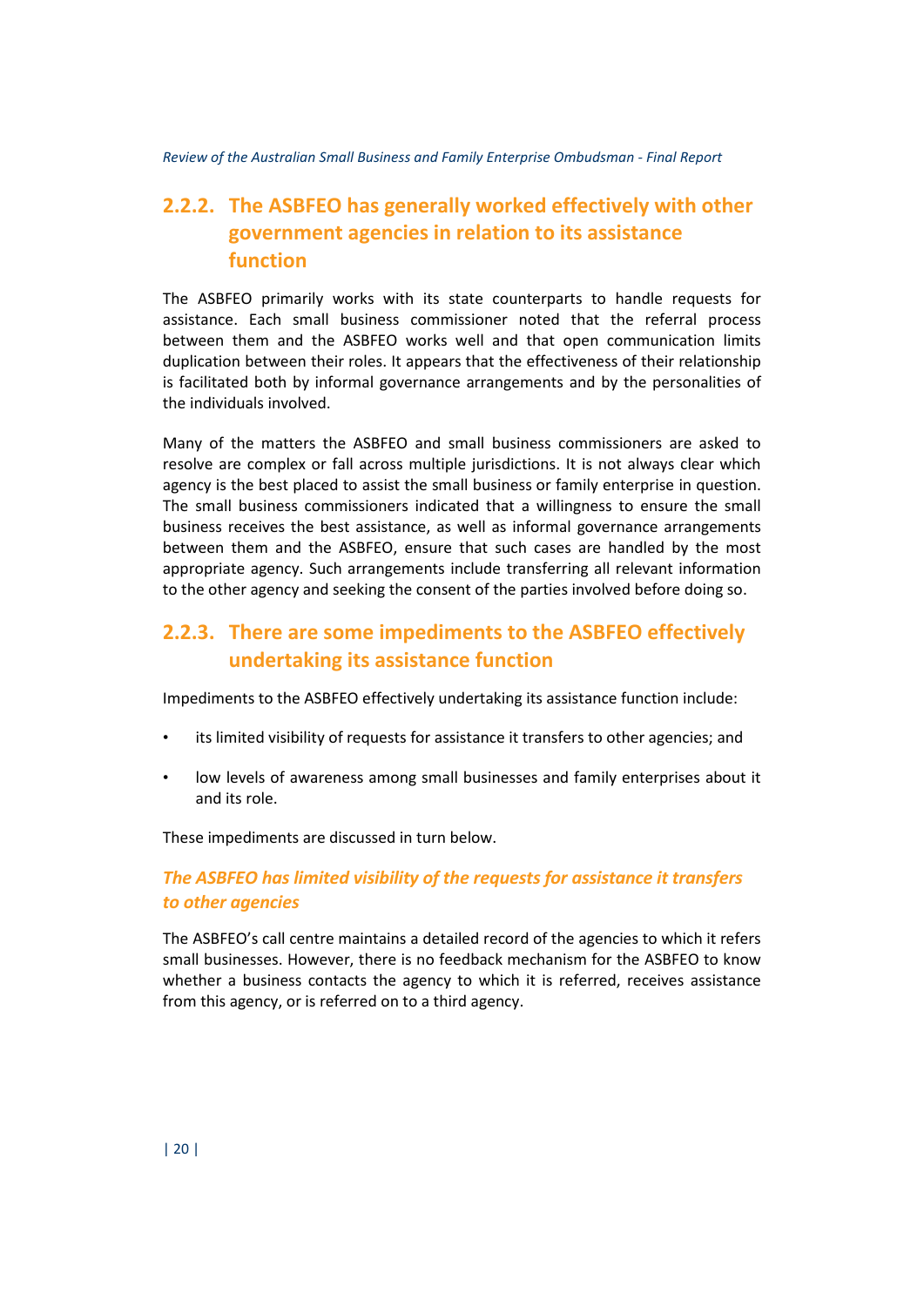### 2.2.2. The ASBFEO has generally worked effectively with other government agencies in relation to its assistance function

The ASBFEO primarily works with its state counterparts to handle requests for assistance. Each small business commissioner noted that the referral process between them and the ASBFEO works well and that open communication limits duplication between their roles. It appears that the effectiveness of their relationship is facilitated both by informal governance arrangements and by the personalities of the individuals involved.

Many of the matters the ASBFEO and small business commissioners are asked to resolve are complex or fall across multiple jurisdictions. It is not always clear which agency is the best placed to assist the small business or family enterprise in question. The small business commissioners indicated that a willingness to ensure the small business receives the best assistance, as well as informal governance arrangements between them and the ASBFEO, ensure that such cases are handled by the most appropriate agency. Such arrangements include transferring all relevant information to the other agency and seeking the consent of the parties involved before doing so.

### 2.2.3. There are some impediments to the ASBFEO effectively undertaking its assistance function

Impediments to the ASBFEO effectively undertaking its assistance function include:

- its limited visibility of requests for assistance it transfers to other agencies; and
- low levels of awareness among small businesses and family enterprises about it and its role.

These impediments are discussed in turn below.

#### *The ASBFEO has limited visibility of the requests for assistance it transfers to other agencies*

The ASBFEO's call centre maintains a detailed record of the agencies to which it refers small businesses. However, there is no feedback mechanism for the ASBFEO to know whether a business contacts the agency to which it is referred, receives assistance from this agency, or is referred on to a third agency.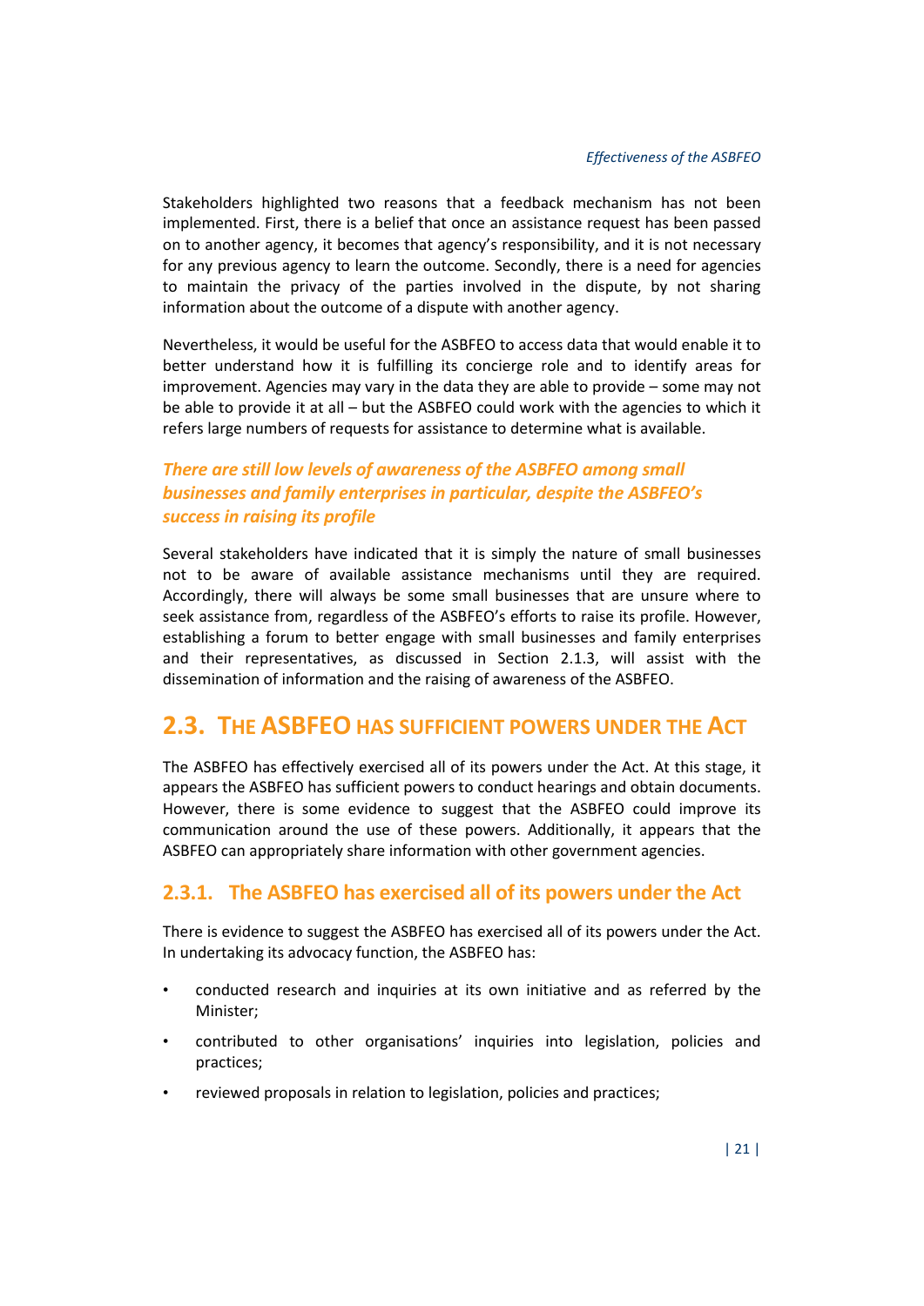Stakeholders highlighted two reasons that a feedback mechanism has not been implemented. First, there is a belief that once an assistance request has been passed on to another agency, it becomes that agency's responsibility, and it is not necessary for any previous agency to learn the outcome. Secondly, there is a need for agencies to maintain the privacy of the parties involved in the dispute, by not sharing information about the outcome of a dispute with another agency.

Nevertheless, it would be useful for the ASBFEO to access data that would enable it to better understand how it is fulfilling its concierge role and to identify areas for improvement. Agencies may vary in the data they are able to provide – some may not be able to provide it at all – but the ASBFEO could work with the agencies to which it refers large numbers of requests for assistance to determine what is available.

#### *There are still low levels of awareness of the ASBFEO among small businesses and family enterprises in particular, despite the ASBFEO's success in raising its profile*

Several stakeholders have indicated that it is simply the nature of small businesses not to be aware of available assistance mechanisms until they are required. Accordingly, there will always be some small businesses that are unsure where to seek assistance from, regardless of the ASBFEO's efforts to raise its profile. However, establishing a forum to better engage with small businesses and family enterprises and their representatives, as discussed in Section 2.1.3, will assist with the dissemination of information and the raising of awareness of the ASBFEO.

## 2.3. The ASBFEO has sufficient powers under the Act

The ASBFEO has effectively exercised all of its powers under the Act. At this stage, it appears the ASBFEO has sufficient powers to conduct hearings and obtain documents. However, there is some evidence to suggest that the ASBFEO could improve its communication around the use of these powers. Additionally, it appears that the ASBFEO can appropriately share information with other government agencies.

### 2.3.1. The ASBFEO has exercised all of its powers under the Act

There is evidence to suggest the ASBFEO has exercised all of its powers under the Act. In undertaking its advocacy function, the ASBFEO has:

- conducted research and inquiries at its own initiative and as referred by the Minister;
- contributed to other organisations' inquiries into legislation, policies and practices;
- reviewed proposals in relation to legislation, policies and practices;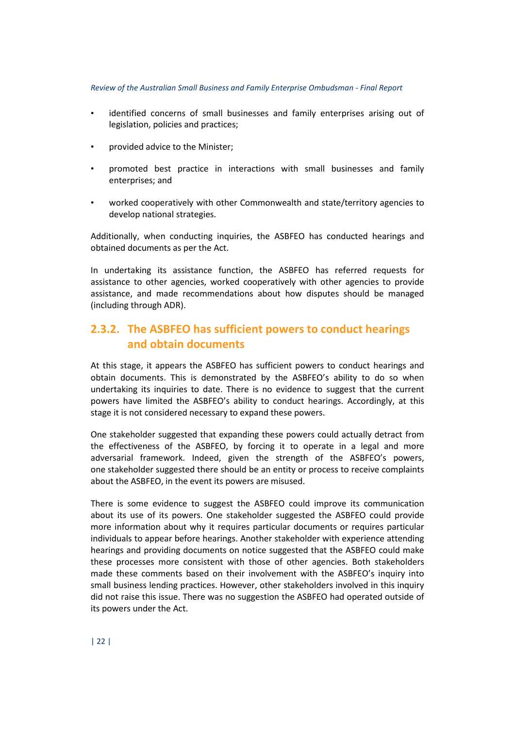- identified concerns of small businesses and family enterprises arising out of legislation, policies and practices;
- provided advice to the Minister;
- promoted best practice in interactions with small businesses and family enterprises; and
- worked cooperatively with other Commonwealth and state/territory agencies to develop national strategies.

Additionally, when conducting inquiries, the ASBFEO has conducted hearings and obtained documents as per the Act.

In undertaking its assistance function, the ASBFEO has referred requests for assistance to other agencies, worked cooperatively with other agencies to provide assistance, and made recommendations about how disputes should be managed (including through ADR).

### 2.3.2. The ASBFEO has sufficient powers to conduct hearings and obtain documents

At this stage, it appears the ASBFEO has sufficient powers to conduct hearings and obtain documents. This is demonstrated by the ASBFEO's ability to do so when undertaking its inquiries to date. There is no evidence to suggest that the current powers have limited the ASBFEO's ability to conduct hearings. Accordingly, at this stage it is not considered necessary to expand these powers.

One stakeholder suggested that expanding these powers could actually detract from the effectiveness of the ASBFEO, by forcing it to operate in a legal and more adversarial framework. Indeed, given the strength of the ASBFEO's powers, one stakeholder suggested there should be an entity or process to receive complaints about the ASBFEO, in the event its powers are misused.

There is some evidence to suggest the ASBFEO could improve its communication about its use of its powers. One stakeholder suggested the ASBFEO could provide more information about why it requires particular documents or requires particular individuals to appear before hearings. Another stakeholder with experience attending hearings and providing documents on notice suggested that the ASBFEO could make these processes more consistent with those of other agencies. Both stakeholders made these comments based on their involvement with the ASBFEO's inquiry into small business lending practices. However, other stakeholders involved in this inquiry did not raise this issue. There was no suggestion the ASBFEO had operated outside of its powers under the Act.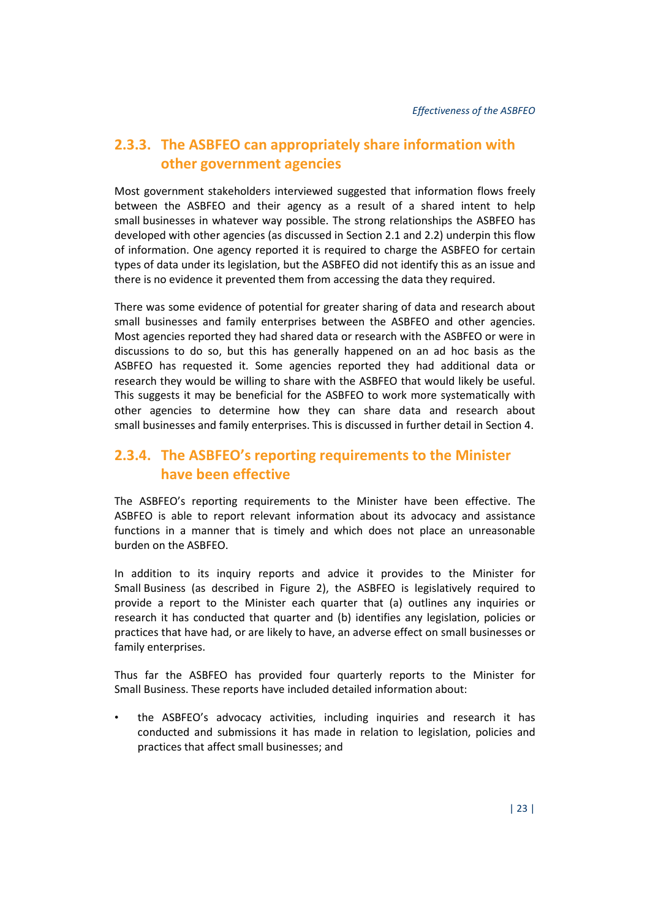### 2.3.3. The ASBFEO can appropriately share information with other government agencies

Most government stakeholders interviewed suggested that information flows freely between the ASBFEO and their agency as a result of a shared intent to help small businesses in whatever way possible. The strong relationships the ASBFEO has developed with other agencies (as discussed in Section 2.1 and 2.2) underpin this flow of information. One agency reported it is required to charge the ASBFEO for certain types of data under its legislation, but the ASBFEO did not identify this as an issue and there is no evidence it prevented them from accessing the data they required.

There was some evidence of potential for greater sharing of data and research about small businesses and family enterprises between the ASBFEO and other agencies. Most agencies reported they had shared data or research with the ASBFEO or were in discussions to do so, but this has generally happened on an ad hoc basis as the ASBFEO has requested it. Some agencies reported they had additional data or research they would be willing to share with the ASBFEO that would likely be useful. This suggests it may be beneficial for the ASBFEO to work more systematically with other agencies to determine how they can share data and research about small businesses and family enterprises. This is discussed in further detail in Section 4.

### 2.3.4. The ASBFEO's reporting requirements to the Minister have been effective

The ASBFEO's reporting requirements to the Minister have been effective. The ASBFEO is able to report relevant information about its advocacy and assistance functions in a manner that is timely and which does not place an unreasonable burden on the ASBFEO.

In addition to its inquiry reports and advice it provides to the Minister for Small Business (as described in Figure 2), the ASBFEO is legislatively required to provide a report to the Minister each quarter that (a) outlines any inquiries or research it has conducted that quarter and (b) identifies any legislation, policies or practices that have had, or are likely to have, an adverse effect on small businesses or family enterprises.

Thus far the ASBFEO has provided four quarterly reports to the Minister for Small Business. These reports have included detailed information about:

- the ASBFEO's advocacy activities, including inquiries and research it has conducted and submissions it has made in relation to legislation, policies and practices that affect small businesses; and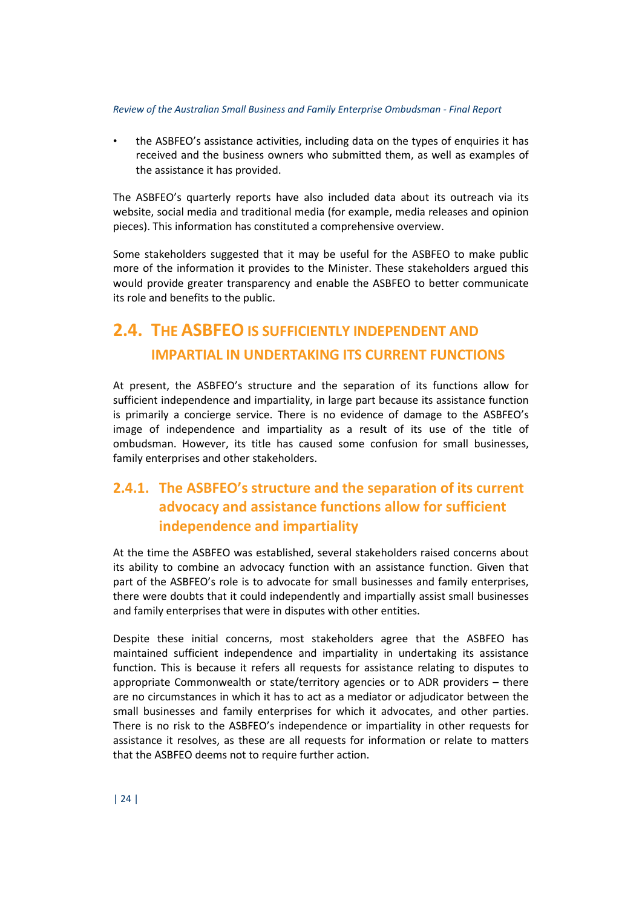- the ASBFEO's assistance activities, including data on the types of enquiries it has received and the business owners who submitted them, as well as examples of the assistance it has provided.

The ASBFEO's quarterly reports have also included data about its outreach via its website, social media and traditional media (for example, media releases and opinion pieces). This information has constituted a comprehensive overview.

Some stakeholders suggested that it may be useful for the ASBFEO to make public more of the information it provides to the Minister. These stakeholders argued this would provide greater transparency and enable the ASBFEO to better communicate its role and benefits to the public.

## 2.4. The ASBFEO is sufficiently independent and impartial in undertaking its current functions

At present, the ASBFEO's structure and the separation of its functions allow for sufficient independence and impartiality, in large part because its assistance function is primarily a concierge service. There is no evidence of damage to the ASBFEO's image of independence and impartiality as a result of its use of the title of ombudsman. However, its title has caused some confusion for small businesses, family enterprises and other stakeholders.

### 2.4.1. The ASBFEO's structure and the separation of its current advocacy and assistance functions allow for sufficient independence and impartiality

At the time the ASBFEO was established, several stakeholders raised concerns about its ability to combine an advocacy function with an assistance function. Given that part of the ASBFEO's role is to advocate for small businesses and family enterprises, there were doubts that it could independently and impartially assist small businesses and family enterprises that were in disputes with other entities.

Despite these initial concerns, most stakeholders agree that the ASBFEO has maintained sufficient independence and impartiality in undertaking its assistance function. This is because it refers all requests for assistance relating to disputes to appropriate Commonwealth or state/territory agencies or to ADR providers – there are no circumstances in which it has to act as a mediator or adjudicator between the small businesses and family enterprises for which it advocates, and other parties. There is no risk to the ASBFEO's independence or impartiality in other requests for assistance it resolves, as these are all requests for information or relate to matters that the ASBFEO deems not to require further action.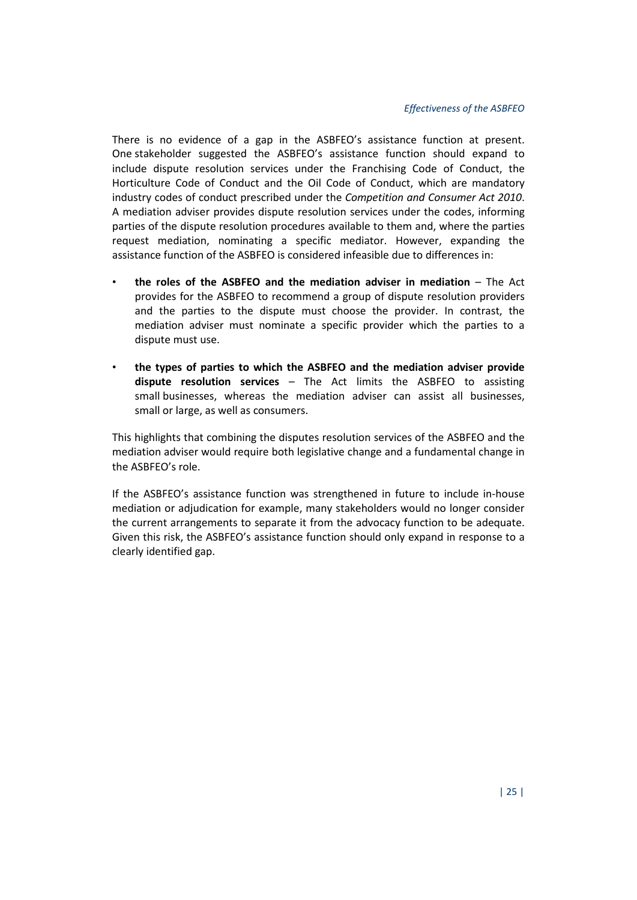There is no evidence of a gap in the ASBFEO's assistance function at present. One stakeholder suggested the ASBFEO's assistance function should expand to include dispute resolution services under the Franchising Code of Conduct, the Horticulture Code of Conduct and the Oil Code of Conduct, which are mandatory industry codes of conduct prescribed under the *Competition and Consumer Act 2010*. A mediation adviser provides dispute resolution services under the codes, informing parties of the dispute resolution procedures available to them and, where the parties request mediation, nominating a specific mediator. However, expanding the assistance function of the ASBFEO is considered infeasible due to differences in:

- **the roles of the ASBFEO and the mediation adviser in mediation** – The Act provides for the ASBFEO to recommend a group of dispute resolution providers and the parties to the dispute must choose the provider. In contrast, the mediation adviser must nominate a specific provider which the parties to a dispute must use.
- **the types of parties to which the ASBFEO and the mediation adviser provide dispute resolution services** – The Act limits the ASBFEO to assisting small businesses, whereas the mediation adviser can assist all businesses, small or large, as well as consumers.

This highlights that combining the disputes resolution services of the ASBFEO and the mediation adviser would require both legislative change and a fundamental change in the ASBFEO's role.

If the ASBFEO's assistance function was strengthened in future to include in-house mediation or adjudication for example, many stakeholders would no longer consider the current arrangements to separate it from the advocacy function to be adequate. Given this risk, the ASBFEO's assistance function should only expand in response to a clearly identified gap.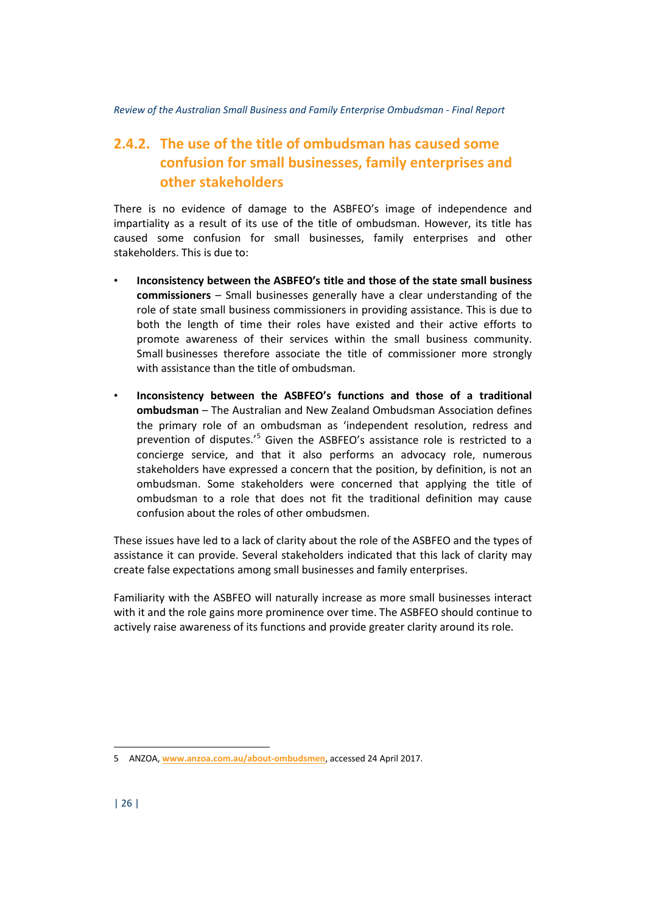### 2.4.2. The use of the title of ombudsman has caused some confusion for small businesses, family enterprises and other stakeholders

There is no evidence of damage to the ASBFEO's image of independence and impartiality as a result of its use of the title of ombudsman. However, its title has caused some confusion for small businesses, family enterprises and other stakeholders. This is due to:

- **Inconsistency between the ASBFEO's title and those of the state small business commissioners** – Small businesses generally have a clear understanding of the role of state small business commissioners in providing assistance. This is due to both the length of time their roles have existed and their active efforts to promote awareness of their services within the small business community. Small businesses therefore associate the title of commissioner more strongly with assistance than the title of ombudsman.
- **Inconsistency between the ASBFEO's functions and those of a traditional ombudsman** – The Australian and New Zealand Ombudsman Association defines the primary role of an ombudsman as 'independent resolution, redress and prevention of disputes.'[5] Given the ASBFEO's assistance role is restricted to a concierge service, and that it also performs an advocacy role, numerous stakeholders have expressed a concern that the position, by definition, is not an ombudsman. Some stakeholders were concerned that applying the title of ombudsman to a role that does not fit the traditional definition may cause confusion about the roles of other ombudsmen.

These issues have led to a lack of clarity about the role of the ASBFEO and the types of assistance it can provide. Several stakeholders indicated that this lack of clarity may create false expectations among small businesses and family enterprises.

Familiarity with the ASBFEO will naturally increase as more small businesses interact with it and the role gains more prominence over time. The ASBFEO should continue to actively raise awareness of its functions and provide greater clarity around its role.

---

5 ANZOA, www.anzoa.com.au/about-ombudsmen, accessed 24 April 2017.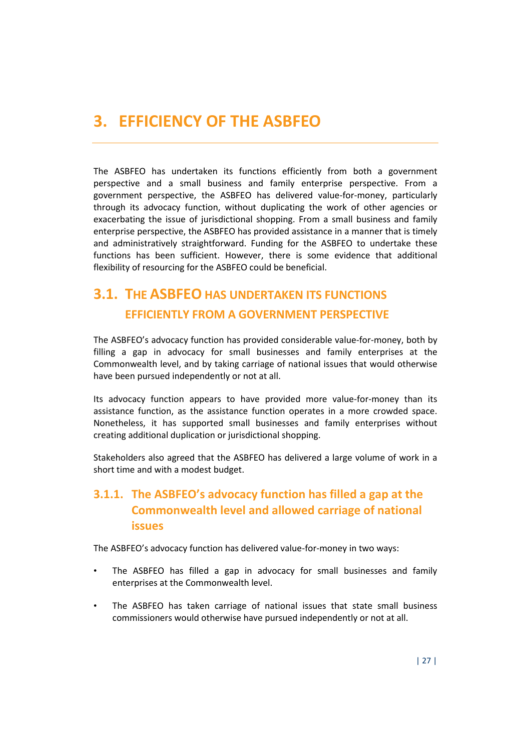# 3. EFFICIENCY OF THE ASBFEO

The ASBFEO has undertaken its functions efficiently from both a government perspective and a small business and family enterprise perspective. From a government perspective, the ASBFEO has delivered value-for-money, particularly through its advocacy function, without duplicating the work of other agencies or exacerbating the issue of jurisdictional shopping. From a small business and family enterprise perspective, the ASBFEO has provided assistance in a manner that is timely and administratively straightforward. Funding for the ASBFEO to undertake these functions has been sufficient. However, there is some evidence that additional flexibility of resourcing for the ASBFEO could be beneficial.

## 3.1. The ASBFEO has undertaken its functions efficiently from a government perspective

The ASBFEO's advocacy function has provided considerable value-for-money, both by filling a gap in advocacy for small businesses and family enterprises at the Commonwealth level, and by taking carriage of national issues that would otherwise have been pursued independently or not at all.

Its advocacy function appears to have provided more value-for-money than its assistance function, as the assistance function operates in a more crowded space. Nonetheless, it has supported small businesses and family enterprises without creating additional duplication or jurisdictional shopping.

Stakeholders also agreed that the ASBFEO has delivered a large volume of work in a short time and with a modest budget.

### 3.1.1. The ASBFEO's advocacy function has filled a gap at the Commonwealth level and allowed carriage of national issues

The ASBFEO's advocacy function has delivered value-for-money in two ways:

- The ASBFEO has filled a gap in advocacy for small businesses and family enterprises at the Commonwealth level.
- The ASBFEO has taken carriage of national issues that state small business commissioners would otherwise have pursued independently or not at all.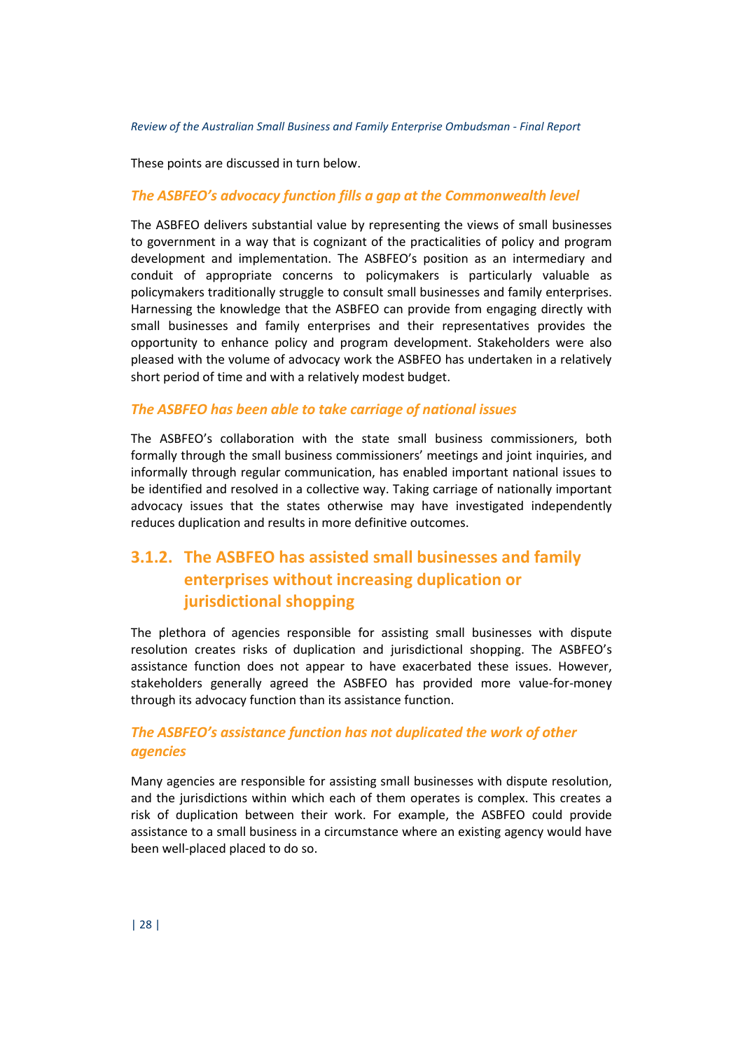These points are discussed in turn below.

### *The ASBFEO's advocacy function fills a gap at the Commonwealth level*

The ASBFEO delivers substantial value by representing the views of small businesses to government in a way that is cognizant of the practicalities of policy and program development and implementation. The ASBFEO's position as an intermediary and conduit of appropriate concerns to policymakers is particularly valuable as policymakers traditionally struggle to consult small businesses and family enterprises. Harnessing the knowledge that the ASBFEO can provide from engaging directly with small businesses and family enterprises and their representatives provides the opportunity to enhance policy and program development. Stakeholders were also pleased with the volume of advocacy work the ASBFEO has undertaken in a relatively short period of time and with a relatively modest budget.

### *The ASBFEO has been able to take carriage of national issues*

The ASBFEO's collaboration with the state small business commissioners, both formally through the small business commissioners' meetings and joint inquiries, and informally through regular communication, has enabled important national issues to be identified and resolved in a collective way. Taking carriage of nationally important advocacy issues that the states otherwise may have investigated independently reduces duplication and results in more definitive outcomes.

## 3.1.2. The ASBFEO has assisted small businesses and family enterprises without increasing duplication or jurisdictional shopping

The plethora of agencies responsible for assisting small businesses with dispute resolution creates risks of duplication and jurisdictional shopping. The ASBFEO's assistance function does not appear to have exacerbated these issues. However, stakeholders generally agreed the ASBFEO has provided more value-for-money through its advocacy function than its assistance function.

### *The ASBFEO's assistance function has not duplicated the work of other agencies*

Many agencies are responsible for assisting small businesses with dispute resolution, and the jurisdictions within which each of them operates is complex. This creates a risk of duplication between their work. For example, the ASBFEO could provide assistance to a small business in a circumstance where an existing agency would have been well-placed placed to do so.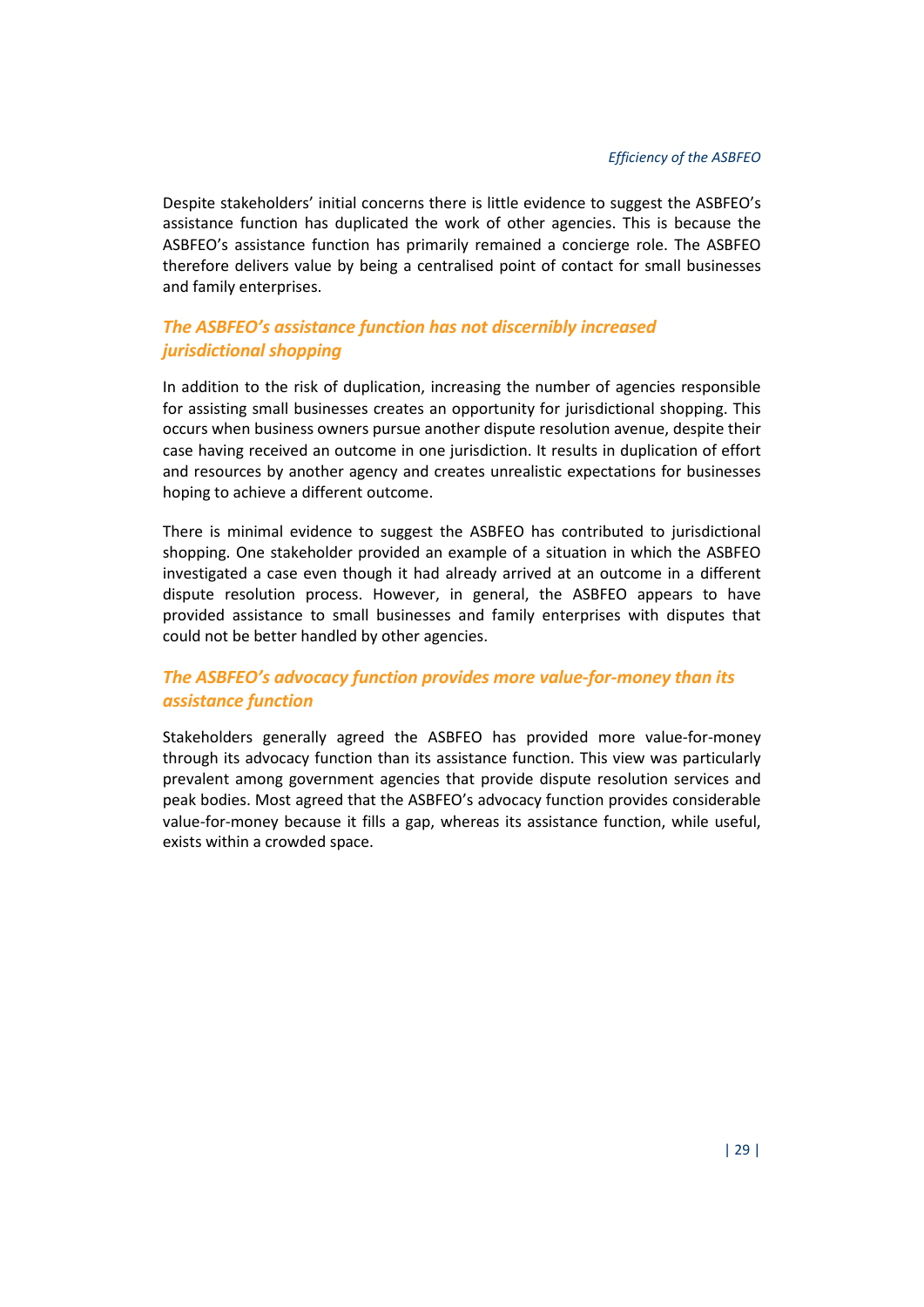Despite stakeholders' initial concerns there is little evidence to suggest the ASBFEO's assistance function has duplicated the work of other agencies. This is because the ASBFEO's assistance function has primarily remained a concierge role. The ASBFEO therefore delivers value by being a centralised point of contact for small businesses and family enterprises.

### *The ASBFEO's assistance function has not discernibly increased jurisdictional shopping*

In addition to the risk of duplication, increasing the number of agencies responsible for assisting small businesses creates an opportunity for jurisdictional shopping. This occurs when business owners pursue another dispute resolution avenue, despite their case having received an outcome in one jurisdiction. It results in duplication of effort and resources by another agency and creates unrealistic expectations for businesses hoping to achieve a different outcome.

There is minimal evidence to suggest the ASBFEO has contributed to jurisdictional shopping. One stakeholder provided an example of a situation in which the ASBFEO investigated a case even though it had already arrived at an outcome in a different dispute resolution process. However, in general, the ASBFEO appears to have provided assistance to small businesses and family enterprises with disputes that could not be better handled by other agencies.

### *The ASBFEO's advocacy function provides more value-for-money than its assistance function*

Stakeholders generally agreed the ASBFEO has provided more value-for-money through its advocacy function than its assistance function. This view was particularly prevalent among government agencies that provide dispute resolution services and peak bodies. Most agreed that the ASBFEO's advocacy function provides considerable value-for-money because it fills a gap, whereas its assistance function, while useful, exists within a crowded space.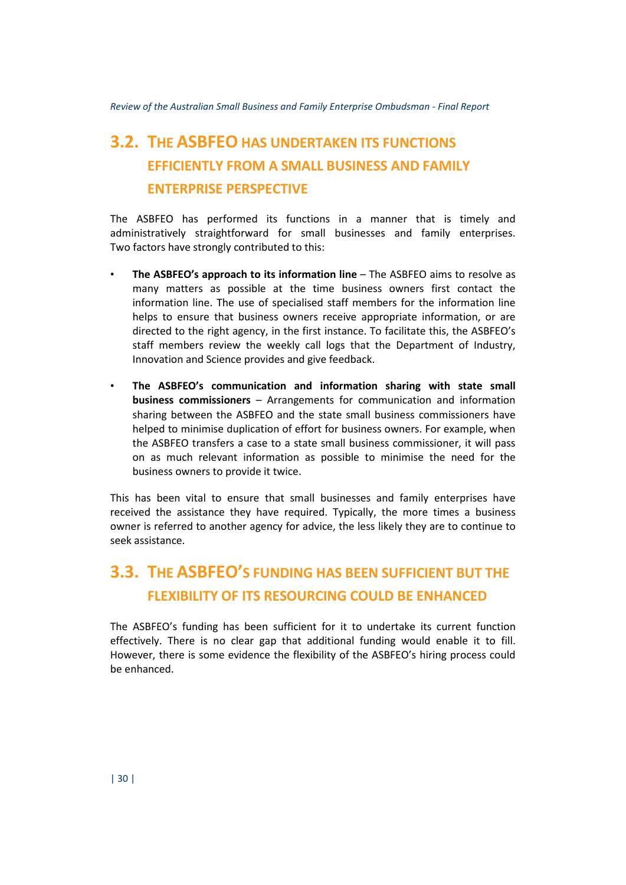## 3.2. The ASBFEO has undertaken its functions efficiently from a small business and family enterprise perspective

The ASBFEO has performed its functions in a manner that is timely and administratively straightforward for small businesses and family enterprises. Two factors have strongly contributed to this:

- **The ASBFEO's approach to its information line** – The ASBFEO aims to resolve as many matters as possible at the time business owners first contact the information line. The use of specialised staff members for the information line helps to ensure that business owners receive appropriate information, or are directed to the right agency, in the first instance. To facilitate this, the ASBFEO's staff members review the weekly call logs that the Department of Industry, Innovation and Science provides and give feedback.
- **The ASBFEO's communication and information sharing with state small business commissioners** – Arrangements for communication and information sharing between the ASBFEO and the state small business commissioners have helped to minimise duplication of effort for business owners. For example, when the ASBFEO transfers a case to a state small business commissioner, it will pass on as much relevant information as possible to minimise the need for the business owners to provide it twice.

This has been vital to ensure that small businesses and family enterprises have received the assistance they have required. Typically, the more times a business owner is referred to another agency for advice, the less likely they are to continue to seek assistance.

## 3.3. The ASBFEO's funding has been sufficient but the flexibility of its resourcing could be enhanced

The ASBFEO's funding has been sufficient for it to undertake its current function effectively. There is no clear gap that additional funding would enable it to fill. However, there is some evidence the flexibility of the ASBFEO's hiring process could be enhanced.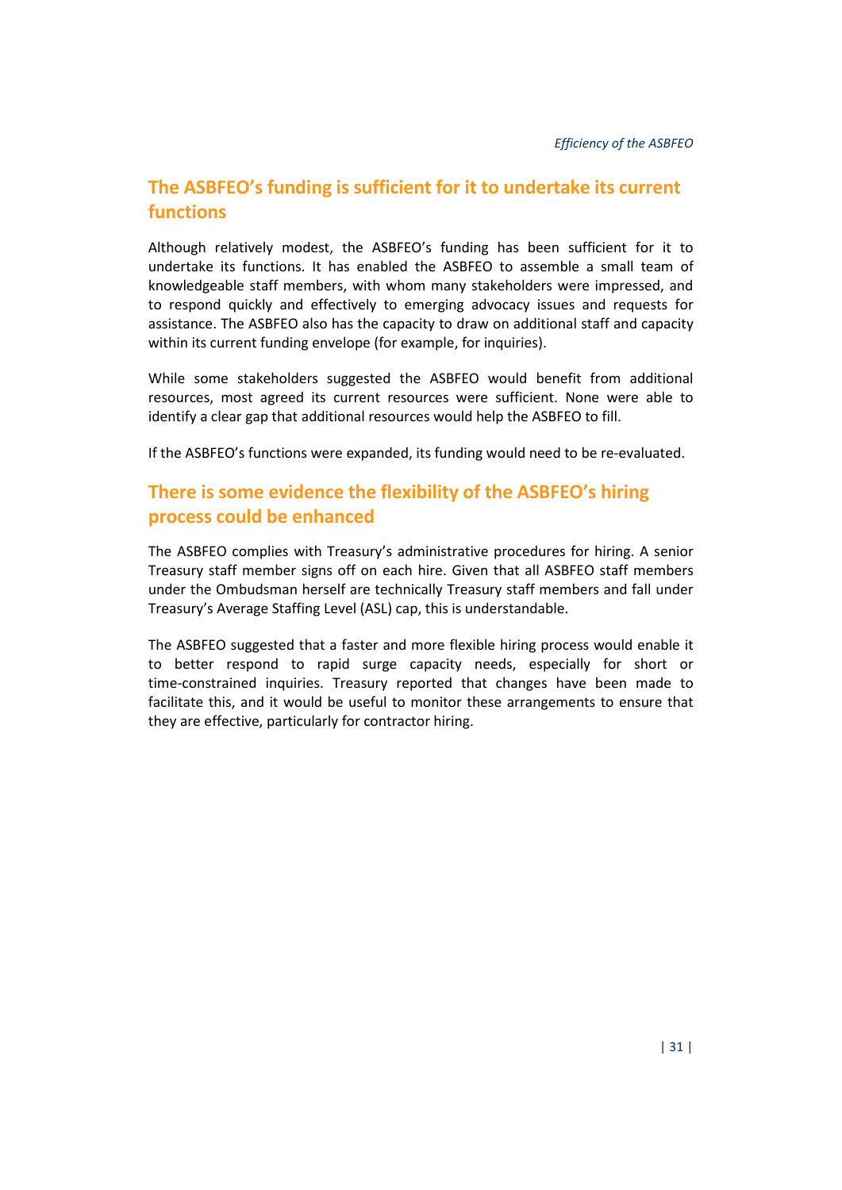## The ASBFEO's funding is sufficient for it to undertake its current functions

Although relatively modest, the ASBFEO's funding has been sufficient for it to undertake its functions. It has enabled the ASBFEO to assemble a small team of knowledgeable staff members, with whom many stakeholders were impressed, and to respond quickly and effectively to emerging advocacy issues and requests for assistance. The ASBFEO also has the capacity to draw on additional staff and capacity within its current funding envelope (for example, for inquiries).

While some stakeholders suggested the ASBFEO would benefit from additional resources, most agreed its current resources were sufficient. None were able to identify a clear gap that additional resources would help the ASBFEO to fill.

If the ASBFEO's functions were expanded, its funding would need to be re-evaluated.

## There is some evidence the flexibility of the ASBFEO's hiring process could be enhanced

The ASBFEO complies with Treasury's administrative procedures for hiring. A senior Treasury staff member signs off on each hire. Given that all ASBFEO staff members under the Ombudsman herself are technically Treasury staff members and fall under Treasury's Average Staffing Level (ASL) cap, this is understandable.

The ASBFEO suggested that a faster and more flexible hiring process would enable it to better respond to rapid surge capacity needs, especially for short or time-constrained inquiries. Treasury reported that changes have been made to facilitate this, and it would be useful to monitor these arrangements to ensure that they are effective, particularly for contractor hiring.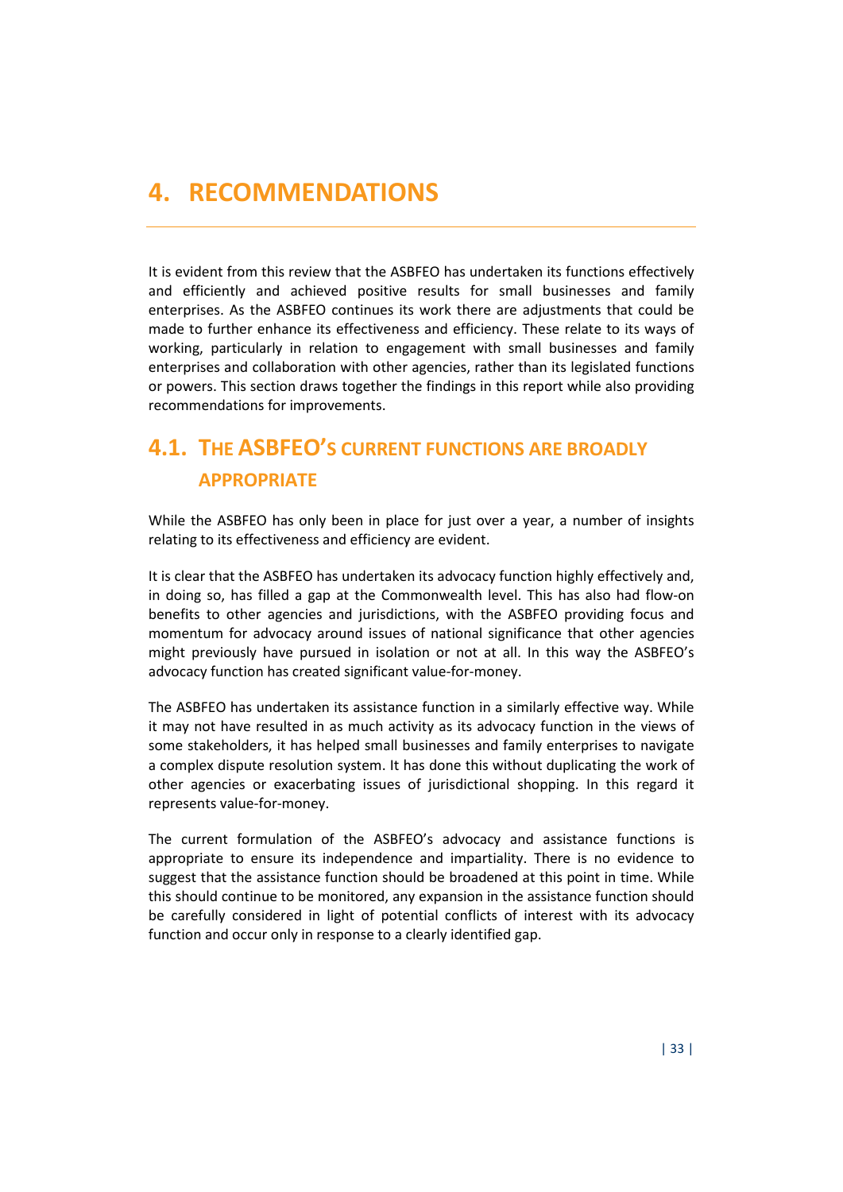# 4. RECOMMENDATIONS

It is evident from this review that the ASBFEO has undertaken its functions effectively and efficiently and achieved positive results for small businesses and family enterprises. As the ASBFEO continues its work there are adjustments that could be made to further enhance its effectiveness and efficiency. These relate to its ways of working, particularly in relation to engagement with small businesses and family enterprises and collaboration with other agencies, rather than its legislated functions or powers. This section draws together the findings in this report while also providing recommendations for improvements.

## 4.1. The ASBFEO's current functions are broadly appropriate

While the ASBFEO has only been in place for just over a year, a number of insights relating to its effectiveness and efficiency are evident.

It is clear that the ASBFEO has undertaken its advocacy function highly effectively and, in doing so, has filled a gap at the Commonwealth level. This has also had flow-on benefits to other agencies and jurisdictions, with the ASBFEO providing focus and momentum for advocacy around issues of national significance that other agencies might previously have pursued in isolation or not at all. In this way the ASBFEO's advocacy function has created significant value-for-money.

The ASBFEO has undertaken its assistance function in a similarly effective way. While it may not have resulted in as much activity as its advocacy function in the views of some stakeholders, it has helped small businesses and family enterprises to navigate a complex dispute resolution system. It has done this without duplicating the work of other agencies or exacerbating issues of jurisdictional shopping. In this regard it represents value-for-money.

The current formulation of the ASBFEO's advocacy and assistance functions is appropriate to ensure its independence and impartiality. There is no evidence to suggest that the assistance function should be broadened at this point in time. While this should continue to be monitored, any expansion in the assistance function should be carefully considered in light of potential conflicts of interest with its advocacy function and occur only in response to a clearly identified gap.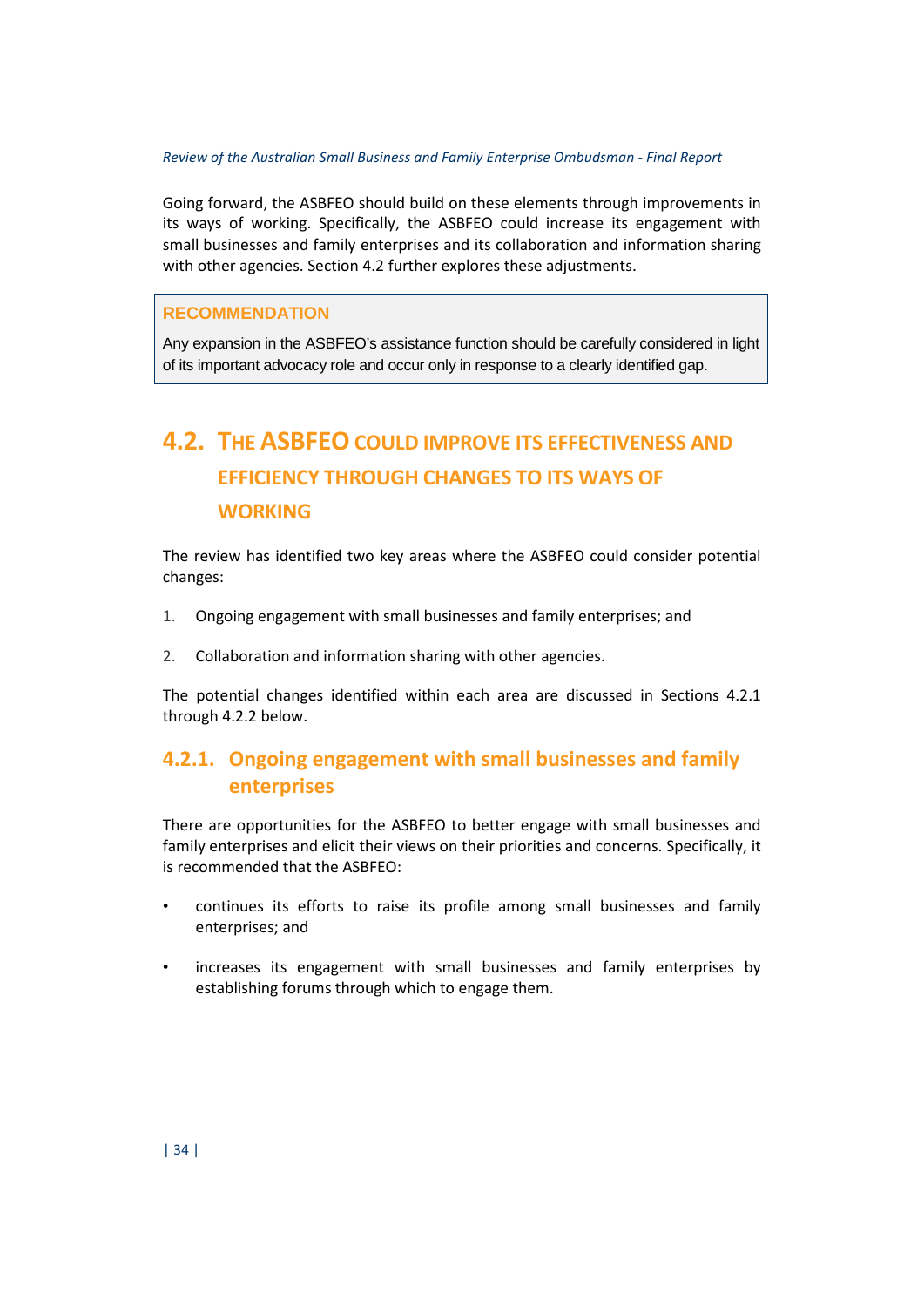Going forward, the ASBFEO should build on these elements through improvements in its ways of working. Specifically, the ASBFEO could increase its engagement with small businesses and family enterprises and its collaboration and information sharing with other agencies. Section 4.2 further explores these adjustments.

> **RECOMMENDATION**
>
> Any expansion in the ASBFEO's assistance function should be carefully considered in light of its important advocacy role and occur only in response to a clearly identified gap.

## 4.2. The ASBFEO could improve its effectiveness and efficiency through changes to its ways of working

The review has identified two key areas where the ASBFEO could consider potential changes:

1. Ongoing engagement with small businesses and family enterprises; and
2. Collaboration and information sharing with other agencies.

The potential changes identified within each area are discussed in Sections 4.2.1 through 4.2.2 below.

### 4.2.1. Ongoing engagement with small businesses and family enterprises

There are opportunities for the ASBFEO to better engage with small businesses and family enterprises and elicit their views on their priorities and concerns. Specifically, it is recommended that the ASBFEO:

- continues its efforts to raise its profile among small businesses and family enterprises; and
- increases its engagement with small businesses and family enterprises by establishing forums through which to engage them.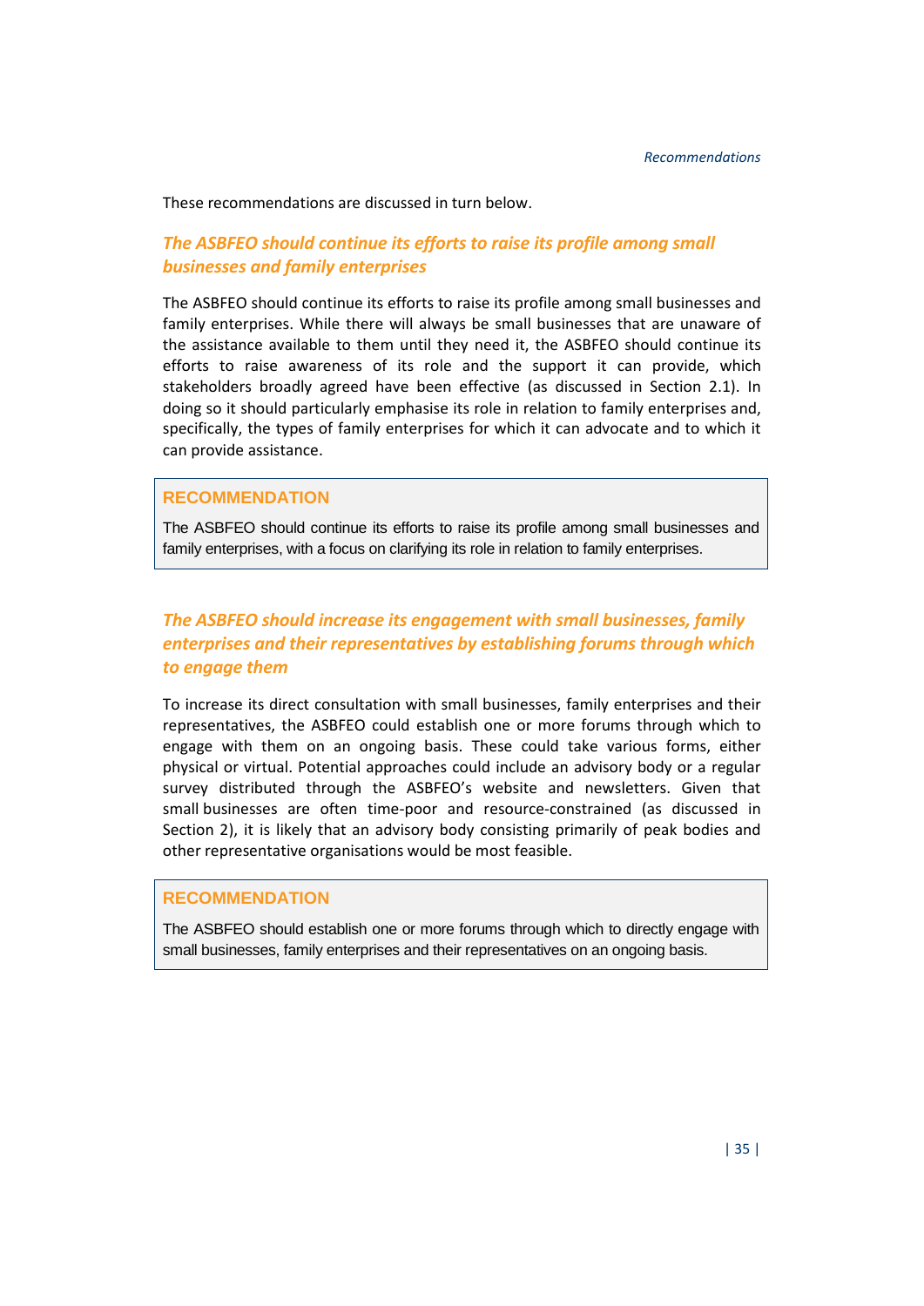These recommendations are discussed in turn below.

### *The ASBFEO should continue its efforts to raise its profile among small businesses and family enterprises*

The ASBFEO should continue its efforts to raise its profile among small businesses and family enterprises. While there will always be small businesses that are unaware of the assistance available to them until they need it, the ASBFEO should continue its efforts to raise awareness of its role and the support it can provide, which stakeholders broadly agreed have been effective (as discussed in Section 2.1). In doing so it should particularly emphasise its role in relation to family enterprises and, specifically, the types of family enterprises for which it can advocate and to which it can provide assistance.

> **RECOMMENDATION**
>
> The ASBFEO should continue its efforts to raise its profile among small businesses and family enterprises, with a focus on clarifying its role in relation to family enterprises.

### *The ASBFEO should increase its engagement with small businesses, family enterprises and their representatives by establishing forums through which to engage them*

To increase its direct consultation with small businesses, family enterprises and their representatives, the ASBFEO could establish one or more forums through which to engage with them on an ongoing basis. These could take various forms, either physical or virtual. Potential approaches could include an advisory body or a regular survey distributed through the ASBFEO's website and newsletters. Given that small businesses are often time-poor and resource-constrained (as discussed in Section 2), it is likely that an advisory body consisting primarily of peak bodies and other representative organisations would be most feasible.

> **RECOMMENDATION**
>
> The ASBFEO should establish one or more forums through which to directly engage with small businesses, family enterprises and their representatives on an ongoing basis.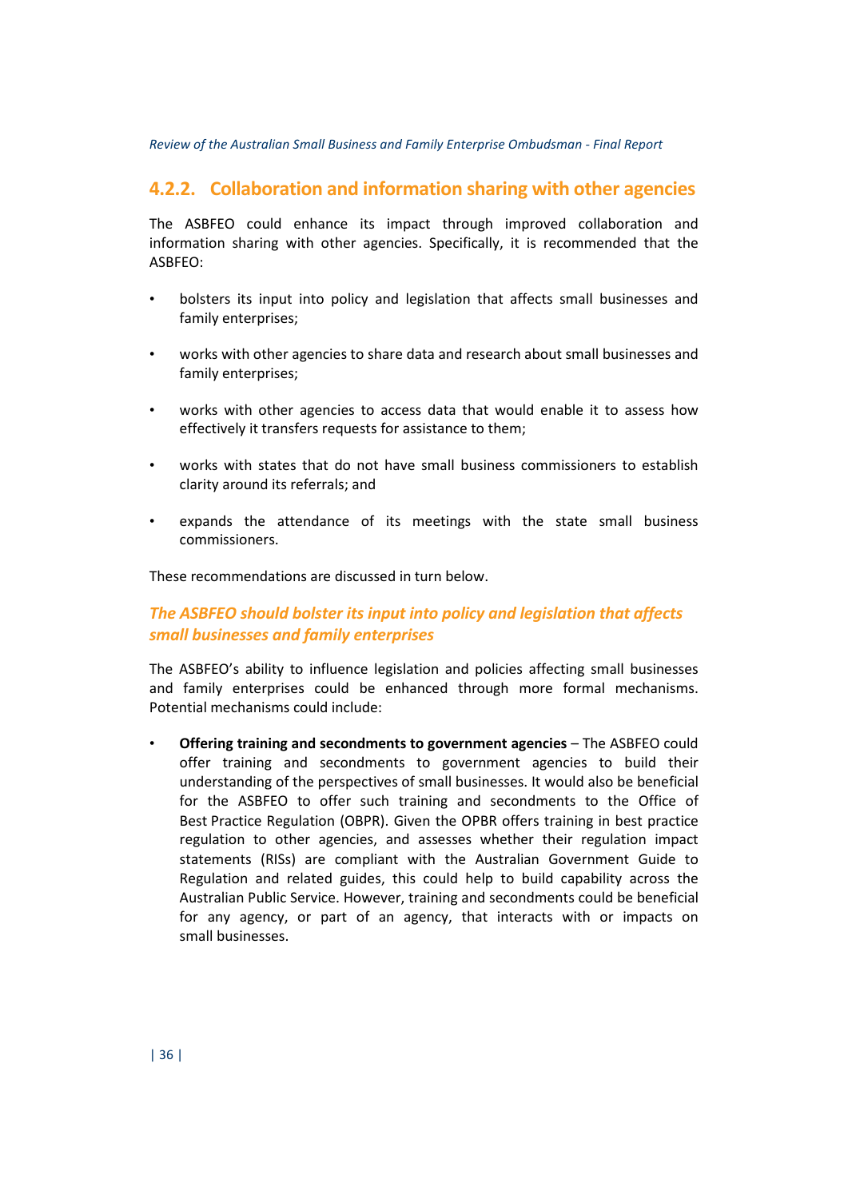### 4.2.2. Collaboration and information sharing with other agencies

The ASBFEO could enhance its impact through improved collaboration and information sharing with other agencies. Specifically, it is recommended that the ASBFEO:

- bolsters its input into policy and legislation that affects small businesses and family enterprises;
- works with other agencies to share data and research about small businesses and family enterprises;
- works with other agencies to access data that would enable it to assess how effectively it transfers requests for assistance to them;
- works with states that do not have small business commissioners to establish clarity around its referrals; and
- expands the attendance of its meetings with the state small business commissioners.

These recommendations are discussed in turn below.

#### *The ASBFEO should bolster its input into policy and legislation that affects small businesses and family enterprises*

The ASBFEO's ability to influence legislation and policies affecting small businesses and family enterprises could be enhanced through more formal mechanisms. Potential mechanisms could include:

- **Offering training and secondments to government agencies** – The ASBFEO could offer training and secondments to government agencies to build their understanding of the perspectives of small businesses. It would also be beneficial for the ASBFEO to offer such training and secondments to the Office of Best Practice Regulation (OBPR). Given the OPBR offers training in best practice regulation to other agencies, and assesses whether their regulation impact statements (RISs) are compliant with the Australian Government Guide to Regulation and related guides, this could help to build capability across the Australian Public Service. However, training and secondments could be beneficial for any agency, or part of an agency, that interacts with or impacts on small businesses.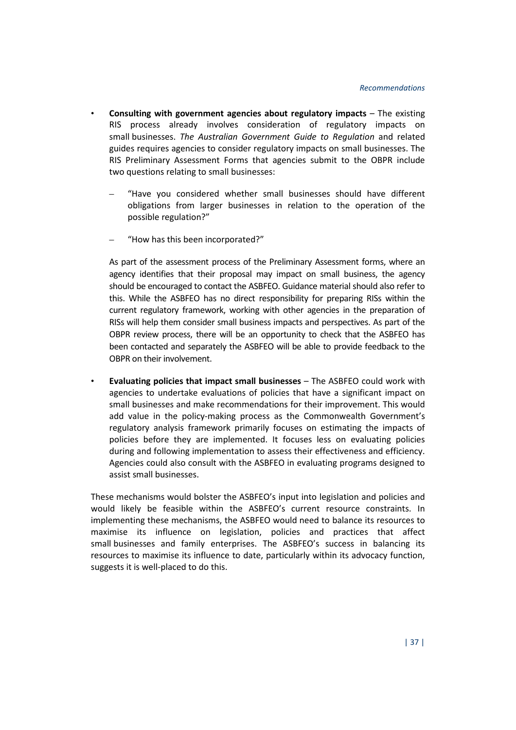- **Consulting with government agencies about regulatory impacts** – The existing RIS process already involves consideration of regulatory impacts on small businesses. *The Australian Government Guide to Regulation* and related guides requires agencies to consider regulatory impacts on small businesses. The RIS Preliminary Assessment Forms that agencies submit to the OBPR include two questions relating to small businesses:

  – "Have you considered whether small businesses should have different obligations from larger businesses in relation to the operation of the possible regulation?"

  – "How has this been incorporated?"

  As part of the assessment process of the Preliminary Assessment forms, where an agency identifies that their proposal may impact on small business, the agency should be encouraged to contact the ASBFEO. Guidance material should also refer to this. While the ASBFEO has no direct responsibility for preparing RISs within the current regulatory framework, working with other agencies in the preparation of RISs will help them consider small business impacts and perspectives. As part of the OBPR review process, there will be an opportunity to check that the ASBFEO has been contacted and separately the ASBFEO will be able to provide feedback to the OBPR on their involvement.

- **Evaluating policies that impact small businesses** – The ASBFEO could work with agencies to undertake evaluations of policies that have a significant impact on small businesses and make recommendations for their improvement. This would add value in the policy-making process as the Commonwealth Government's regulatory analysis framework primarily focuses on estimating the impacts of policies before they are implemented. It focuses less on evaluating policies during and following implementation to assess their effectiveness and efficiency. Agencies could also consult with the ASBFEO in evaluating programs designed to assist small businesses.

These mechanisms would bolster the ASBFEO's input into legislation and policies and would likely be feasible within the ASBFEO's current resource constraints. In implementing these mechanisms, the ASBFEO would need to balance its resources to maximise its influence on legislation, policies and practices that affect small businesses and family enterprises. The ASBFEO's success in balancing its resources to maximise its influence to date, particularly within its advocacy function, suggests it is well-placed to do this.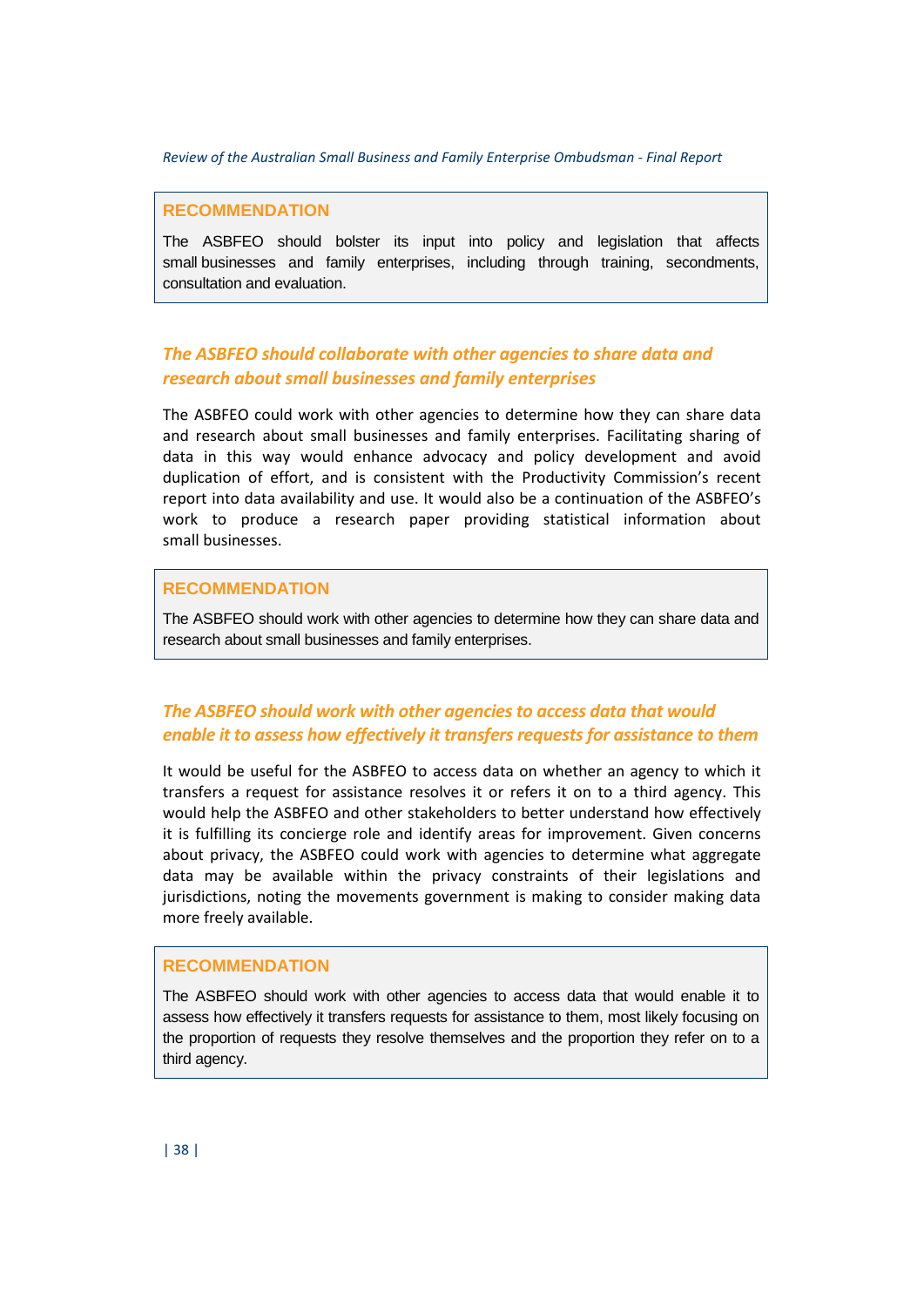> **RECOMMENDATION**
>
> The ASBFEO should bolster its input into policy and legislation that affects small businesses and family enterprises, including through training, secondments, consultation and evaluation.

### *The ASBFEO should collaborate with other agencies to share data and research about small businesses and family enterprises*

The ASBFEO could work with other agencies to determine how they can share data and research about small businesses and family enterprises. Facilitating sharing of data in this way would enhance advocacy and policy development and avoid duplication of effort, and is consistent with the Productivity Commission's recent report into data availability and use. It would also be a continuation of the ASBFEO's work to produce a research paper providing statistical information about small businesses.

> **RECOMMENDATION**
>
> The ASBFEO should work with other agencies to determine how they can share data and research about small businesses and family enterprises.

### *The ASBFEO should work with other agencies to access data that would enable it to assess how effectively it transfers requests for assistance to them*

It would be useful for the ASBFEO to access data on whether an agency to which it transfers a request for assistance resolves it or refers it on to a third agency. This would help the ASBFEO and other stakeholders to better understand how effectively it is fulfilling its concierge role and identify areas for improvement. Given concerns about privacy, the ASBFEO could work with agencies to determine what aggregate data may be available within the privacy constraints of their legislations and jurisdictions, noting the movements government is making to consider making data more freely available.

> **RECOMMENDATION**
>
> The ASBFEO should work with other agencies to access data that would enable it to assess how effectively it transfers requests for assistance to them, most likely focusing on the proportion of requests they resolve themselves and the proportion they refer on to a third agency.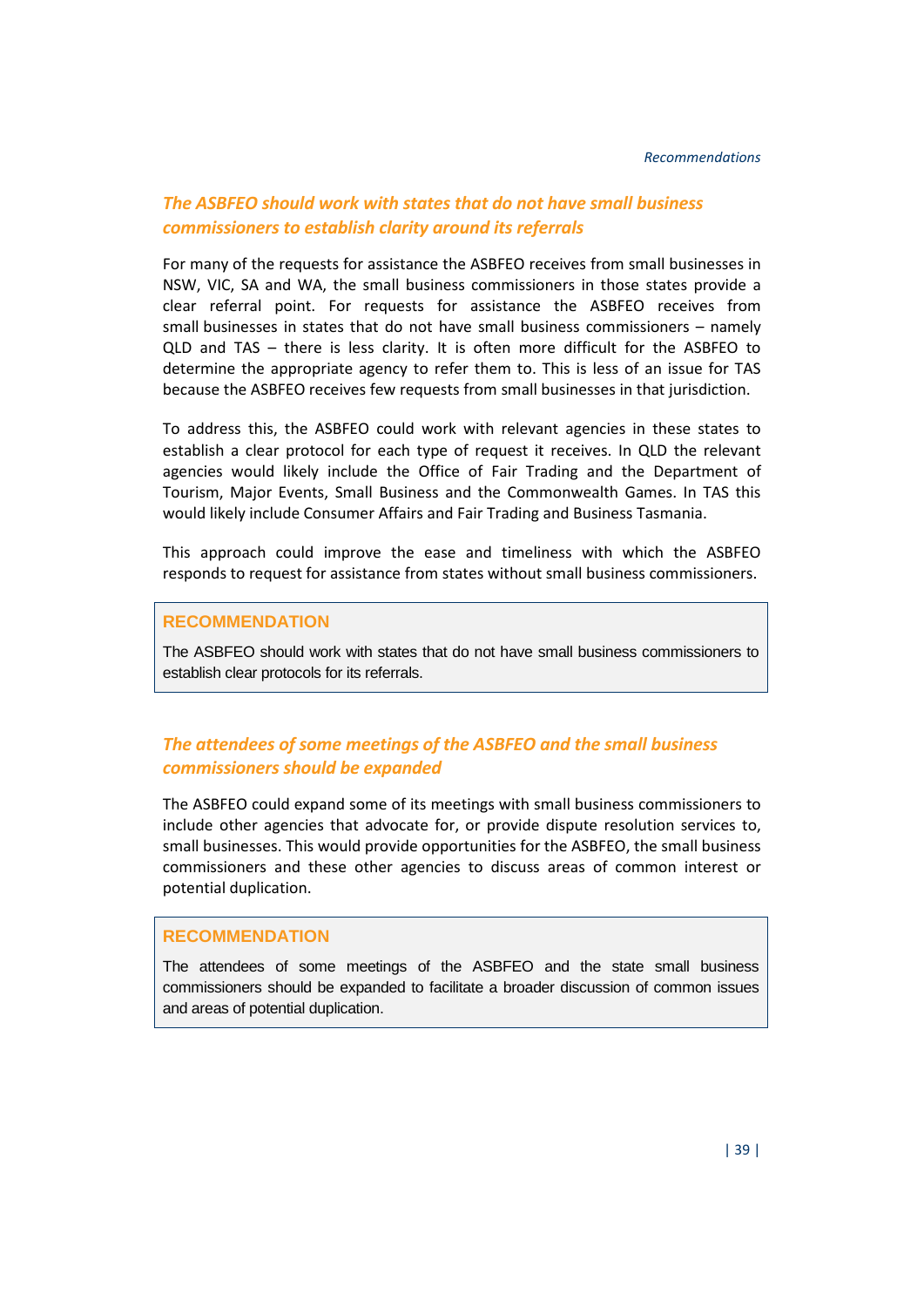### *The ASBFEO should work with states that do not have small business commissioners to establish clarity around its referrals*

For many of the requests for assistance the ASBFEO receives from small businesses in NSW, VIC, SA and WA, the small business commissioners in those states provide a clear referral point. For requests for assistance the ASBFEO receives from small businesses in states that do not have small business commissioners – namely QLD and TAS – there is less clarity. It is often more difficult for the ASBFEO to determine the appropriate agency to refer them to. This is less of an issue for TAS because the ASBFEO receives few requests from small businesses in that jurisdiction.

To address this, the ASBFEO could work with relevant agencies in these states to establish a clear protocol for each type of request it receives. In QLD the relevant agencies would likely include the Office of Fair Trading and the Department of Tourism, Major Events, Small Business and the Commonwealth Games. In TAS this would likely include Consumer Affairs and Fair Trading and Business Tasmania.

This approach could improve the ease and timeliness with which the ASBFEO responds to request for assistance from states without small business commissioners.

> **RECOMMENDATION**
>
> The ASBFEO should work with states that do not have small business commissioners to establish clear protocols for its referrals.

### *The attendees of some meetings of the ASBFEO and the small business commissioners should be expanded*

The ASBFEO could expand some of its meetings with small business commissioners to include other agencies that advocate for, or provide dispute resolution services to, small businesses. This would provide opportunities for the ASBFEO, the small business commissioners and these other agencies to discuss areas of common interest or potential duplication.

> **RECOMMENDATION**
>
> The attendees of some meetings of the ASBFEO and the state small business commissioners should be expanded to facilitate a broader discussion of common issues and areas of potential duplication.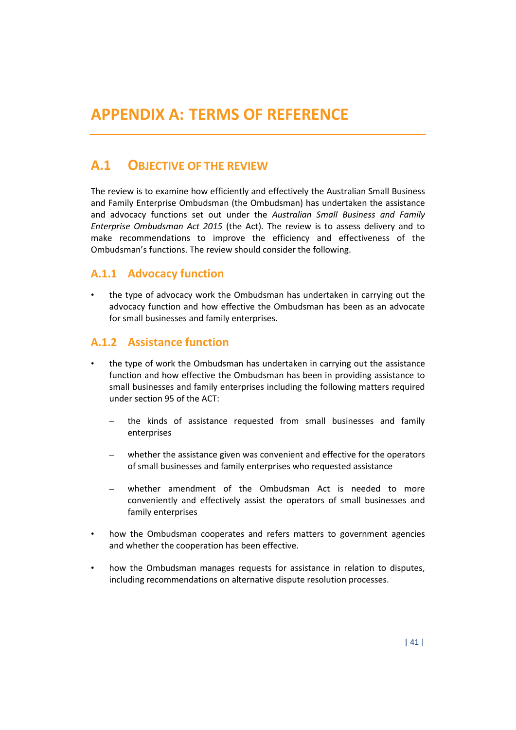# APPENDIX A: TERMS OF REFERENCE

## A.1 OBJECTIVE OF THE REVIEW

The review is to examine how efficiently and effectively the Australian Small Business and Family Enterprise Ombudsman (the Ombudsman) has undertaken the assistance and advocacy functions set out under the *Australian Small Business and Family Enterprise Ombudsman Act 2015* (the Act). The review is to assess delivery and to make recommendations to improve the efficiency and effectiveness of the Ombudsman's functions. The review should consider the following.

### A.1.1 Advocacy function

- the type of advocacy work the Ombudsman has undertaken in carrying out the advocacy function and how effective the Ombudsman has been as an advocate for small businesses and family enterprises.

### A.1.2 Assistance function

- the type of work the Ombudsman has undertaken in carrying out the assistance function and how effective the Ombudsman has been in providing assistance to small businesses and family enterprises including the following matters required under section 95 of the ACT:
  - the kinds of assistance requested from small businesses and family enterprises
  - whether the assistance given was convenient and effective for the operators of small businesses and family enterprises who requested assistance
  - whether amendment of the Ombudsman Act is needed to more conveniently and effectively assist the operators of small businesses and family enterprises
- how the Ombudsman cooperates and refers matters to government agencies and whether the cooperation has been effective.
- how the Ombudsman manages requests for assistance in relation to disputes, including recommendations on alternative dispute resolution processes.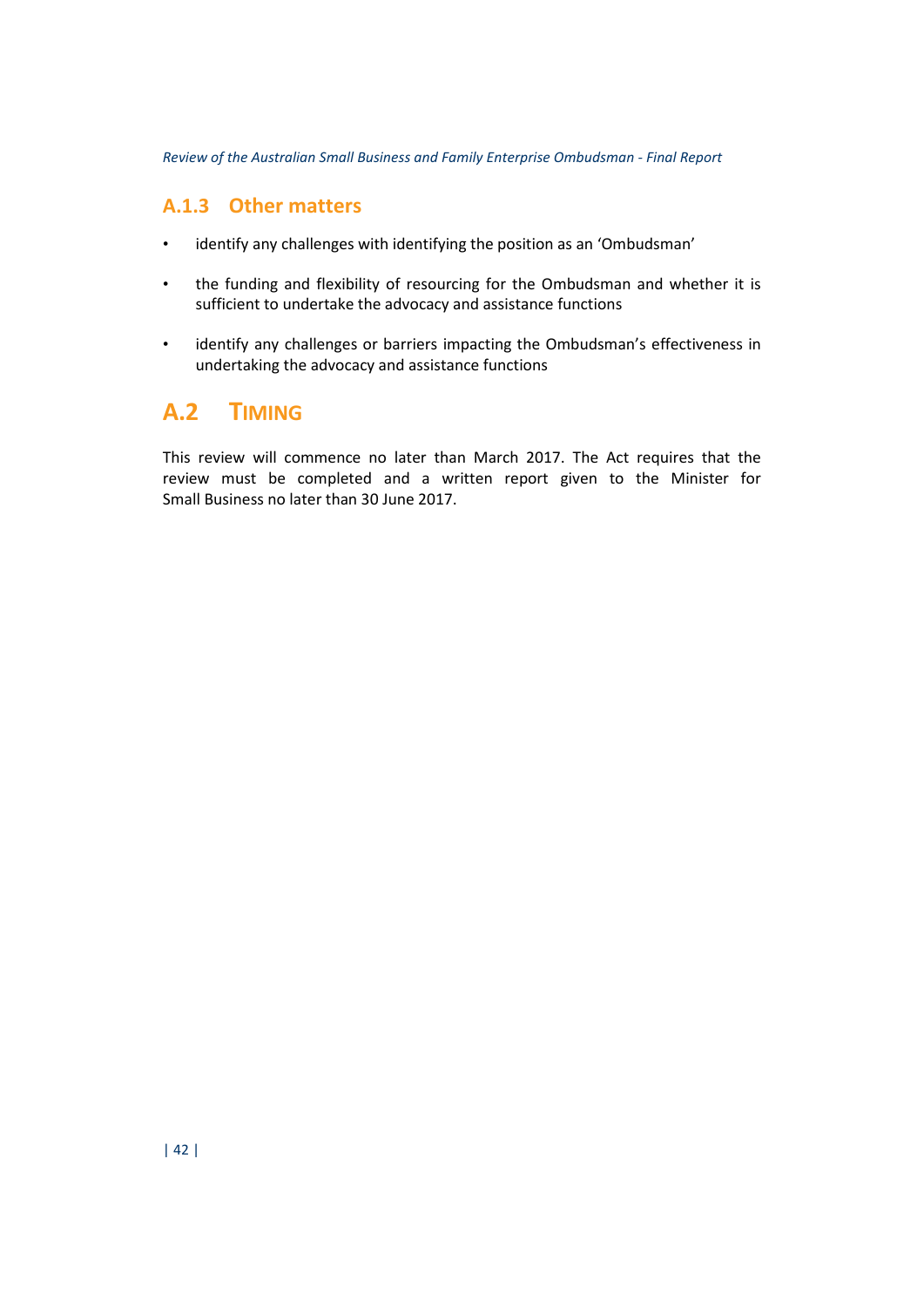### A.1.3 Other matters

- identify any challenges with identifying the position as an 'Ombudsman'
- the funding and flexibility of resourcing for the Ombudsman and whether it is sufficient to undertake the advocacy and assistance functions
- identify any challenges or barriers impacting the Ombudsman's effectiveness in undertaking the advocacy and assistance functions

## A.2 Timing

This review will commence no later than March 2017. The Act requires that the review must be completed and a written report given to the Minister for Small Business no later than 30 June 2017.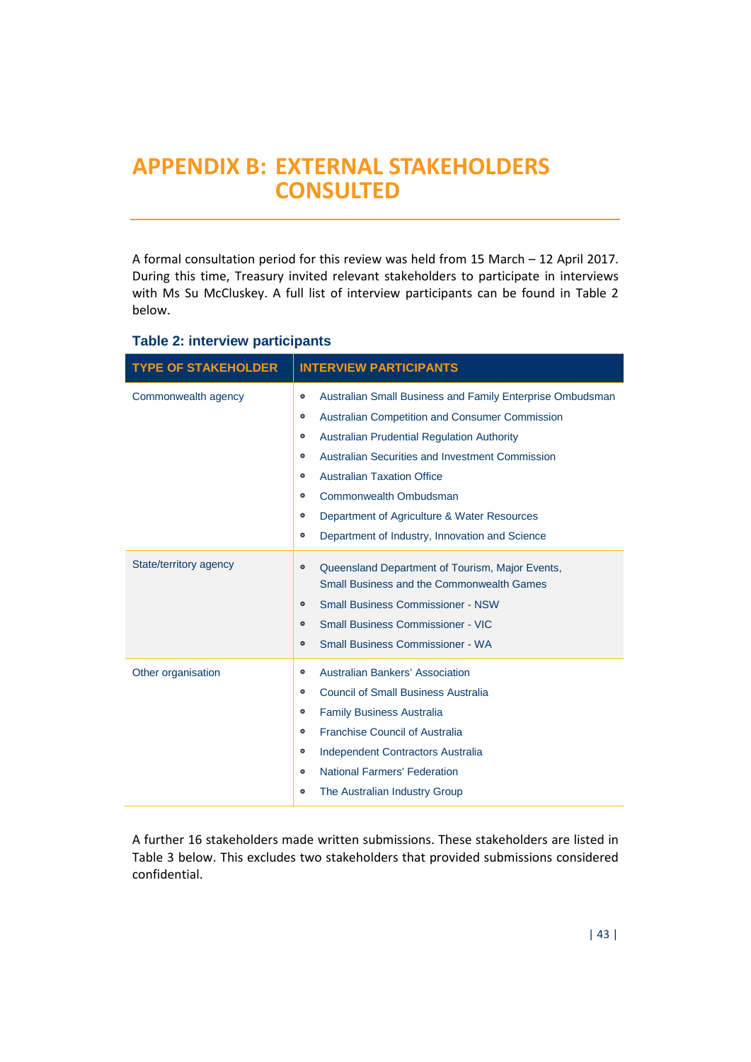# APPENDIX B: EXTERNAL STAKEHOLDERS CONSULTED

A formal consultation period for this review was held from 15 March – 12 April 2017. During this time, Treasury invited relevant stakeholders to participate in interviews with Ms Su McCluskey. A full list of interview participants can be found in Table 2 below.

**Table 2: interview participants**

| TYPE OF STAKEHOLDER | INTERVIEW PARTICIPANTS |
|---|---|
| Commonwealth agency | • Australian Small Business and Family Enterprise Ombudsman<br>• Australian Competition and Consumer Commission<br>• Australian Prudential Regulation Authority<br>• Australian Securities and Investment Commission<br>• Australian Taxation Office<br>• Commonwealth Ombudsman<br>• Department of Agriculture & Water Resources<br>• Department of Industry, Innovation and Science |
| State/territory agency | • Queensland Department of Tourism, Major Events, Small Business and the Commonwealth Games<br>• Small Business Commissioner - NSW<br>• Small Business Commissioner - VIC<br>• Small Business Commissioner - WA |
| Other organisation | • Australian Bankers' Association<br>• Council of Small Business Australia<br>• Family Business Australia<br>• Franchise Council of Australia<br>• Independent Contractors Australia<br>• National Farmers' Federation<br>• The Australian Industry Group |

A further 16 stakeholders made written submissions. These stakeholders are listed in Table 3 below. This excludes two stakeholders that provided submissions considered confidential.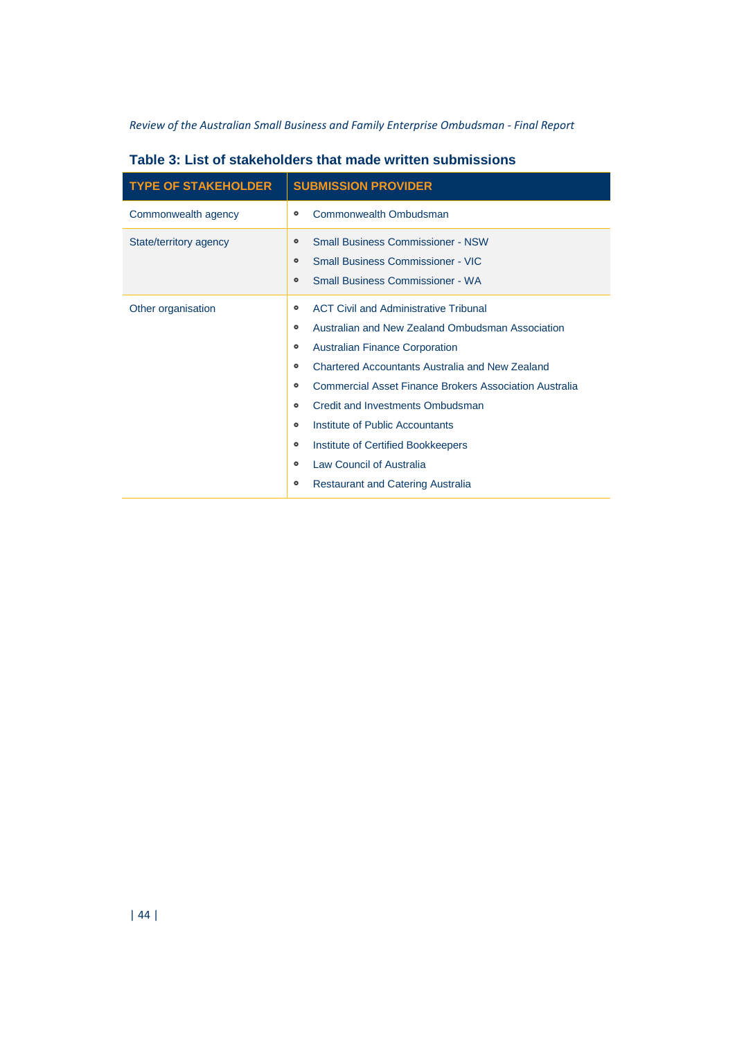**Table 3: List of stakeholders that made written submissions**

| TYPE OF STAKEHOLDER | SUBMISSION PROVIDER |
|---|---|
| Commonwealth agency | • Commonwealth Ombudsman |
| State/territory agency | • Small Business Commissioner - NSW<br>• Small Business Commissioner - VIC<br>• Small Business Commissioner - WA |
| Other organisation | • ACT Civil and Administrative Tribunal<br>• Australian and New Zealand Ombudsman Association<br>• Australian Finance Corporation<br>• Chartered Accountants Australia and New Zealand<br>• Commercial Asset Finance Brokers Association Australia<br>• Credit and Investments Ombudsman<br>• Institute of Public Accountants<br>• Institute of Certified Bookkeepers<br>• Law Council of Australia<br>• Restaurant and Catering Australia |